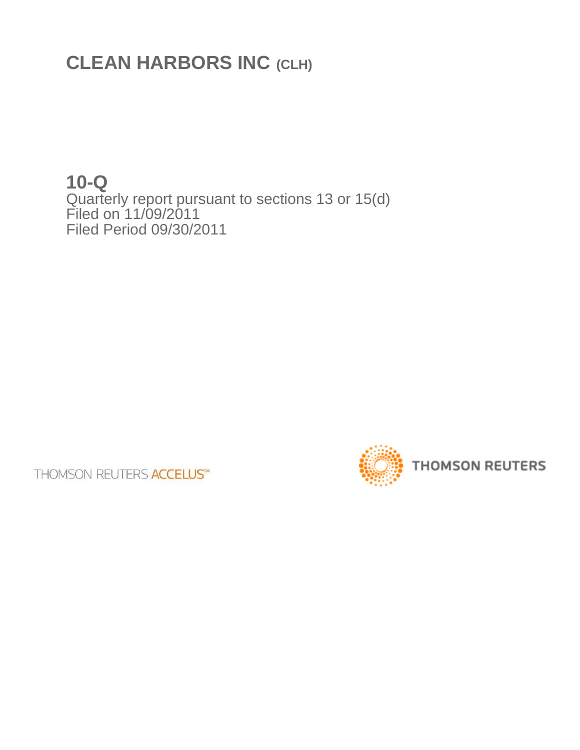# CLEAN HARBORS INC (CLH)

## 10-Q

Quarterly report pursuant to sections 13 or 15(d)
Filed on 11/09/2011
Filed Period 09/30/2011

THOMSON REUTERS ACCELUS™

THOMSON REUTERS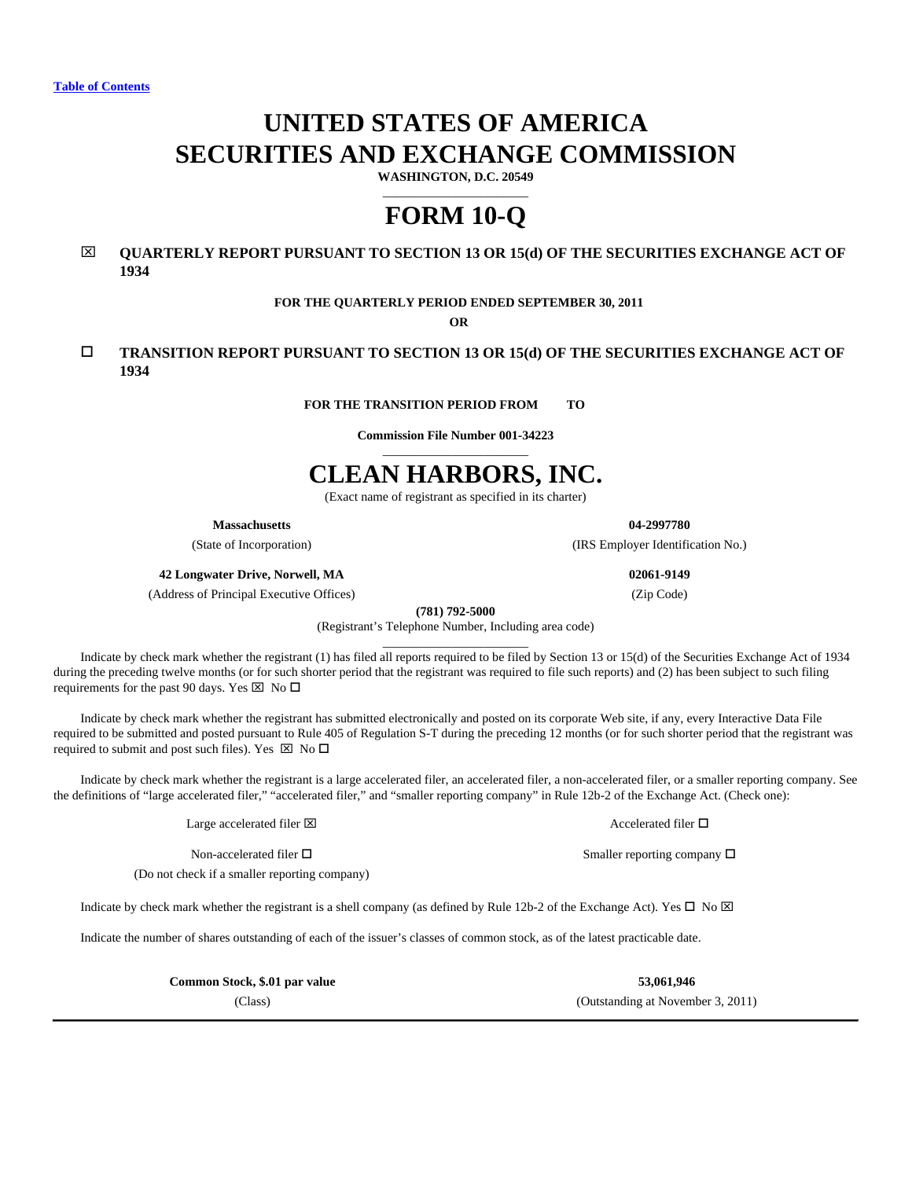[Table of Contents](#)

# UNITED STATES OF AMERICA
# SECURITIES AND EXCHANGE COMMISSION

**WASHINGTON, D.C. 20549**

# FORM 10-Q

☒ **QUARTERLY REPORT PURSUANT TO SECTION 13 OR 15(d) OF THE SECURITIES EXCHANGE ACT OF 1934**

**FOR THE QUARTERLY PERIOD ENDED SEPTEMBER 30, 2011**

**OR**

☐ **TRANSITION REPORT PURSUANT TO SECTION 13 OR 15(d) OF THE SECURITIES EXCHANGE ACT OF 1934**

**FOR THE TRANSITION PERIOD FROM TO**

**Commission File Number 001-34223**

# CLEAN HARBORS, INC.

(Exact name of registrant as specified in its charter)

| **Massachusetts** | **04-2997780** |
|---|---|
| (State of Incorporation) | (IRS Employer Identification No.) |
| **42 Longwater Drive, Norwell, MA** | **02061-9149** |
| (Address of Principal Executive Offices) | (Zip Code) |

**(781) 792-5000**

(Registrant's Telephone Number, Including area code)

Indicate by check mark whether the registrant (1) has filed all reports required to be filed by Section 13 or 15(d) of the Securities Exchange Act of 1934 during the preceding twelve months (or for such shorter period that the registrant was required to file such reports) and (2) has been subject to such filing requirements for the past 90 days. Yes ☒ No ☐

Indicate by check mark whether the registrant has submitted electronically and posted on its corporate Web site, if any, every Interactive Data File required to be submitted and posted pursuant to Rule 405 of Regulation S-T during the preceding 12 months (or for such shorter period that the registrant was required to submit and post such files). Yes ☒ No ☐

Indicate by check mark whether the registrant is a large accelerated filer, an accelerated filer, a non-accelerated filer, or a smaller reporting company. See the definitions of "large accelerated filer," "accelerated filer," and "smaller reporting company" in Rule 12b-2 of the Exchange Act. (Check one):

| | |
|---|---|
| Large accelerated filer ☒ | Accelerated filer ☐ |
| Non-accelerated filer ☐<br>(Do not check if a smaller reporting company) | Smaller reporting company ☐ |

Indicate by check mark whether the registrant is a shell company (as defined by Rule 12b-2 of the Exchange Act). Yes ☐ No ☒

Indicate the number of shares outstanding of each of the issuer's classes of common stock, as of the latest practicable date.

| **Common Stock, $.01 par value** | **53,061,946** |
|---|---|
| (Class) | (Outstanding at November 3, 2011) |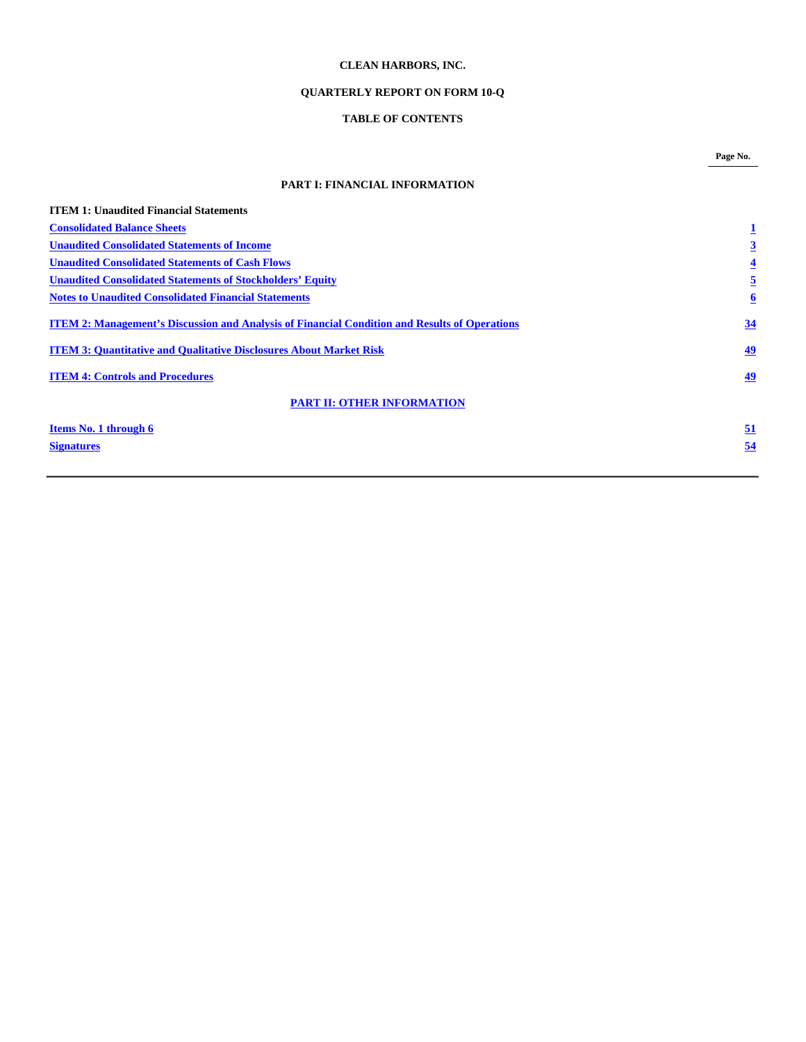**CLEAN HARBORS, INC.**

**QUARTERLY REPORT ON FORM 10-Q**

**TABLE OF CONTENTS**

| | Page No. |
|---|---|
| **PART I: FINANCIAL INFORMATION** | |
| **ITEM 1: Unaudited Financial Statements** | |
| **Consolidated Balance Sheets** | **1** |
| **Unaudited Consolidated Statements of Income** | **3** |
| **Unaudited Consolidated Statements of Cash Flows** | **4** |
| **Unaudited Consolidated Statements of Stockholders' Equity** | **5** |
| **Notes to Unaudited Consolidated Financial Statements** | **6** |
| **ITEM 2: Management's Discussion and Analysis of Financial Condition and Results of Operations** | **34** |
| **ITEM 3: Quantitative and Qualitative Disclosures About Market Risk** | **49** |
| **ITEM 4: Controls and Procedures** | **49** |
| **PART II: OTHER INFORMATION** | |
| **Items No. 1 through 6** | **51** |
| **Signatures** | **54** |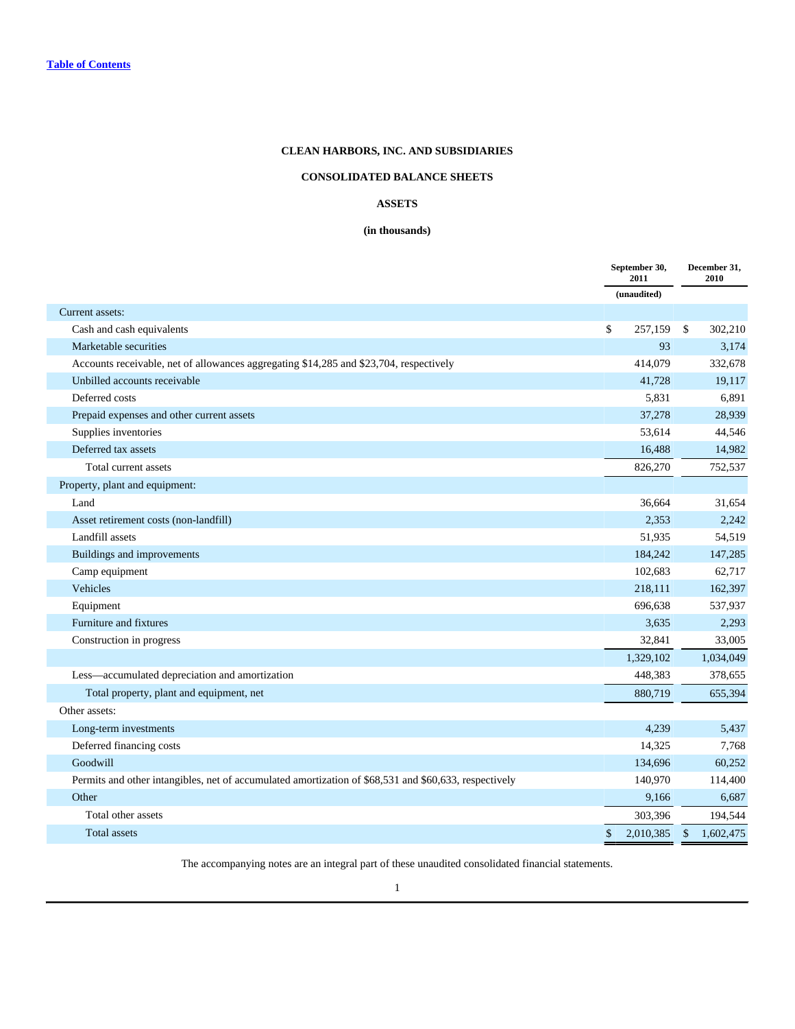[Table of Contents](#)

# CLEAN HARBORS, INC. AND SUBSIDIARIES

## CONSOLIDATED BALANCE SHEETS

### ASSETS

**(in thousands)**

| | September 30, 2011 | December 31, 2010 |
|---|---|---|
| | (unaudited) | |
| Current assets: | | |
| Cash and cash equivalents | $ 257,159 | $ 302,210 |
| Marketable securities | 93 | 3,174 |
| Accounts receivable, net of allowances aggregating $14,285 and $23,704, respectively | 414,079 | 332,678 |
| Unbilled accounts receivable | 41,728 | 19,117 |
| Deferred costs | 5,831 | 6,891 |
| Prepaid expenses and other current assets | 37,278 | 28,939 |
| Supplies inventories | 53,614 | 44,546 |
| Deferred tax assets | 16,488 | 14,982 |
| Total current assets | 826,270 | 752,537 |
| Property, plant and equipment: | | |
| Land | 36,664 | 31,654 |
| Asset retirement costs (non-landfill) | 2,353 | 2,242 |
| Landfill assets | 51,935 | 54,519 |
| Buildings and improvements | 184,242 | 147,285 |
| Camp equipment | 102,683 | 62,717 |
| Vehicles | 218,111 | 162,397 |
| Equipment | 696,638 | 537,937 |
| Furniture and fixtures | 3,635 | 2,293 |
| Construction in progress | 32,841 | 33,005 |
| | 1,329,102 | 1,034,049 |
| Less—accumulated depreciation and amortization | 448,383 | 378,655 |
| Total property, plant and equipment, net | 880,719 | 655,394 |
| Other assets: | | |
| Long-term investments | 4,239 | 5,437 |
| Deferred financing costs | 14,325 | 7,768 |
| Goodwill | 134,696 | 60,252 |
| Permits and other intangibles, net of accumulated amortization of $68,531 and $60,633, respectively | 140,970 | 114,400 |
| Other | 9,166 | 6,687 |
| Total other assets | 303,396 | 194,544 |
| Total assets | $ 2,010,385 | $ 1,602,475 |

The accompanying notes are an integral part of these unaudited consolidated financial statements.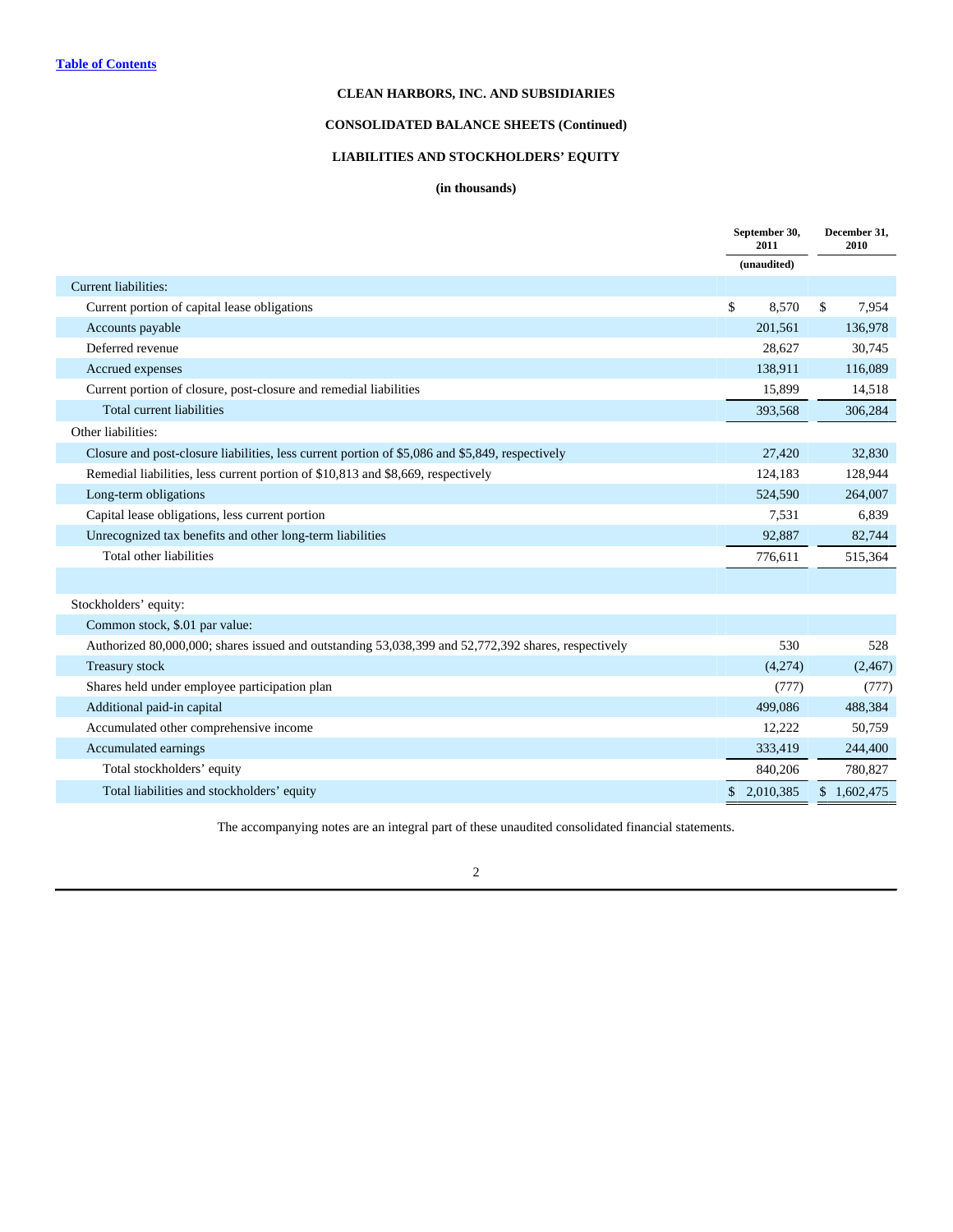**CLEAN HARBORS, INC. AND SUBSIDIARIES**

**CONSOLIDATED BALANCE SHEETS (Continued)**

**LIABILITIES AND STOCKHOLDERS' EQUITY**

**(in thousands)**

| | September 30, 2011 (unaudited) | December 31, 2010 |
|---|---|---|
| Current liabilities: | | |
| Current portion of capital lease obligations | $ 8,570 | $ 7,954 |
| Accounts payable | 201,561 | 136,978 |
| Deferred revenue | 28,627 | 30,745 |
| Accrued expenses | 138,911 | 116,089 |
| Current portion of closure, post-closure and remedial liabilities | 15,899 | 14,518 |
| Total current liabilities | 393,568 | 306,284 |
| Other liabilities: | | |
| Closure and post-closure liabilities, less current portion of $5,086 and $5,849, respectively | 27,420 | 32,830 |
| Remedial liabilities, less current portion of $10,813 and $8,669, respectively | 124,183 | 128,944 |
| Long-term obligations | 524,590 | 264,007 |
| Capital lease obligations, less current portion | 7,531 | 6,839 |
| Unrecognized tax benefits and other long-term liabilities | 92,887 | 82,744 |
| Total other liabilities | 776,611 | 515,364 |
| | | |
| Stockholders' equity: | | |
| Common stock, $.01 par value: | | |
| Authorized 80,000,000; shares issued and outstanding 53,038,399 and 52,772,392 shares, respectively | 530 | 528 |
| Treasury stock | (4,274) | (2,467) |
| Shares held under employee participation plan | (777) | (777) |
| Additional paid-in capital | 499,086 | 488,384 |
| Accumulated other comprehensive income | 12,222 | 50,759 |
| Accumulated earnings | 333,419 | 244,400 |
| Total stockholders' equity | 840,206 | 780,827 |
| Total liabilities and stockholders' equity | $ 2,010,385 | $ 1,602,475 |

The accompanying notes are an integral part of these unaudited consolidated financial statements.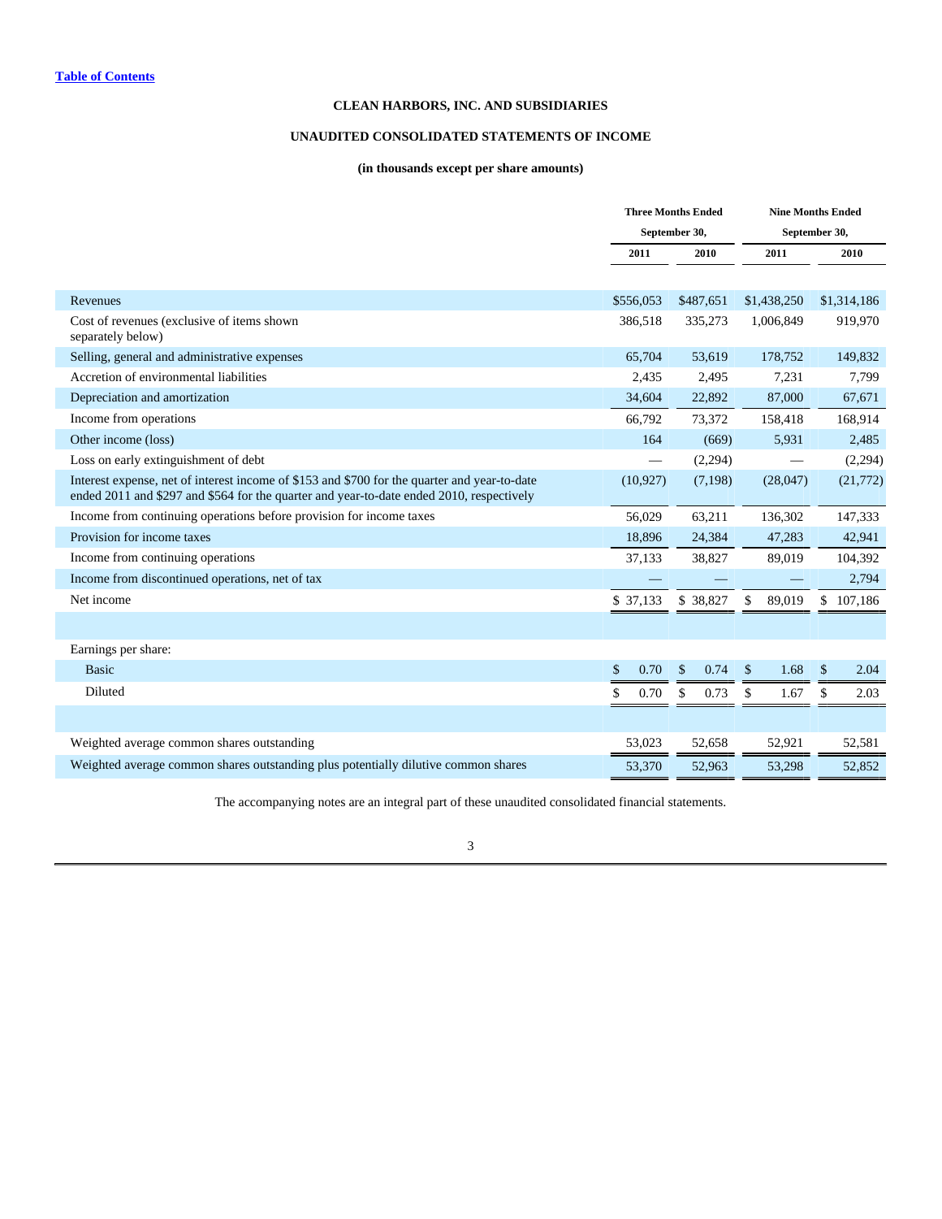Table of Contents

**CLEAN HARBORS, INC. AND SUBSIDIARIES**

**UNAUDITED CONSOLIDATED STATEMENTS OF INCOME**

**(in thousands except per share amounts)**

| | Three Months Ended September 30, | | Nine Months Ended September 30, | |
|---|---|---|---|---|
| | 2011 | 2010 | 2011 | 2010 |
| Revenues | $556,053 | $487,651 | $1,438,250 | $1,314,186 |
| Cost of revenues (exclusive of items shown separately below) | 386,518 | 335,273 | 1,006,849 | 919,970 |
| Selling, general and administrative expenses | 65,704 | 53,619 | 178,752 | 149,832 |
| Accretion of environmental liabilities | 2,435 | 2,495 | 7,231 | 7,799 |
| Depreciation and amortization | 34,604 | 22,892 | 87,000 | 67,671 |
| Income from operations | 66,792 | 73,372 | 158,418 | 168,914 |
| Other income (loss) | 164 | (669) | 5,931 | 2,485 |
| Loss on early extinguishment of debt | — | (2,294) | — | (2,294) |
| Interest expense, net of interest income of $153 and $700 for the quarter and year-to-date ended 2011 and $297 and $564 for the quarter and year-to-date ended 2010, respectively | (10,927) | (7,198) | (28,047) | (21,772) |
| Income from continuing operations before provision for income taxes | 56,029 | 63,211 | 136,302 | 147,333 |
| Provision for income taxes | 18,896 | 24,384 | 47,283 | 42,941 |
| Income from continuing operations | 37,133 | 38,827 | 89,019 | 104,392 |
| Income from discontinued operations, net of tax | — | — | — | 2,794 |
| Net income | $ 37,133 | $ 38,827 | $ 89,019 | $ 107,186 |
| | | | | |
| Earnings per share: | | | | |
| Basic | $ 0.70 | $ 0.74 | $ 1.68 | $ 2.04 |
| Diluted | $ 0.70 | $ 0.73 | $ 1.67 | $ 2.03 |
| | | | | |
| Weighted average common shares outstanding | 53,023 | 52,658 | 52,921 | 52,581 |
| Weighted average common shares outstanding plus potentially dilutive common shares | 53,370 | 52,963 | 53,298 | 52,852 |

The accompanying notes are an integral part of these unaudited consolidated financial statements.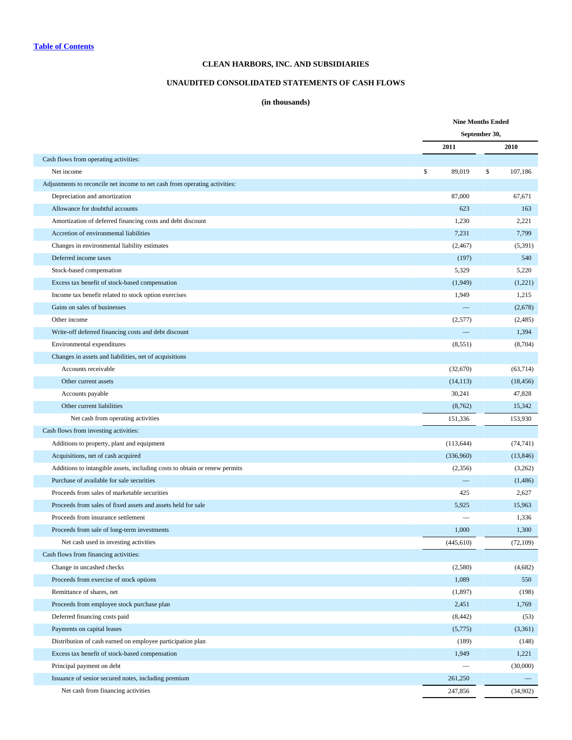[Table of Contents](#)

# CLEAN HARBORS, INC. AND SUBSIDIARIES

## UNAUDITED CONSOLIDATED STATEMENTS OF CASH FLOWS

### (in thousands)

| | Nine Months Ended September 30, | |
|---|---|---|
| | 2011 | 2010 |
| Cash flows from operating activities: | | |
| Net income | $ 89,019 | $ 107,186 |
| Adjustments to reconcile net income to net cash from operating activities: | | |
| Depreciation and amortization | 87,000 | 67,671 |
| Allowance for doubtful accounts | 623 | 163 |
| Amortization of deferred financing costs and debt discount | 1,230 | 2,221 |
| Accretion of environmental liabilities | 7,231 | 7,799 |
| Changes in environmental liability estimates | (2,467) | (5,391) |
| Deferred income taxes | (197) | 540 |
| Stock-based compensation | 5,329 | 5,220 |
| Excess tax benefit of stock-based compensation | (1,949) | (1,221) |
| Income tax benefit related to stock option exercises | 1,949 | 1,215 |
| Gains on sales of businesses | — | (2,678) |
| Other income | (2,577) | (2,485) |
| Write-off deferred financing costs and debt discount | — | 1,394 |
| Environmental expenditures | (8,551) | (8,704) |
| Changes in assets and liabilities, net of acquisitions | | |
| Accounts receivable | (32,670) | (63,714) |
| Other current assets | (14,113) | (18,456) |
| Accounts payable | 30,241 | 47,828 |
| Other current liabilities | (8,762) | 15,342 |
| Net cash from operating activities | 151,336 | 153,930 |
| Cash flows from investing activities: | | |
| Additions to property, plant and equipment | (113,644) | (74,741) |
| Acquisitions, net of cash acquired | (336,960) | (13,846) |
| Additions to intangible assets, including costs to obtain or renew permits | (2,356) | (3,262) |
| Purchase of available for sale securities | — | (1,486) |
| Proceeds from sales of marketable securities | 425 | 2,627 |
| Proceeds from sales of fixed assets and assets held for sale | 5,925 | 15,963 |
| Proceeds from insurance settlement | — | 1,336 |
| Proceeds from sale of long-term investments | 1,000 | 1,300 |
| Net cash used in investing activities | (445,610) | (72,109) |
| Cash flows from financing activities: | | |
| Change in uncashed checks | (2,580) | (4,682) |
| Proceeds from exercise of stock options | 1,089 | 550 |
| Remittance of shares, net | (1,897) | (198) |
| Proceeds from employee stock purchase plan | 2,451 | 1,769 |
| Deferred financing costs paid | (8,442) | (53) |
| Payments on capital leases | (5,775) | (3,361) |
| Distribution of cash earned on employee participation plan | (189) | (148) |
| Excess tax benefit of stock-based compensation | 1,949 | 1,221 |
| Principal payment on debt | — | (30,000) |
| Issuance of senior secured notes, including premium | 261,250 | — |
| Net cash from financing activities | 247,856 | (34,902) |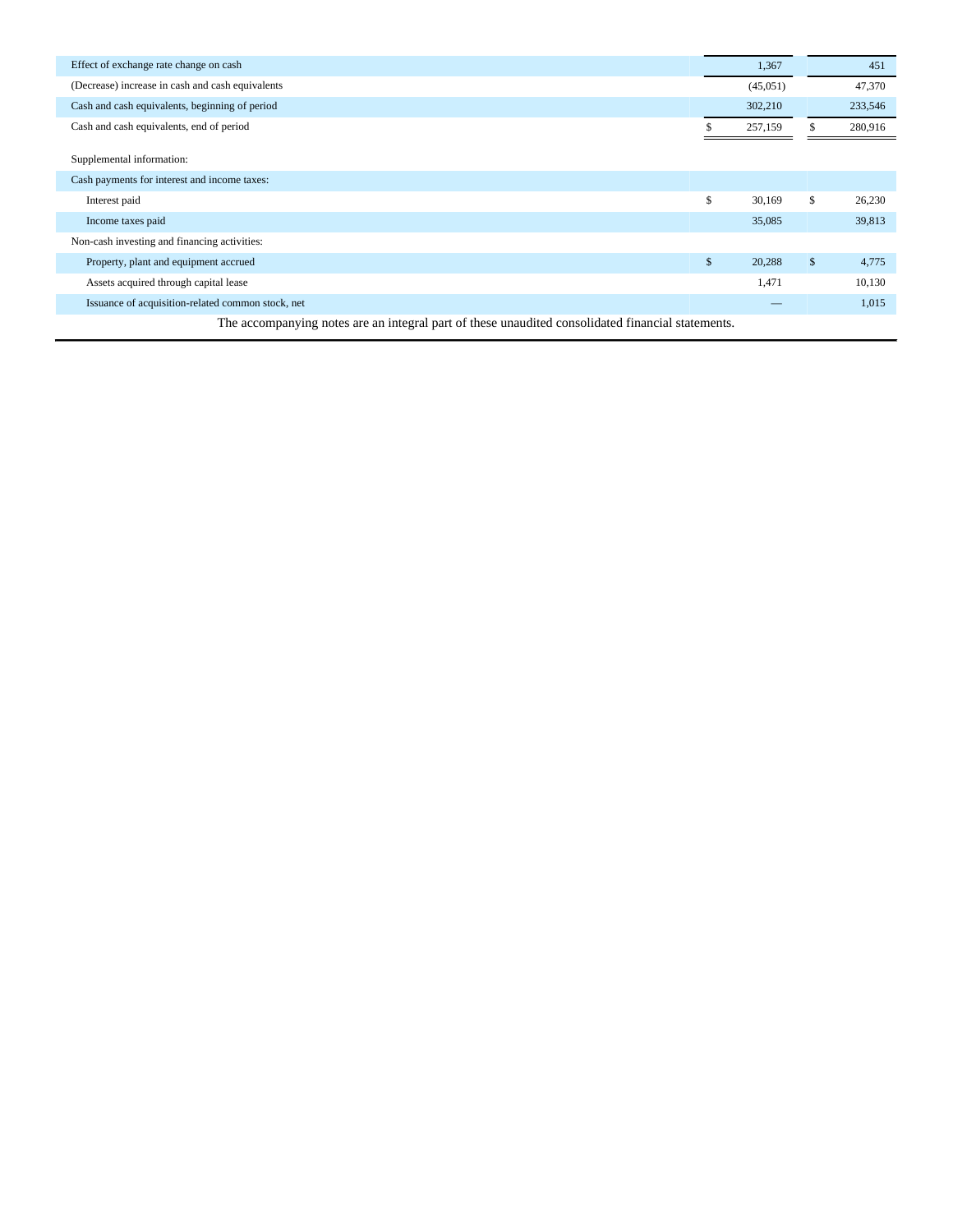| | | |
|---|---|---|
| Effect of exchange rate change on cash | 1,367 | 451 |
| (Decrease) increase in cash and cash equivalents | (45,051) | 47,370 |
| Cash and cash equivalents, beginning of period | 302,210 | 233,546 |
| Cash and cash equivalents, end of period | $ 257,159 | $ 280,916 |
| | | |
| Supplemental information: | | |
| Cash payments for interest and income taxes: | | |
| Interest paid | $ 30,169 | $ 26,230 |
| Income taxes paid | 35,085 | 39,813 |
| Non-cash investing and financing activities: | | |
| Property, plant and equipment accrued | $ 20,288 | $ 4,775 |
| Assets acquired through capital lease | 1,471 | 10,130 |
| Issuance of acquisition-related common stock, net | — | 1,015 |

The accompanying notes are an integral part of these unaudited consolidated financial statements.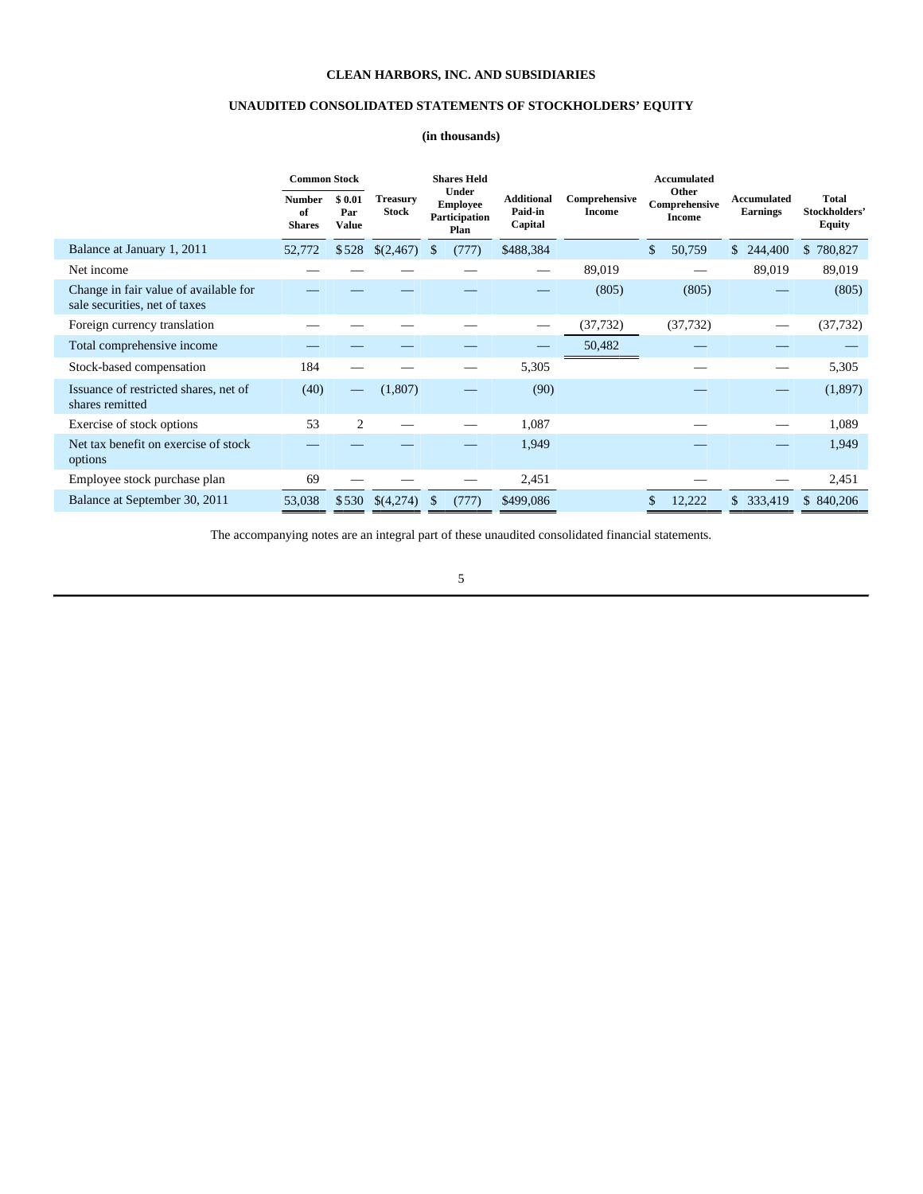**CLEAN HARBORS, INC. AND SUBSIDIARIES**

**UNAUDITED CONSOLIDATED STATEMENTS OF STOCKHOLDERS' EQUITY**

**(in thousands)**

| | Common Stock | | | | | | | | |
|---|---|---|---|---|---|---|---|---|---|
| | Number of Shares | $ 0.01 Par Value | Treasury Stock | Shares Held Under Employee Participation Plan | Additional Paid-in Capital | Comprehensive Income | Accumulated Other Comprehensive Income | Accumulated Earnings | Total Stockholders' Equity |
| Balance at January 1, 2011 | 52,772 | $528 | $(2,467) | $ (777) | $488,384 | | $ 50,759 | $ 244,400 | $ 780,827 |
| Net income | — | — | — | — | — | 89,019 | — | 89,019 | 89,019 |
| Change in fair value of available for sale securities, net of taxes | — | — | — | — | — | (805) | (805) | — | (805) |
| Foreign currency translation | — | — | — | — | — | (37,732) | (37,732) | — | (37,732) |
| Total comprehensive income | — | — | — | — | — | 50,482 | — | — | — |
| Stock-based compensation | 184 | — | — | — | 5,305 | | — | — | 5,305 |
| Issuance of restricted shares, net of shares remitted | (40) | — | (1,807) | — | (90) | | — | — | (1,897) |
| Exercise of stock options | 53 | 2 | — | — | 1,087 | | — | — | 1,089 |
| Net tax benefit on exercise of stock options | — | — | — | — | 1,949 | | — | — | 1,949 |
| Employee stock purchase plan | 69 | — | — | — | 2,451 | | — | — | 2,451 |
| Balance at September 30, 2011 | 53,038 | $530 | $(4,274) | $ (777) | $499,086 | | $ 12,222 | $ 333,419 | $ 840,206 |

The accompanying notes are an integral part of these unaudited consolidated financial statements.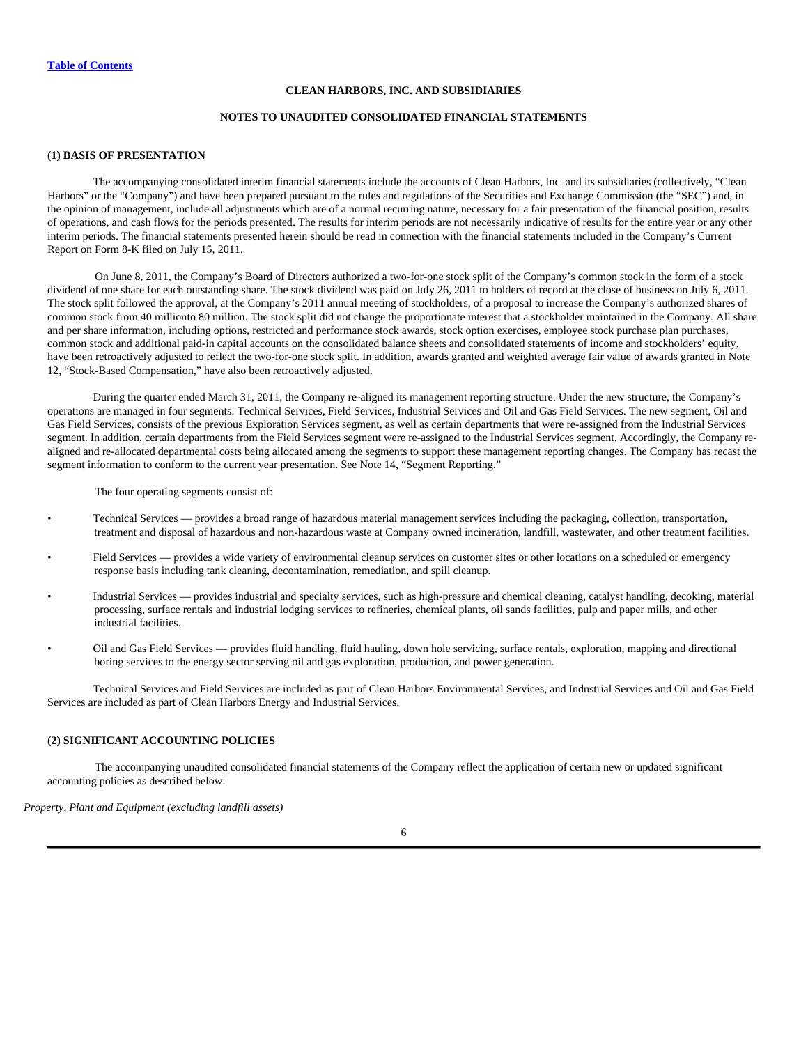[Table of Contents]

**CLEAN HARBORS, INC. AND SUBSIDIARIES**

**NOTES TO UNAUDITED CONSOLIDATED FINANCIAL STATEMENTS**

**(1) BASIS OF PRESENTATION**

The accompanying consolidated interim financial statements include the accounts of Clean Harbors, Inc. and its subsidiaries (collectively, "Clean Harbors" or the "Company") and have been prepared pursuant to the rules and regulations of the Securities and Exchange Commission (the "SEC") and, in the opinion of management, include all adjustments which are of a normal recurring nature, necessary for a fair presentation of the financial position, results of operations, and cash flows for the periods presented. The results for interim periods are not necessarily indicative of results for the entire year or any other interim periods. The financial statements presented herein should be read in connection with the financial statements included in the Company's Current Report on Form 8-K filed on July 15, 2011.

On June 8, 2011, the Company's Board of Directors authorized a two-for-one stock split of the Company's common stock in the form of a stock dividend of one share for each outstanding share. The stock dividend was paid on July 26, 2011 to holders of record at the close of business on July 6, 2011. The stock split followed the approval, at the Company's 2011 annual meeting of stockholders, of a proposal to increase the Company's authorized shares of common stock from 40 millionto 80 million. The stock split did not change the proportionate interest that a stockholder maintained in the Company. All share and per share information, including options, restricted and performance stock awards, stock option exercises, employee stock purchase plan purchases, common stock and additional paid-in capital accounts on the consolidated balance sheets and consolidated statements of income and stockholders' equity, have been retroactively adjusted to reflect the two-for-one stock split. In addition, awards granted and weighted average fair value of awards granted in Note 12, "Stock-Based Compensation," have also been retroactively adjusted.

During the quarter ended March 31, 2011, the Company re-aligned its management reporting structure. Under the new structure, the Company's operations are managed in four segments: Technical Services, Field Services, Industrial Services and Oil and Gas Field Services. The new segment, Oil and Gas Field Services, consists of the previous Exploration Services segment, as well as certain departments that were re-assigned from the Industrial Services segment. In addition, certain departments from the Field Services segment were re-assigned to the Industrial Services segment. Accordingly, the Company re-aligned and re-allocated departmental costs being allocated among the segments to support these management reporting changes. The Company has recast the segment information to conform to the current year presentation. See Note 14, "Segment Reporting."

The four operating segments consist of:

- Technical Services — provides a broad range of hazardous material management services including the packaging, collection, transportation, treatment and disposal of hazardous and non-hazardous waste at Company owned incineration, landfill, wastewater, and other treatment facilities.
- Field Services — provides a wide variety of environmental cleanup services on customer sites or other locations on a scheduled or emergency response basis including tank cleaning, decontamination, remediation, and spill cleanup.
- Industrial Services — provides industrial and specialty services, such as high-pressure and chemical cleaning, catalyst handling, decoking, material processing, surface rentals and industrial lodging services to refineries, chemical plants, oil sands facilities, pulp and paper mills, and other industrial facilities.
- Oil and Gas Field Services — provides fluid handling, fluid hauling, down hole servicing, surface rentals, exploration, mapping and directional boring services to the energy sector serving oil and gas exploration, production, and power generation.

Technical Services and Field Services are included as part of Clean Harbors Environmental Services, and Industrial Services and Oil and Gas Field Services are included as part of Clean Harbors Energy and Industrial Services.

**(2) SIGNIFICANT ACCOUNTING POLICIES**

The accompanying unaudited consolidated financial statements of the Company reflect the application of certain new or updated significant accounting policies as described below:

*Property, Plant and Equipment (excluding landfill assets)*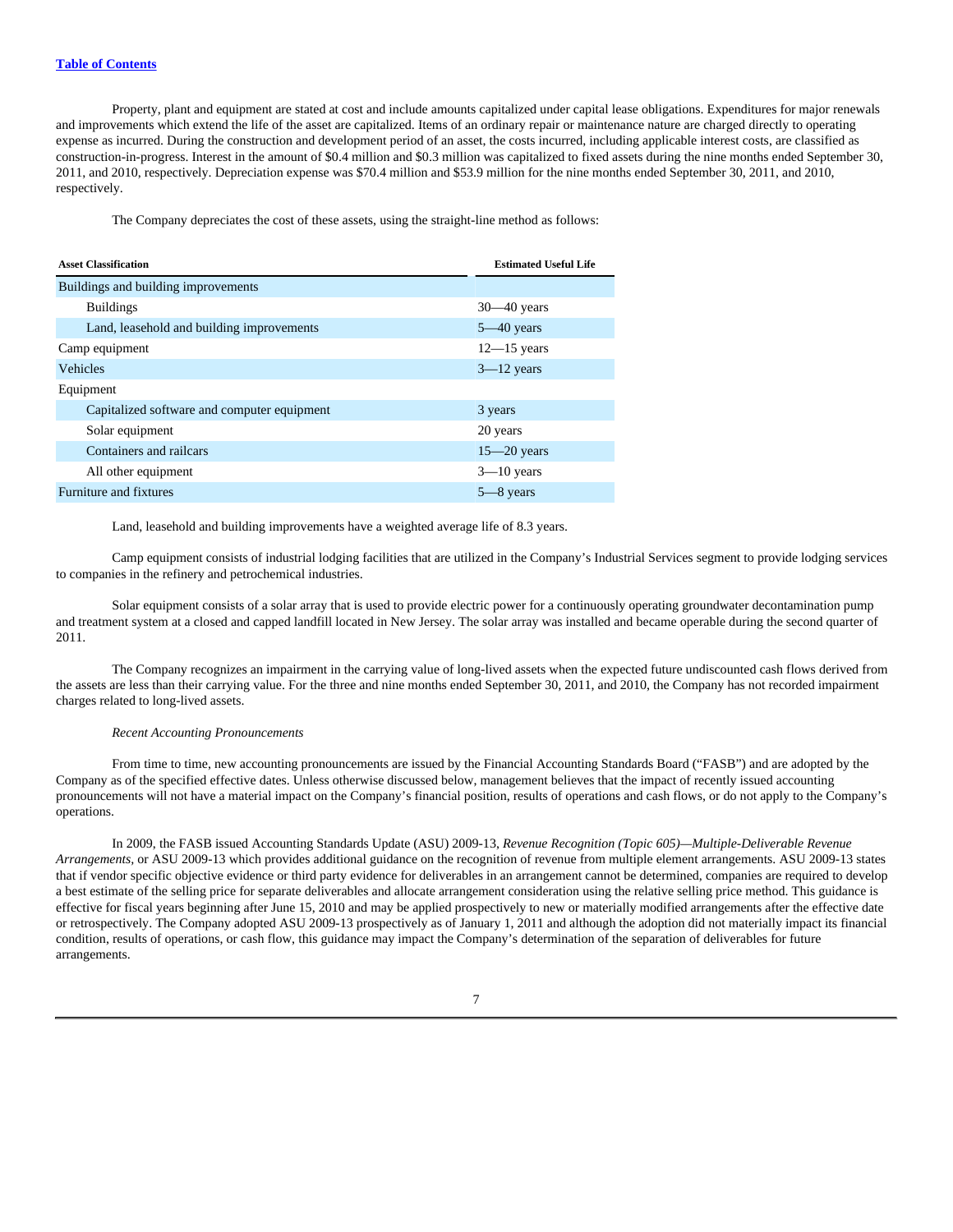Property, plant and equipment are stated at cost and include amounts capitalized under capital lease obligations. Expenditures for major renewals and improvements which extend the life of the asset are capitalized. Items of an ordinary repair or maintenance nature are charged directly to operating expense as incurred. During the construction and development period of an asset, the costs incurred, including applicable interest costs, are classified as construction-in-progress. Interest in the amount of $0.4 million and $0.3 million was capitalized to fixed assets during the nine months ended September 30, 2011, and 2010, respectively. Depreciation expense was $70.4 million and $53.9 million for the nine months ended September 30, 2011, and 2010, respectively.

The Company depreciates the cost of these assets, using the straight-line method as follows:

| Asset Classification | Estimated Useful Life |
|---|---|
| Buildings and building improvements | |
| Buildings | 30—40 years |
| Land, leasehold and building improvements | 5—40 years |
| Camp equipment | 12—15 years |
| Vehicles | 3—12 years |
| Equipment | |
| Capitalized software and computer equipment | 3 years |
| Solar equipment | 20 years |
| Containers and railcars | 15—20 years |
| All other equipment | 3—10 years |
| Furniture and fixtures | 5—8 years |

Land, leasehold and building improvements have a weighted average life of 8.3 years.

Camp equipment consists of industrial lodging facilities that are utilized in the Company's Industrial Services segment to provide lodging services to companies in the refinery and petrochemical industries.

Solar equipment consists of a solar array that is used to provide electric power for a continuously operating groundwater decontamination pump and treatment system at a closed and capped landfill located in New Jersey. The solar array was installed and became operable during the second quarter of 2011.

The Company recognizes an impairment in the carrying value of long-lived assets when the expected future undiscounted cash flows derived from the assets are less than their carrying value. For the three and nine months ended September 30, 2011, and 2010, the Company has not recorded impairment charges related to long-lived assets.

*Recent Accounting Pronouncements*

From time to time, new accounting pronouncements are issued by the Financial Accounting Standards Board ("FASB") and are adopted by the Company as of the specified effective dates. Unless otherwise discussed below, management believes that the impact of recently issued accounting pronouncements will not have a material impact on the Company's financial position, results of operations and cash flows, or do not apply to the Company's operations.

In 2009, the FASB issued Accounting Standards Update (ASU) 2009-13, *Revenue Recognition (Topic 605)—Multiple-Deliverable Revenue Arrangements*, or ASU 2009-13 which provides additional guidance on the recognition of revenue from multiple element arrangements. ASU 2009-13 states that if vendor specific objective evidence or third party evidence for deliverables in an arrangement cannot be determined, companies are required to develop a best estimate of the selling price for separate deliverables and allocate arrangement consideration using the relative selling price method. This guidance is effective for fiscal years beginning after June 15, 2010 and may be applied prospectively to new or materially modified arrangements after the effective date or retrospectively. The Company adopted ASU 2009-13 prospectively as of January 1, 2011 and although the adoption did not materially impact its financial condition, results of operations, or cash flow, this guidance may impact the Company's determination of the separation of deliverables for future arrangements.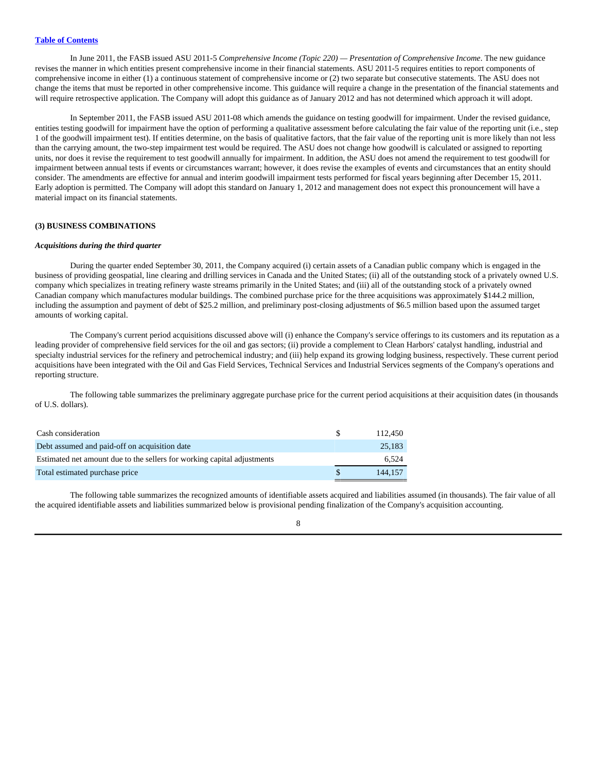In June 2011, the FASB issued ASU 2011-5 *Comprehensive Income (Topic 220) — Presentation of Comprehensive Income*. The new guidance revises the manner in which entities present comprehensive income in their financial statements. ASU 2011-5 requires entities to report components of comprehensive income in either (1) a continuous statement of comprehensive income or (2) two separate but consecutive statements. The ASU does not change the items that must be reported in other comprehensive income. This guidance will require a change in the presentation of the financial statements and will require retrospective application. The Company will adopt this guidance as of January 2012 and has not determined which approach it will adopt.

In September 2011, the FASB issued ASU 2011-08 which amends the guidance on testing goodwill for impairment. Under the revised guidance, entities testing goodwill for impairment have the option of performing a qualitative assessment before calculating the fair value of the reporting unit (i.e., step 1 of the goodwill impairment test). If entities determine, on the basis of qualitative factors, that the fair value of the reporting unit is more likely than not less than the carrying amount, the two-step impairment test would be required. The ASU does not change how goodwill is calculated or assigned to reporting units, nor does it revise the requirement to test goodwill annually for impairment. In addition, the ASU does not amend the requirement to test goodwill for impairment between annual tests if events or circumstances warrant; however, it does revise the examples of events and circumstances that an entity should consider. The amendments are effective for annual and interim goodwill impairment tests performed for fiscal years beginning after December 15, 2011. Early adoption is permitted. The Company will adopt this standard on January 1, 2012 and management does not expect this pronouncement will have a material impact on its financial statements.

**(3) BUSINESS COMBINATIONS**

***Acquisitions during the third quarter***

During the quarter ended September 30, 2011, the Company acquired (i) certain assets of a Canadian public company which is engaged in the business of providing geospatial, line clearing and drilling services in Canada and the United States; (ii) all of the outstanding stock of a privately owned U.S. company which specializes in treating refinery waste streams primarily in the United States; and (iii) all of the outstanding stock of a privately owned Canadian company which manufactures modular buildings. The combined purchase price for the three acquisitions was approximately $144.2 million, including the assumption and payment of debt of $25.2 million, and preliminary post-closing adjustments of $6.5 million based upon the assumed target amounts of working capital.

The Company's current period acquisitions discussed above will (i) enhance the Company's service offerings to its customers and its reputation as a leading provider of comprehensive field services for the oil and gas sectors; (ii) provide a complement to Clean Harbors' catalyst handling, industrial and specialty industrial services for the refinery and petrochemical industry; and (iii) help expand its growing lodging business, respectively. These current period acquisitions have been integrated with the Oil and Gas Field Services, Technical Services and Industrial Services segments of the Company's operations and reporting structure.

The following table summarizes the preliminary aggregate purchase price for the current period acquisitions at their acquisition dates (in thousands of U.S. dollars).

| | |
|---|---|
| Cash consideration | $ 112,450 |
| Debt assumed and paid-off on acquisition date | 25,183 |
| Estimated net amount due to the sellers for working capital adjustments | 6,524 |
| Total estimated purchase price | $ 144,157 |

The following table summarizes the recognized amounts of identifiable assets acquired and liabilities assumed (in thousands). The fair value of all the acquired identifiable assets and liabilities summarized below is provisional pending finalization of the Company's acquisition accounting.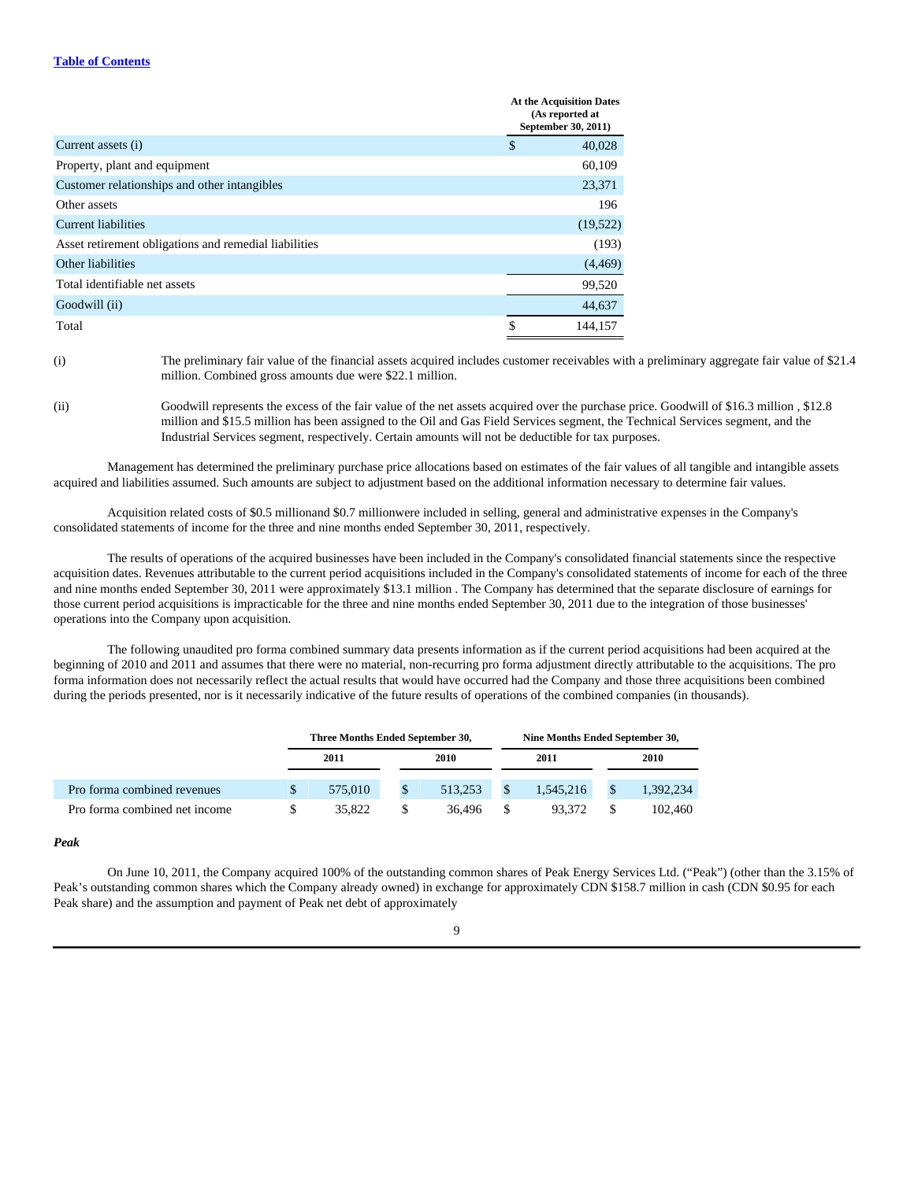| | At the Acquisition Dates (As reported at September 30, 2011) |
|---|---|
| Current assets (i) | $ 40,028 |
| Property, plant and equipment | 60,109 |
| Customer relationships and other intangibles | 23,371 |
| Other assets | 196 |
| Current liabilities | (19,522) |
| Asset retirement obligations and remedial liabilities | (193) |
| Other liabilities | (4,469) |
| Total identifiable net assets | 99,520 |
| Goodwill (ii) | 44,637 |
| Total | $ 144,157 |

(i) The preliminary fair value of the financial assets acquired includes customer receivables with a preliminary aggregate fair value of $21.4 million. Combined gross amounts due were $22.1 million.

(ii) Goodwill represents the excess of the fair value of the net assets acquired over the purchase price. Goodwill of $16.3 million , $12.8 million and $15.5 million has been assigned to the Oil and Gas Field Services segment, the Technical Services segment, and the Industrial Services segment, respectively. Certain amounts will not be deductible for tax purposes.

Management has determined the preliminary purchase price allocations based on estimates of the fair values of all tangible and intangible assets acquired and liabilities assumed. Such amounts are subject to adjustment based on the additional information necessary to determine fair values.

Acquisition related costs of $0.5 millionand $0.7 millionwere included in selling, general and administrative expenses in the Company's consolidated statements of income for the three and nine months ended September 30, 2011, respectively.

The results of operations of the acquired businesses have been included in the Company's consolidated financial statements since the respective acquisition dates. Revenues attributable to the current period acquisitions included in the Company's consolidated statements of income for each of the three and nine months ended September 30, 2011 were approximately $13.1 million . The Company has determined that the separate disclosure of earnings for those current period acquisitions is impracticable for the three and nine months ended September 30, 2011 due to the integration of those businesses' operations into the Company upon acquisition.

The following unaudited pro forma combined summary data presents information as if the current period acquisitions had been acquired at the beginning of 2010 and 2011 and assumes that there were no material, non-recurring pro forma adjustment directly attributable to the acquisitions. The pro forma information does not necessarily reflect the actual results that would have occurred had the Company and those three acquisitions been combined during the periods presented, nor is it necessarily indicative of the future results of operations of the combined companies (in thousands).

| | Three Months Ended September 30, | | Nine Months Ended September 30, | |
|---|---|---|---|---|
| | 2011 | 2010 | 2011 | 2010 |
| Pro forma combined revenues | $ 575,010 | $ 513,253 | $ 1,545,216 | $ 1,392,234 |
| Pro forma combined net income | $ 35,822 | $ 36,496 | $ 93,372 | $ 102,460 |

***Peak***

On June 10, 2011, the Company acquired 100% of the outstanding common shares of Peak Energy Services Ltd. ("Peak") (other than the 3.15% of Peak's outstanding common shares which the Company already owned) in exchange for approximately CDN $158.7 million in cash (CDN $0.95 for each Peak share) and the assumption and payment of Peak net debt of approximately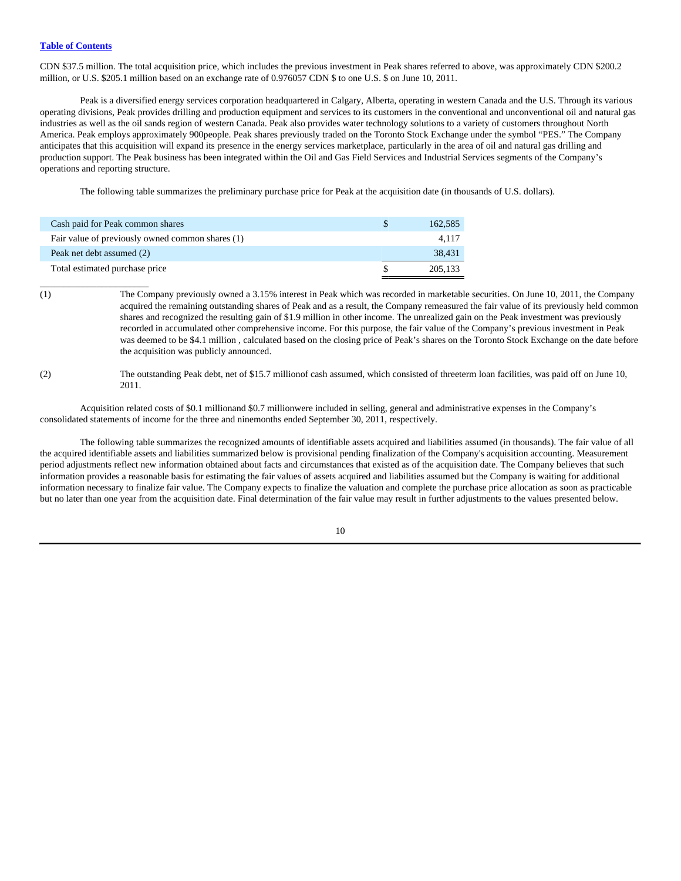CDN $37.5 million. The total acquisition price, which includes the previous investment in Peak shares referred to above, was approximately CDN $200.2 million, or U.S. $205.1 million based on an exchange rate of 0.976057 CDN $ to one U.S. $ on June 10, 2011.

Peak is a diversified energy services corporation headquartered in Calgary, Alberta, operating in western Canada and the U.S. Through its various operating divisions, Peak provides drilling and production equipment and services to its customers in the conventional and unconventional oil and natural gas industries as well as the oil sands region of western Canada. Peak also provides water technology solutions to a variety of customers throughout North America. Peak employs approximately 900people. Peak shares previously traded on the Toronto Stock Exchange under the symbol "PES." The Company anticipates that this acquisition will expand its presence in the energy services marketplace, particularly in the area of oil and natural gas drilling and production support. The Peak business has been integrated within the Oil and Gas Field Services and Industrial Services segments of the Company's operations and reporting structure.

The following table summarizes the preliminary purchase price for Peak at the acquisition date (in thousands of U.S. dollars).

| | | |
|---|---|---|
| Cash paid for Peak common shares | $ | 162,585 |
| Fair value of previously owned common shares (1) | | 4,117 |
| Peak net debt assumed (2) | | 38,431 |
| Total estimated purchase price | $ | 205,133 |

(1) The Company previously owned a 3.15% interest in Peak which was recorded in marketable securities. On June 10, 2011, the Company acquired the remaining outstanding shares of Peak and as a result, the Company remeasured the fair value of its previously held common shares and recognized the resulting gain of $1.9 million in other income. The unrealized gain on the Peak investment was previously recorded in accumulated other comprehensive income. For this purpose, the fair value of the Company's previous investment in Peak was deemed to be $4.1 million , calculated based on the closing price of Peak's shares on the Toronto Stock Exchange on the date before the acquisition was publicly announced.

(2) The outstanding Peak debt, net of $15.7 millionof cash assumed, which consisted of threeterm loan facilities, was paid off on June 10, 2011.

Acquisition related costs of $0.1 millionand $0.7 millionwere included in selling, general and administrative expenses in the Company's consolidated statements of income for the three and ninemonths ended September 30, 2011, respectively.

The following table summarizes the recognized amounts of identifiable assets acquired and liabilities assumed (in thousands). The fair value of all the acquired identifiable assets and liabilities summarized below is provisional pending finalization of the Company's acquisition accounting. Measurement period adjustments reflect new information obtained about facts and circumstances that existed as of the acquisition date. The Company believes that such information provides a reasonable basis for estimating the fair values of assets acquired and liabilities assumed but the Company is waiting for additional information necessary to finalize fair value. The Company expects to finalize the valuation and complete the purchase price allocation as soon as practicable but no later than one year from the acquisition date. Final determination of the fair value may result in further adjustments to the values presented below.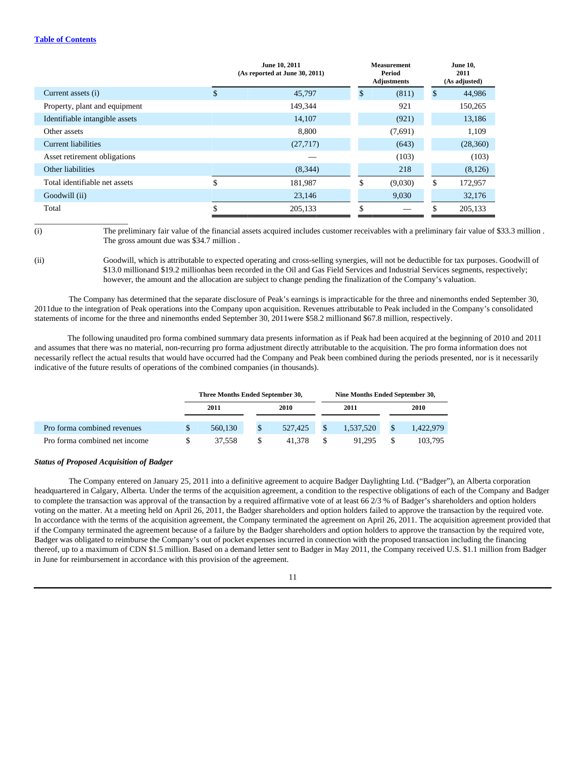| | June 10, 2011 (As reported at June 30, 2011) | Measurement Period Adjustments | June 10, 2011 (As adjusted) |
|---|---|---|---|
| Current assets (i) | $ 45,797 | $ (811) | $ 44,986 |
| Property, plant and equipment | 149,344 | 921 | 150,265 |
| Identifiable intangible assets | 14,107 | (921) | 13,186 |
| Other assets | 8,800 | (7,691) | 1,109 |
| Current liabilities | (27,717) | (643) | (28,360) |
| Asset retirement obligations | — | (103) | (103) |
| Other liabilities | (8,344) | 218 | (8,126) |
| Total identifiable net assets | $ 181,987 | $ (9,030) | $ 172,957 |
| Goodwill (ii) | 23,146 | 9,030 | 32,176 |
| Total | $ 205,133 | $ — | $ 205,133 |

(i) The preliminary fair value of the financial assets acquired includes customer receivables with a preliminary fair value of $33.3 million . The gross amount due was $34.7 million .

(ii) Goodwill, which is attributable to expected operating and cross-selling synergies, will not be deductible for tax purposes. Goodwill of $13.0 millionand $19.2 millionhas been recorded in the Oil and Gas Field Services and Industrial Services segments, respectively; however, the amount and the allocation are subject to change pending the finalization of the Company's valuation.

The Company has determined that the separate disclosure of Peak's earnings is impracticable for the three and ninemonths ended September 30, 2011due to the integration of Peak operations into the Company upon acquisition. Revenues attributable to Peak included in the Company's consolidated statements of income for the three and ninemonths ended September 30, 2011were $58.2 millionand $67.8 million, respectively.

The following unaudited pro forma combined summary data presents information as if Peak had been acquired at the beginning of 2010 and 2011 and assumes that there was no material, non-recurring pro forma adjustment directly attributable to the acquisition. The pro forma information does not necessarily reflect the actual results that would have occurred had the Company and Peak been combined during the periods presented, nor is it necessarily indicative of the future results of operations of the combined companies (in thousands).

| | Three Months Ended September 30, | | Nine Months Ended September 30, | |
|---|---|---|---|---|
| | 2011 | 2010 | 2011 | 2010 |
| Pro forma combined revenues | $ 560,130 | $ 527,425 | $ 1,537,520 | $ 1,422,979 |
| Pro forma combined net income | $ 37,558 | $ 41,378 | $ 91,295 | $ 103,795 |

***Status of Proposed Acquisition of Badger***

The Company entered on January 25, 2011 into a definitive agreement to acquire Badger Daylighting Ltd. ("Badger"), an Alberta corporation headquartered in Calgary, Alberta. Under the terms of the acquisition agreement, a condition to the respective obligations of each of the Company and Badger to complete the transaction was approval of the transaction by a required affirmative vote of at least 66 2/3 % of Badger's shareholders and option holders voting on the matter. At a meeting held on April 26, 2011, the Badger shareholders and option holders failed to approve the transaction by the required vote. In accordance with the terms of the acquisition agreement, the Company terminated the agreement on April 26, 2011. The acquisition agreement provided that if the Company terminated the agreement because of a failure by the Badger shareholders and option holders to approve the transaction by the required vote, Badger was obligated to reimburse the Company's out of pocket expenses incurred in connection with the proposed transaction including the financing thereof, up to a maximum of CDN $1.5 million. Based on a demand letter sent to Badger in May 2011, the Company received U.S. $1.1 million from Badger in June for reimbursement in accordance with this provision of the agreement.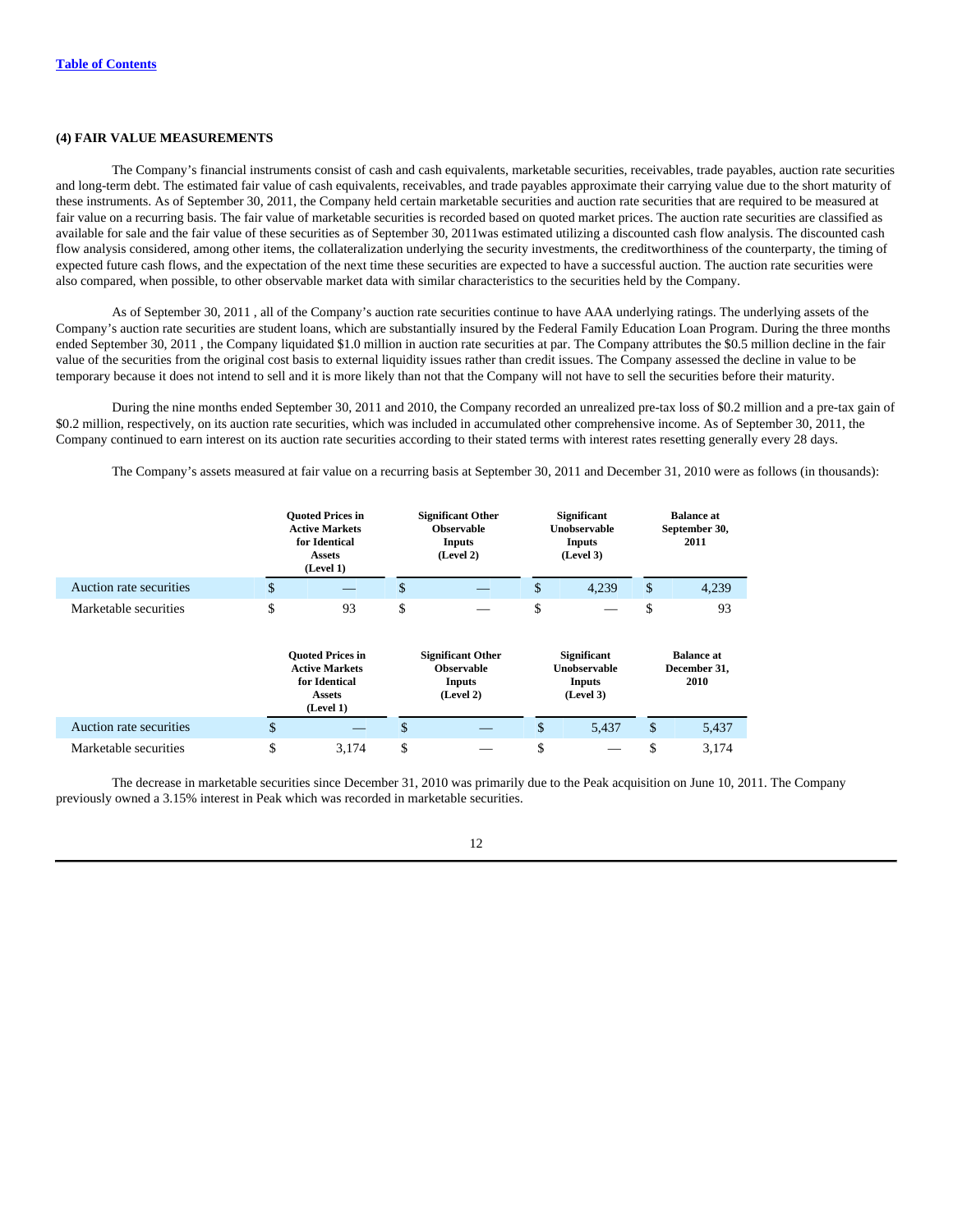[Table of Contents](#)

**(4) FAIR VALUE MEASUREMENTS**

The Company's financial instruments consist of cash and cash equivalents, marketable securities, receivables, trade payables, auction rate securities and long-term debt. The estimated fair value of cash equivalents, receivables, and trade payables approximate their carrying value due to the short maturity of these instruments. As of September 30, 2011, the Company held certain marketable securities and auction rate securities that are required to be measured at fair value on a recurring basis. The fair value of marketable securities is recorded based on quoted market prices. The auction rate securities are classified as available for sale and the fair value of these securities as of September 30, 2011was estimated utilizing a discounted cash flow analysis. The discounted cash flow analysis considered, among other items, the collateralization underlying the security investments, the creditworthiness of the counterparty, the timing of expected future cash flows, and the expectation of the next time these securities are expected to have a successful auction. The auction rate securities were also compared, when possible, to other observable market data with similar characteristics to the securities held by the Company.

As of September 30, 2011 , all of the Company's auction rate securities continue to have AAA underlying ratings. The underlying assets of the Company's auction rate securities are student loans, which are substantially insured by the Federal Family Education Loan Program. During the three months ended September 30, 2011 , the Company liquidated $1.0 million in auction rate securities at par. The Company attributes the $0.5 million decline in the fair value of the securities from the original cost basis to external liquidity issues rather than credit issues. The Company assessed the decline in value to be temporary because it does not intend to sell and it is more likely than not that the Company will not have to sell the securities before their maturity.

During the nine months ended September 30, 2011 and 2010, the Company recorded an unrealized pre-tax loss of $0.2 million and a pre-tax gain of $0.2 million, respectively, on its auction rate securities, which was included in accumulated other comprehensive income. As of September 30, 2011, the Company continued to earn interest on its auction rate securities according to their stated terms with interest rates resetting generally every 28 days.

The Company's assets measured at fair value on a recurring basis at September 30, 2011 and December 31, 2010 were as follows (in thousands):

| | Quoted Prices in Active Markets for Identical Assets (Level 1) | Significant Other Observable Inputs (Level 2) | Significant Unobservable Inputs (Level 3) | Balance at September 30, 2011 |
|---|---|---|---|---|
| Auction rate securities | $ — | $ — | $ 4,239 | $ 4,239 |
| Marketable securities | $ 93 | $ — | $ — | $ 93 |

| | Quoted Prices in Active Markets for Identical Assets (Level 1) | Significant Other Observable Inputs (Level 2) | Significant Unobservable Inputs (Level 3) | Balance at December 31, 2010 |
|---|---|---|---|---|
| Auction rate securities | $ — | $ — | $ 5,437 | $ 5,437 |
| Marketable securities | $ 3,174 | $ — | $ — | $ 3,174 |

The decrease in marketable securities since December 31, 2010 was primarily due to the Peak acquisition on June 10, 2011. The Company previously owned a 3.15% interest in Peak which was recorded in marketable securities.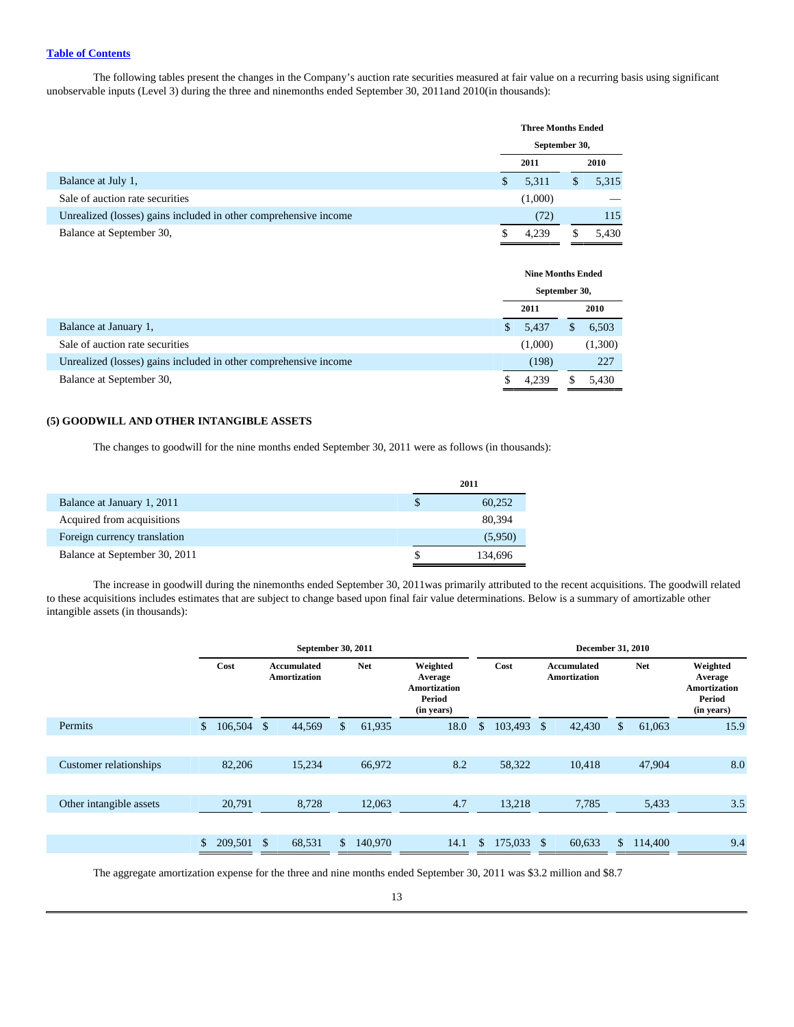The following tables present the changes in the Company's auction rate securities measured at fair value on a recurring basis using significant unobservable inputs (Level 3) during the three and ninemonths ended September 30, 2011and 2010(in thousands):

| | Three Months Ended September 30, | |
|---|---|---|
| | 2011 | 2010 |
| Balance at July 1, | $ 5,311 | $ 5,315 |
| Sale of auction rate securities | (1,000) | — |
| Unrealized (losses) gains included in other comprehensive income | (72) | 115 |
| Balance at September 30, | $ 4,239 | $ 5,430 |

| | Nine Months Ended September 30, | |
|---|---|---|
| | 2011 | 2010 |
| Balance at January 1, | $ 5,437 | $ 6,503 |
| Sale of auction rate securities | (1,000) | (1,300) |
| Unrealized (losses) gains included in other comprehensive income | (198) | 227 |
| Balance at September 30, | $ 4,239 | $ 5,430 |

## (5) GOODWILL AND OTHER INTANGIBLE ASSETS

The changes to goodwill for the nine months ended September 30, 2011 were as follows (in thousands):

| | 2011 |
|---|---|
| Balance at January 1, 2011 | $ 60,252 |
| Acquired from acquisitions | 80,394 |
| Foreign currency translation | (5,950) |
| Balance at September 30, 2011 | $ 134,696 |

The increase in goodwill during the ninemonths ended September 30, 2011was primarily attributed to the recent acquisitions. The goodwill related to these acquisitions includes estimates that are subject to change based upon final fair value determinations. Below is a summary of amortizable other intangible assets (in thousands):

| | September 30, 2011 | | | | December 31, 2010 | | | |
|---|---|---|---|---|---|---|---|---|
| | Cost | Accumulated Amortization | Net | Weighted Average Amortization Period (in years) | Cost | Accumulated Amortization | Net | Weighted Average Amortization Period (in years) |
| Permits | $ 106,504 | $ 44,569 | $ 61,935 | 18.0 | $ 103,493 | $ 42,430 | $ 61,063 | 15.9 |
| Customer relationships | 82,206 | 15,234 | 66,972 | 8.2 | 58,322 | 10,418 | 47,904 | 8.0 |
| Other intangible assets | 20,791 | 8,728 | 12,063 | 4.7 | 13,218 | 7,785 | 5,433 | 3.5 |
| | $ 209,501 | $ 68,531 | $ 140,970 | 14.1 | $ 175,033 | $ 60,633 | $ 114,400 | 9.4 |

The aggregate amortization expense for the three and nine months ended September 30, 2011 was $3.2 million and $8.7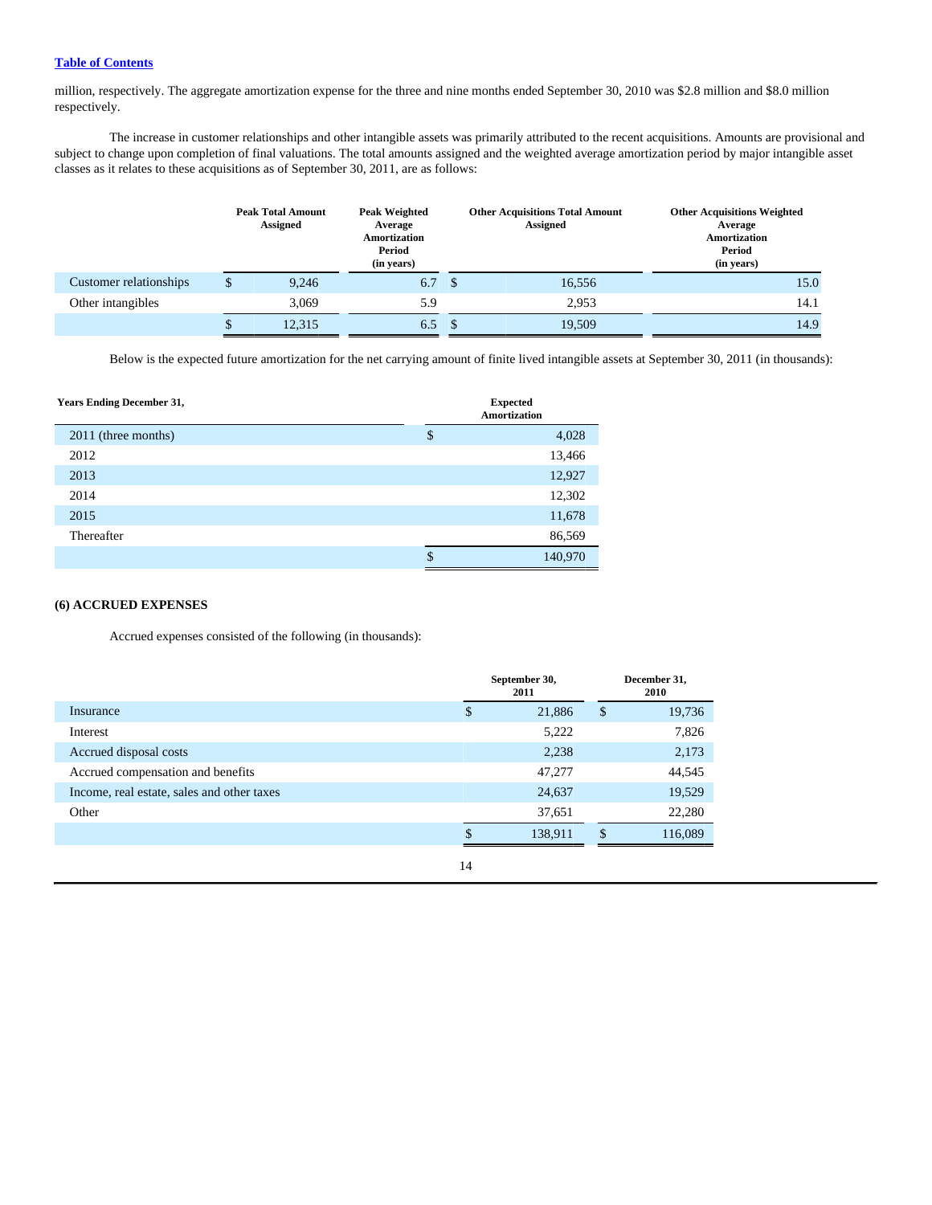million, respectively. The aggregate amortization expense for the three and nine months ended September 30, 2010 was $2.8 million and $8.0 million respectively.

The increase in customer relationships and other intangible assets was primarily attributed to the recent acquisitions. Amounts are provisional and subject to change upon completion of final valuations. The total amounts assigned and the weighted average amortization period by major intangible asset classes as it relates to these acquisitions as of September 30, 2011, are as follows:

| | Peak Total Amount Assigned | Peak Weighted Average Amortization Period (in years) | Other Acquisitions Total Amount Assigned | Other Acquisitions Weighted Average Amortization Period (in years) |
|---|---|---|---|---|
| Customer relationships | $ 9,246 | 6.7 | $ 16,556 | 15.0 |
| Other intangibles | 3,069 | 5.9 | 2,953 | 14.1 |
| | $ 12,315 | 6.5 | $ 19,509 | 14.9 |

Below is the expected future amortization for the net carrying amount of finite lived intangible assets at September 30, 2011 (in thousands):

| Years Ending December 31, | Expected Amortization |
|---|---|
| 2011 (three months) | $ 4,028 |
| 2012 | 13,466 |
| 2013 | 12,927 |
| 2014 | 12,302 |
| 2015 | 11,678 |
| Thereafter | 86,569 |
| | $ 140,970 |

### (6) ACCRUED EXPENSES

Accrued expenses consisted of the following (in thousands):

| | September 30, 2011 | December 31, 2010 |
|---|---|---|
| Insurance | $ 21,886 | $ 19,736 |
| Interest | 5,222 | 7,826 |
| Accrued disposal costs | 2,238 | 2,173 |
| Accrued compensation and benefits | 47,277 | 44,545 |
| Income, real estate, sales and other taxes | 24,637 | 19,529 |
| Other | 37,651 | 22,280 |
| | $ 138,911 | $ 116,089 |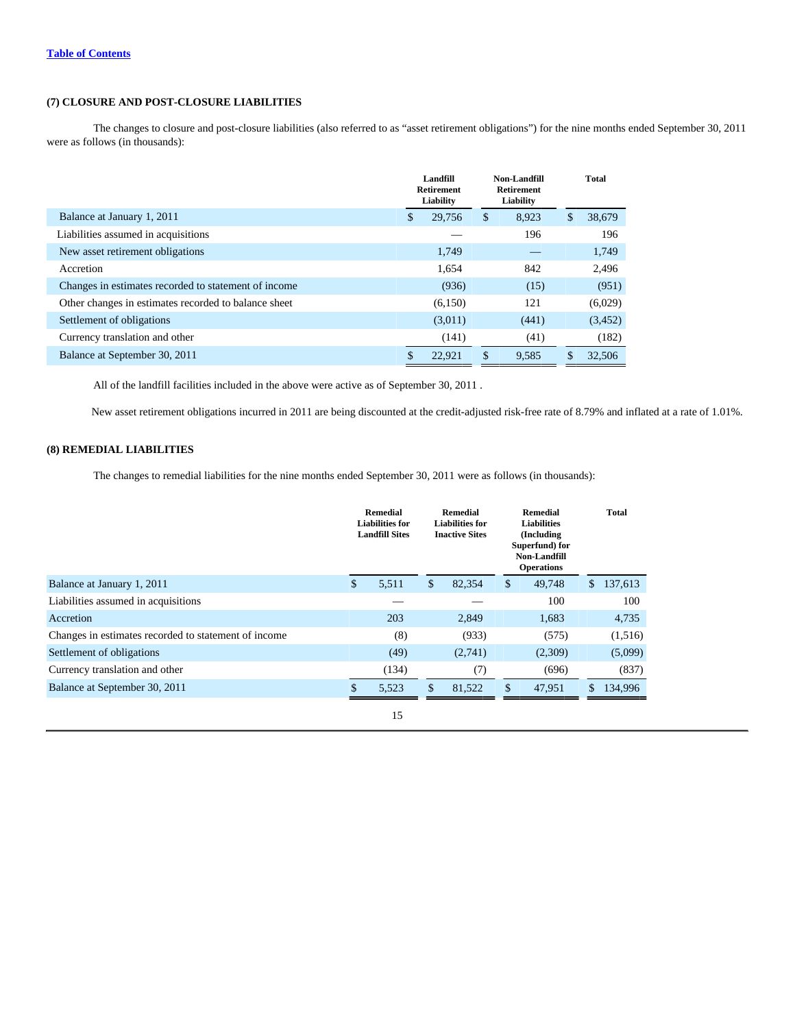[Table of Contents]

### (7) CLOSURE AND POST-CLOSURE LIABILITIES

The changes to closure and post-closure liabilities (also referred to as "asset retirement obligations") for the nine months ended September 30, 2011 were as follows (in thousands):

| | Landfill Retirement Liability | Non-Landfill Retirement Liability | Total |
|---|---|---|---|
| Balance at January 1, 2011 | $ 29,756 | $ 8,923 | $ 38,679 |
| Liabilities assumed in acquisitions | — | 196 | 196 |
| New asset retirement obligations | 1,749 | — | 1,749 |
| Accretion | 1,654 | 842 | 2,496 |
| Changes in estimates recorded to statement of income | (936) | (15) | (951) |
| Other changes in estimates recorded to balance sheet | (6,150) | 121 | (6,029) |
| Settlement of obligations | (3,011) | (441) | (3,452) |
| Currency translation and other | (141) | (41) | (182) |
| Balance at September 30, 2011 | $ 22,921 | $ 9,585 | $ 32,506 |

All of the landfill facilities included in the above were active as of September 30, 2011 .

New asset retirement obligations incurred in 2011 are being discounted at the credit-adjusted risk-free rate of 8.79% and inflated at a rate of 1.01%.

### (8) REMEDIAL LIABILITIES

The changes to remedial liabilities for the nine months ended September 30, 2011 were as follows (in thousands):

| | Remedial Liabilities for Landfill Sites | Remedial Liabilities for Inactive Sites | Remedial Liabilities (Including Superfund) for Non-Landfill Operations | Total |
|---|---|---|---|---|
| Balance at January 1, 2011 | $ 5,511 | $ 82,354 | $ 49,748 | $ 137,613 |
| Liabilities assumed in acquisitions | — | — | 100 | 100 |
| Accretion | 203 | 2,849 | 1,683 | 4,735 |
| Changes in estimates recorded to statement of income | (8) | (933) | (575) | (1,516) |
| Settlement of obligations | (49) | (2,741) | (2,309) | (5,099) |
| Currency translation and other | (134) | (7) | (696) | (837) |
| Balance at September 30, 2011 | $ 5,523 | $ 81,522 | $ 47,951 | $ 134,996 |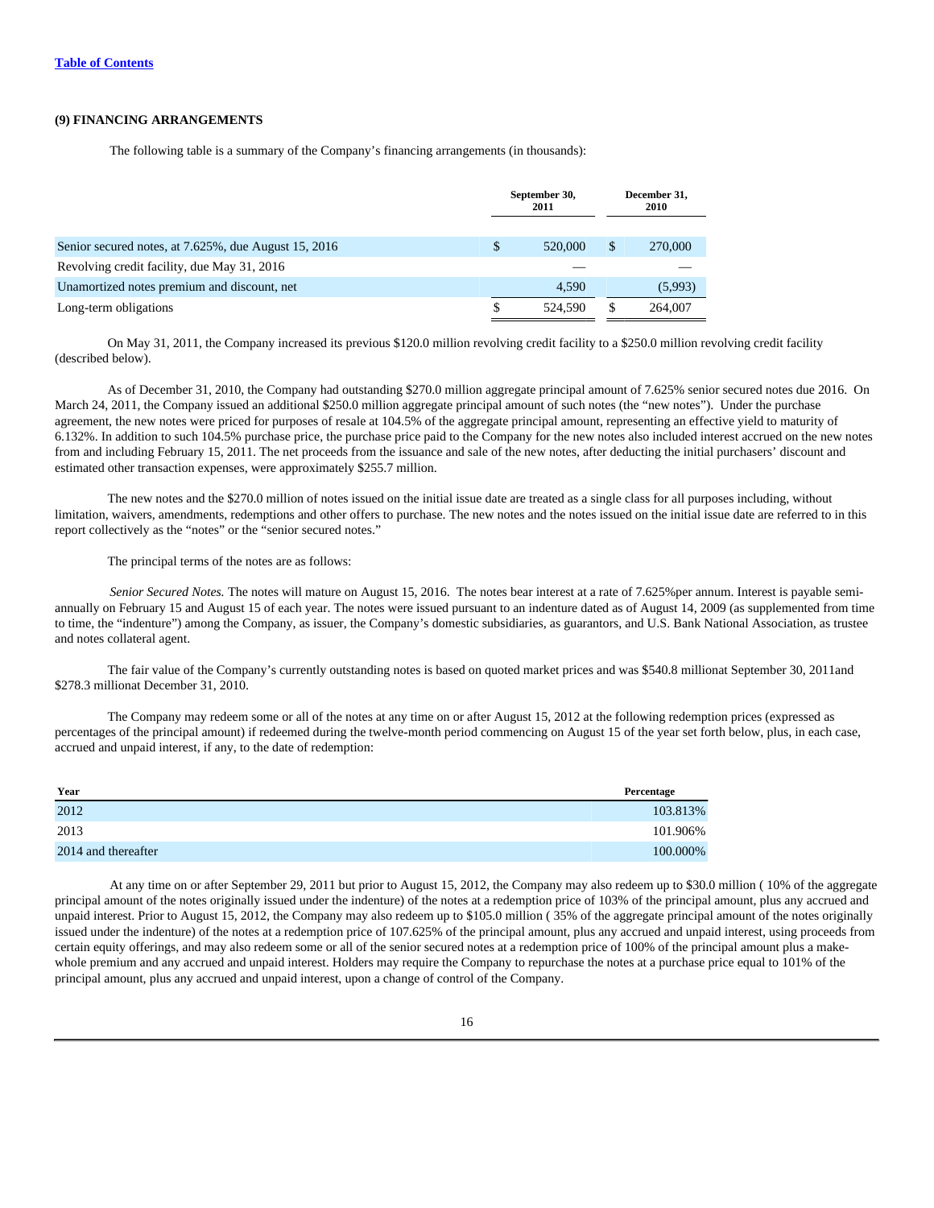Table of Contents

### (9) FINANCING ARRANGEMENTS

The following table is a summary of the Company's financing arrangements (in thousands):

| | September 30, 2011 | December 31, 2010 |
|---|---|---|
| Senior secured notes, at 7.625%, due August 15, 2016 | $ 520,000 | $ 270,000 |
| Revolving credit facility, due May 31, 2016 | — | — |
| Unamortized notes premium and discount, net | 4,590 | (5,993) |
| Long-term obligations | $ 524,590 | $ 264,007 |

On May 31, 2011, the Company increased its previous $120.0 million revolving credit facility to a $250.0 million revolving credit facility (described below).

As of December 31, 2010, the Company had outstanding $270.0 million aggregate principal amount of 7.625% senior secured notes due 2016. On March 24, 2011, the Company issued an additional $250.0 million aggregate principal amount of such notes (the "new notes"). Under the purchase agreement, the new notes were priced for purposes of resale at 104.5% of the aggregate principal amount, representing an effective yield to maturity of 6.132%. In addition to such 104.5% purchase price, the purchase price paid to the Company for the new notes also included interest accrued on the new notes from and including February 15, 2011. The net proceeds from the issuance and sale of the new notes, after deducting the initial purchasers' discount and estimated other transaction expenses, were approximately $255.7 million.

The new notes and the $270.0 million of notes issued on the initial issue date are treated as a single class for all purposes including, without limitation, waivers, amendments, redemptions and other offers to purchase. The new notes and the notes issued on the initial issue date are referred to in this report collectively as the "notes" or the "senior secured notes."

The principal terms of the notes are as follows:

*Senior Secured Notes.* The notes will mature on August 15, 2016. The notes bear interest at a rate of 7.625%per annum. Interest is payable semi-annually on February 15 and August 15 of each year. The notes were issued pursuant to an indenture dated as of August 14, 2009 (as supplemented from time to time, the "indenture") among the Company, as issuer, the Company's domestic subsidiaries, as guarantors, and U.S. Bank National Association, as trustee and notes collateral agent.

The fair value of the Company's currently outstanding notes is based on quoted market prices and was $540.8 millionat September 30, 2011and $278.3 millionat December 31, 2010.

The Company may redeem some or all of the notes at any time on or after August 15, 2012 at the following redemption prices (expressed as percentages of the principal amount) if redeemed during the twelve-month period commencing on August 15 of the year set forth below, plus, in each case, accrued and unpaid interest, if any, to the date of redemption:

| Year | Percentage |
|---|---|
| 2012 | 103.813% |
| 2013 | 101.906% |
| 2014 and thereafter | 100.000% |

At any time on or after September 29, 2011 but prior to August 15, 2012, the Company may also redeem up to $30.0 million ( 10% of the aggregate principal amount of the notes originally issued under the indenture) of the notes at a redemption price of 103% of the principal amount, plus any accrued and unpaid interest. Prior to August 15, 2012, the Company may also redeem up to $105.0 million ( 35% of the aggregate principal amount of the notes originally issued under the indenture) of the notes at a redemption price of 107.625% of the principal amount, plus any accrued and unpaid interest, using proceeds from certain equity offerings, and may also redeem some or all of the senior secured notes at a redemption price of 100% of the principal amount plus a make-whole premium and any accrued and unpaid interest. Holders may require the Company to repurchase the notes at a purchase price equal to 101% of the principal amount, plus any accrued and unpaid interest, upon a change of control of the Company.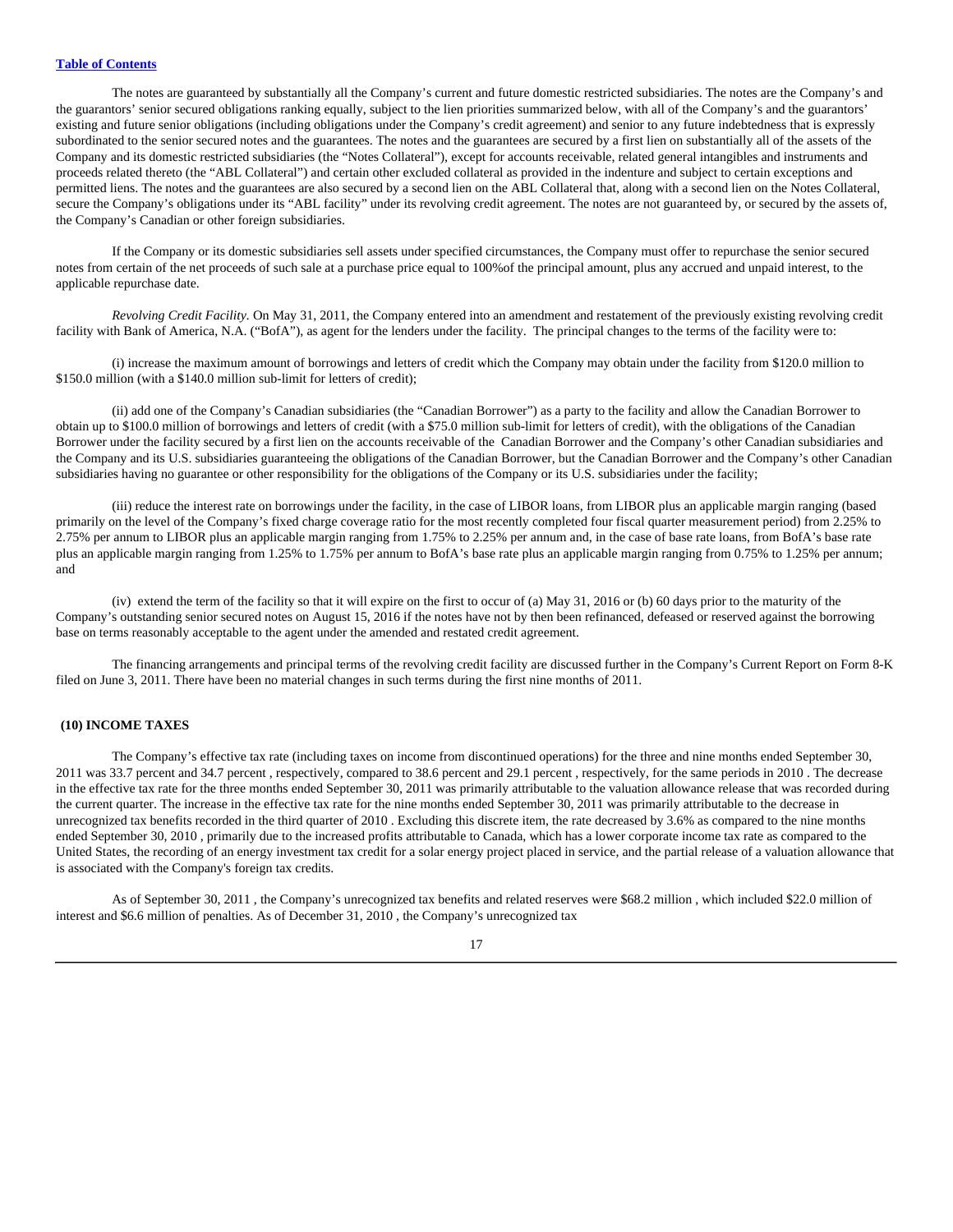The notes are guaranteed by substantially all the Company's current and future domestic restricted subsidiaries. The notes are the Company's and the guarantors' senior secured obligations ranking equally, subject to the lien priorities summarized below, with all of the Company's and the guarantors' existing and future senior obligations (including obligations under the Company's credit agreement) and senior to any future indebtedness that is expressly subordinated to the senior secured notes and the guarantees. The notes and the guarantees are secured by a first lien on substantially all of the assets of the Company and its domestic restricted subsidiaries (the "Notes Collateral"), except for accounts receivable, related general intangibles and instruments and proceeds related thereto (the "ABL Collateral") and certain other excluded collateral as provided in the indenture and subject to certain exceptions and permitted liens. The notes and the guarantees are also secured by a second lien on the ABL Collateral that, along with a second lien on the Notes Collateral, secure the Company's obligations under its "ABL facility" under its revolving credit agreement. The notes are not guaranteed by, or secured by the assets of, the Company's Canadian or other foreign subsidiaries.

If the Company or its domestic subsidiaries sell assets under specified circumstances, the Company must offer to repurchase the senior secured notes from certain of the net proceeds of such sale at a purchase price equal to 100%of the principal amount, plus any accrued and unpaid interest, to the applicable repurchase date.

*Revolving Credit Facility.* On May 31, 2011, the Company entered into an amendment and restatement of the previously existing revolving credit facility with Bank of America, N.A. ("BofA"), as agent for the lenders under the facility. The principal changes to the terms of the facility were to:

(i) increase the maximum amount of borrowings and letters of credit which the Company may obtain under the facility from $120.0 million to $150.0 million (with a $140.0 million sub-limit for letters of credit);

(ii) add one of the Company's Canadian subsidiaries (the "Canadian Borrower") as a party to the facility and allow the Canadian Borrower to obtain up to $100.0 million of borrowings and letters of credit (with a $75.0 million sub-limit for letters of credit), with the obligations of the Canadian Borrower under the facility secured by a first lien on the accounts receivable of the Canadian Borrower and the Company's other Canadian subsidiaries and the Company and its U.S. subsidiaries guaranteeing the obligations of the Canadian Borrower, but the Canadian Borrower and the Company's other Canadian subsidiaries having no guarantee or other responsibility for the obligations of the Company or its U.S. subsidiaries under the facility;

(iii) reduce the interest rate on borrowings under the facility, in the case of LIBOR loans, from LIBOR plus an applicable margin ranging (based primarily on the level of the Company's fixed charge coverage ratio for the most recently completed four fiscal quarter measurement period) from 2.25% to 2.75% per annum to LIBOR plus an applicable margin ranging from 1.75% to 2.25% per annum and, in the case of base rate loans, from BofA's base rate plus an applicable margin ranging from 1.25% to 1.75% per annum to BofA's base rate plus an applicable margin ranging from 0.75% to 1.25% per annum; and

(iv) extend the term of the facility so that it will expire on the first to occur of (a) May 31, 2016 or (b) 60 days prior to the maturity of the Company's outstanding senior secured notes on August 15, 2016 if the notes have not by then been refinanced, defeased or reserved against the borrowing base on terms reasonably acceptable to the agent under the amended and restated credit agreement.

The financing arrangements and principal terms of the revolving credit facility are discussed further in the Company's Current Report on Form 8-K filed on June 3, 2011. There have been no material changes in such terms during the first nine months of 2011.

## (10) INCOME TAXES

The Company's effective tax rate (including taxes on income from discontinued operations) for the three and nine months ended September 30, 2011 was 33.7 percent and 34.7 percent , respectively, compared to 38.6 percent and 29.1 percent , respectively, for the same periods in 2010 . The decrease in the effective tax rate for the three months ended September 30, 2011 was primarily attributable to the valuation allowance release that was recorded during the current quarter. The increase in the effective tax rate for the nine months ended September 30, 2011 was primarily attributable to the decrease in unrecognized tax benefits recorded in the third quarter of 2010 . Excluding this discrete item, the rate decreased by 3.6% as compared to the nine months ended September 30, 2010 , primarily due to the increased profits attributable to Canada, which has a lower corporate income tax rate as compared to the United States, the recording of an energy investment tax credit for a solar energy project placed in service, and the partial release of a valuation allowance that is associated with the Company's foreign tax credits.

As of September 30, 2011 , the Company's unrecognized tax benefits and related reserves were $68.2 million , which included $22.0 million of interest and $6.6 million of penalties. As of December 31, 2010 , the Company's unrecognized tax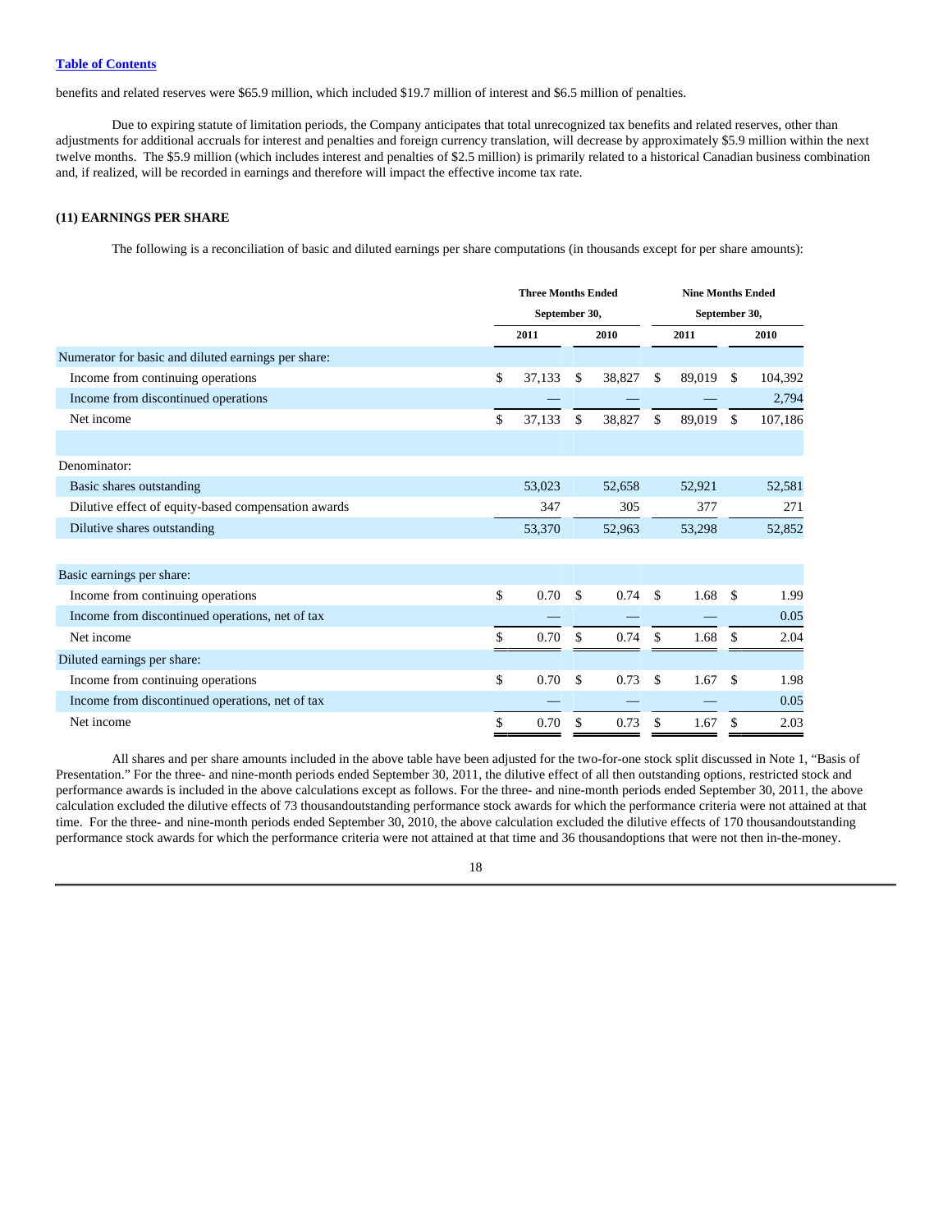benefits and related reserves were $65.9 million, which included $19.7 million of interest and $6.5 million of penalties.

Due to expiring statute of limitation periods, the Company anticipates that total unrecognized tax benefits and related reserves, other than adjustments for additional accruals for interest and penalties and foreign currency translation, will decrease by approximately $5.9 million within the next twelve months. The $5.9 million (which includes interest and penalties of $2.5 million) is primarily related to a historical Canadian business combination and, if realized, will be recorded in earnings and therefore will impact the effective income tax rate.

**(11) EARNINGS PER SHARE**

The following is a reconciliation of basic and diluted earnings per share computations (in thousands except for per share amounts):

| | Three Months Ended September 30, | | Nine Months Ended September 30, | |
|---|---|---|---|---|
| | 2011 | 2010 | 2011 | 2010 |
| Numerator for basic and diluted earnings per share: | | | | |
| Income from continuing operations | $ 37,133 | $ 38,827 | $ 89,019 | $ 104,392 |
| Income from discontinued operations | — | — | — | 2,794 |
| Net income | $ 37,133 | $ 38,827 | $ 89,019 | $ 107,186 |
| | | | | |
| Denominator: | | | | |
| Basic shares outstanding | 53,023 | 52,658 | 52,921 | 52,581 |
| Dilutive effect of equity-based compensation awards | 347 | 305 | 377 | 271 |
| Dilutive shares outstanding | 53,370 | 52,963 | 53,298 | 52,852 |
| | | | | |
| Basic earnings per share: | | | | |
| Income from continuing operations | $ 0.70 | $ 0.74 | $ 1.68 | $ 1.99 |
| Income from discontinued operations, net of tax | — | — | — | 0.05 |
| Net income | $ 0.70 | $ 0.74 | $ 1.68 | $ 2.04 |
| Diluted earnings per share: | | | | |
| Income from continuing operations | $ 0.70 | $ 0.73 | $ 1.67 | $ 1.98 |
| Income from discontinued operations, net of tax | — | — | — | 0.05 |
| Net income | $ 0.70 | $ 0.73 | $ 1.67 | $ 2.03 |

All shares and per share amounts included in the above table have been adjusted for the two-for-one stock split discussed in Note 1, "Basis of Presentation." For the three- and nine-month periods ended September 30, 2011, the dilutive effect of all then outstanding options, restricted stock and performance awards is included in the above calculations except as follows. For the three- and nine-month periods ended September 30, 2011, the above calculation excluded the dilutive effects of 73 thousandoutstanding performance stock awards for which the performance criteria were not attained at that time. For the three- and nine-month periods ended September 30, 2010, the above calculation excluded the dilutive effects of 170 thousandoutstanding performance stock awards for which the performance criteria were not attained at that time and 36 thousandoptions that were not then in-the-money.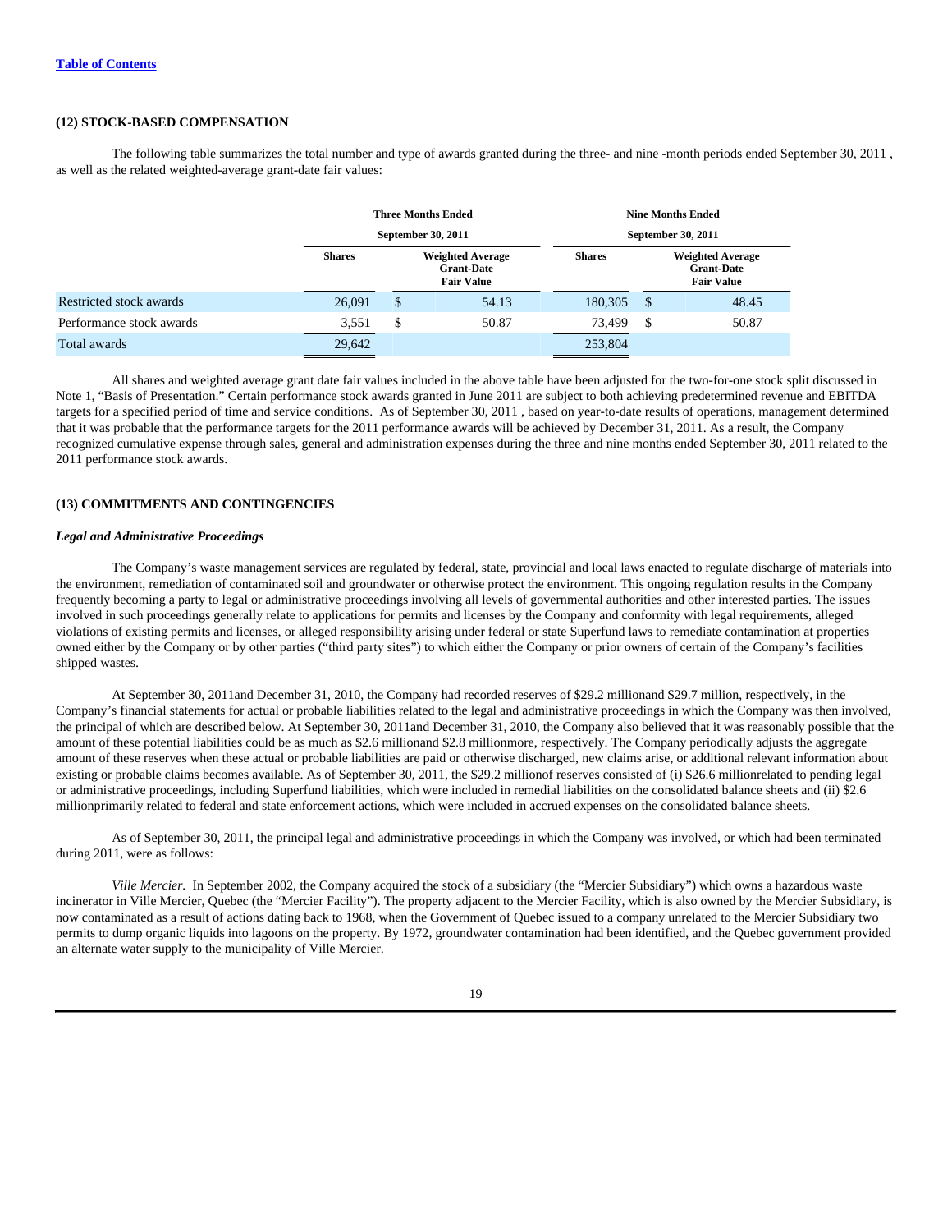[Table of Contents](#)

### (12) STOCK-BASED COMPENSATION

The following table summarizes the total number and type of awards granted during the three- and nine -month periods ended September 30, 2011 , as well as the related weighted-average grant-date fair values:

| | Three Months Ended September 30, 2011 | | | Nine Months Ended September 30, 2011 | | |
|---|---|---|---|---|---|---|
| | Shares | | Weighted Average Grant-Date Fair Value | Shares | | Weighted Average Grant-Date Fair Value |
| Restricted stock awards | 26,091 | $ | 54.13 | 180,305 | $ | 48.45 |
| Performance stock awards | 3,551 | $ | 50.87 | 73,499 | $ | 50.87 |
| Total awards | 29,642 | | | 253,804 | | |

All shares and weighted average grant date fair values included in the above table have been adjusted for the two-for-one stock split discussed in Note 1, "Basis of Presentation." Certain performance stock awards granted in June 2011 are subject to both achieving predetermined revenue and EBITDA targets for a specified period of time and service conditions. As of September 30, 2011 , based on year-to-date results of operations, management determined that it was probable that the performance targets for the 2011 performance awards will be achieved by December 31, 2011. As a result, the Company recognized cumulative expense through sales, general and administration expenses during the three and nine months ended September 30, 2011 related to the 2011 performance stock awards.

### (13) COMMITMENTS AND CONTINGENCIES

***Legal and Administrative Proceedings***

The Company's waste management services are regulated by federal, state, provincial and local laws enacted to regulate discharge of materials into the environment, remediation of contaminated soil and groundwater or otherwise protect the environment. This ongoing regulation results in the Company frequently becoming a party to legal or administrative proceedings involving all levels of governmental authorities and other interested parties. The issues involved in such proceedings generally relate to applications for permits and licenses by the Company and conformity with legal requirements, alleged violations of existing permits and licenses, or alleged responsibility arising under federal or state Superfund laws to remediate contamination at properties owned either by the Company or by other parties ("third party sites") to which either the Company or prior owners of certain of the Company's facilities shipped wastes.

At September 30, 2011and December 31, 2010, the Company had recorded reserves of $29.2 millionand $29.7 million, respectively, in the Company's financial statements for actual or probable liabilities related to the legal and administrative proceedings in which the Company was then involved, the principal of which are described below. At September 30, 2011and December 31, 2010, the Company also believed that it was reasonably possible that the amount of these potential liabilities could be as much as $2.6 millionand $2.8 millionmore, respectively. The Company periodically adjusts the aggregate amount of these reserves when these actual or probable liabilities are paid or otherwise discharged, new claims arise, or additional relevant information about existing or probable claims becomes available. As of September 30, 2011, the $29.2 millionof reserves consisted of (i) $26.6 millionrelated to pending legal or administrative proceedings, including Superfund liabilities, which were included in remedial liabilities on the consolidated balance sheets and (ii) $2.6 millionprimarily related to federal and state enforcement actions, which were included in accrued expenses on the consolidated balance sheets.

As of September 30, 2011, the principal legal and administrative proceedings in which the Company was involved, or which had been terminated during 2011, were as follows:

*Ville Mercier.* In September 2002, the Company acquired the stock of a subsidiary (the "Mercier Subsidiary") which owns a hazardous waste incinerator in Ville Mercier, Quebec (the "Mercier Facility"). The property adjacent to the Mercier Facility, which is also owned by the Mercier Subsidiary, is now contaminated as a result of actions dating back to 1968, when the Government of Quebec issued to a company unrelated to the Mercier Subsidiary two permits to dump organic liquids into lagoons on the property. By 1972, groundwater contamination had been identified, and the Quebec government provided an alternate water supply to the municipality of Ville Mercier.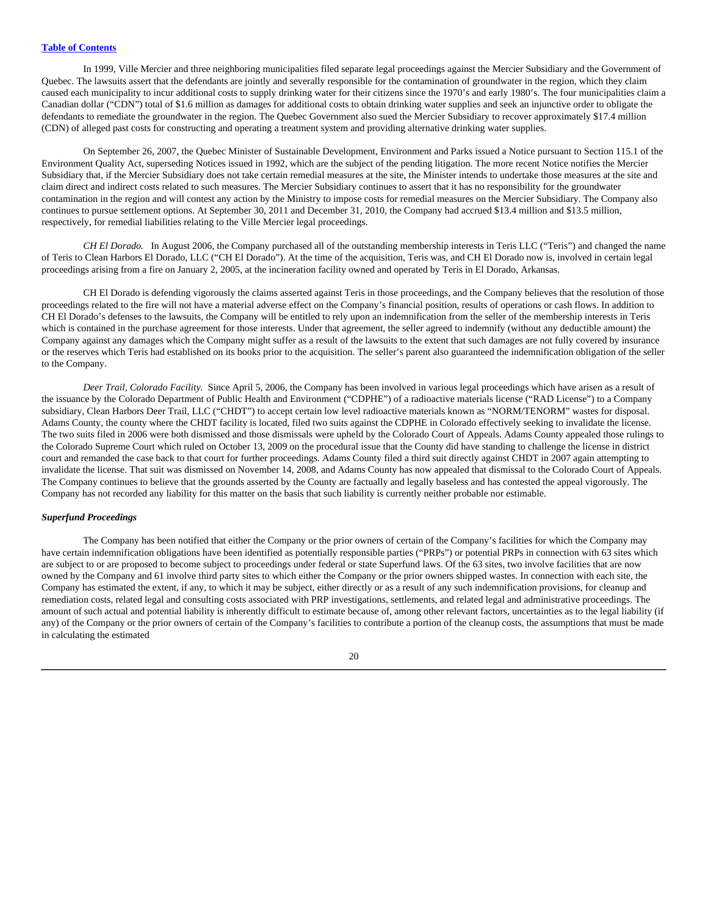In 1999, Ville Mercier and three neighboring municipalities filed separate legal proceedings against the Mercier Subsidiary and the Government of Quebec. The lawsuits assert that the defendants are jointly and severally responsible for the contamination of groundwater in the region, which they claim caused each municipality to incur additional costs to supply drinking water for their citizens since the 1970's and early 1980's. The four municipalities claim a Canadian dollar ("CDN") total of $1.6 million as damages for additional costs to obtain drinking water supplies and seek an injunctive order to obligate the defendants to remediate the groundwater in the region. The Quebec Government also sued the Mercier Subsidiary to recover approximately $17.4 million (CDN) of alleged past costs for constructing and operating a treatment system and providing alternative drinking water supplies.

On September 26, 2007, the Quebec Minister of Sustainable Development, Environment and Parks issued a Notice pursuant to Section 115.1 of the Environment Quality Act, superseding Notices issued in 1992, which are the subject of the pending litigation. The more recent Notice notifies the Mercier Subsidiary that, if the Mercier Subsidiary does not take certain remedial measures at the site, the Minister intends to undertake those measures at the site and claim direct and indirect costs related to such measures. The Mercier Subsidiary continues to assert that it has no responsibility for the groundwater contamination in the region and will contest any action by the Ministry to impose costs for remedial measures on the Mercier Subsidiary. The Company also continues to pursue settlement options. At September 30, 2011 and December 31, 2010, the Company had accrued $13.4 million and $13.5 million, respectively, for remedial liabilities relating to the Ville Mercier legal proceedings.

*CH El Dorado.* In August 2006, the Company purchased all of the outstanding membership interests in Teris LLC ("Teris") and changed the name of Teris to Clean Harbors El Dorado, LLC ("CH El Dorado"). At the time of the acquisition, Teris was, and CH El Dorado now is, involved in certain legal proceedings arising from a fire on January 2, 2005, at the incineration facility owned and operated by Teris in El Dorado, Arkansas.

CH El Dorado is defending vigorously the claims asserted against Teris in those proceedings, and the Company believes that the resolution of those proceedings related to the fire will not have a material adverse effect on the Company's financial position, results of operations or cash flows. In addition to CH El Dorado's defenses to the lawsuits, the Company will be entitled to rely upon an indemnification from the seller of the membership interests in Teris which is contained in the purchase agreement for those interests. Under that agreement, the seller agreed to indemnify (without any deductible amount) the Company against any damages which the Company might suffer as a result of the lawsuits to the extent that such damages are not fully covered by insurance or the reserves which Teris had established on its books prior to the acquisition. The seller's parent also guaranteed the indemnification obligation of the seller to the Company.

*Deer Trail, Colorado Facility.* Since April 5, 2006, the Company has been involved in various legal proceedings which have arisen as a result of the issuance by the Colorado Department of Public Health and Environment ("CDPHE") of a radioactive materials license ("RAD License") to a Company subsidiary, Clean Harbors Deer Trail, LLC ("CHDT") to accept certain low level radioactive materials known as "NORM/TENORM" wastes for disposal. Adams County, the county where the CHDT facility is located, filed two suits against the CDPHE in Colorado effectively seeking to invalidate the license. The two suits filed in 2006 were both dismissed and those dismissals were upheld by the Colorado Court of Appeals. Adams County appealed those rulings to the Colorado Supreme Court which ruled on October 13, 2009 on the procedural issue that the County did have standing to challenge the license in district court and remanded the case back to that court for further proceedings. Adams County filed a third suit directly against CHDT in 2007 again attempting to invalidate the license. That suit was dismissed on November 14, 2008, and Adams County has now appealed that dismissal to the Colorado Court of Appeals. The Company continues to believe that the grounds asserted by the County are factually and legally baseless and has contested the appeal vigorously. The Company has not recorded any liability for this matter on the basis that such liability is currently neither probable nor estimable.

***Superfund Proceedings***

The Company has been notified that either the Company or the prior owners of certain of the Company's facilities for which the Company may have certain indemnification obligations have been identified as potentially responsible parties ("PRPs") or potential PRPs in connection with 63 sites which are subject to or are proposed to become subject to proceedings under federal or state Superfund laws. Of the 63 sites, two involve facilities that are now owned by the Company and 61 involve third party sites to which either the Company or the prior owners shipped wastes. In connection with each site, the Company has estimated the extent, if any, to which it may be subject, either directly or as a result of any such indemnification provisions, for cleanup and remediation costs, related legal and consulting costs associated with PRP investigations, settlements, and related legal and administrative proceedings. The amount of such actual and potential liability is inherently difficult to estimate because of, among other relevant factors, uncertainties as to the legal liability (if any) of the Company or the prior owners of certain of the Company's facilities to contribute a portion of the cleanup costs, the assumptions that must be made in calculating the estimated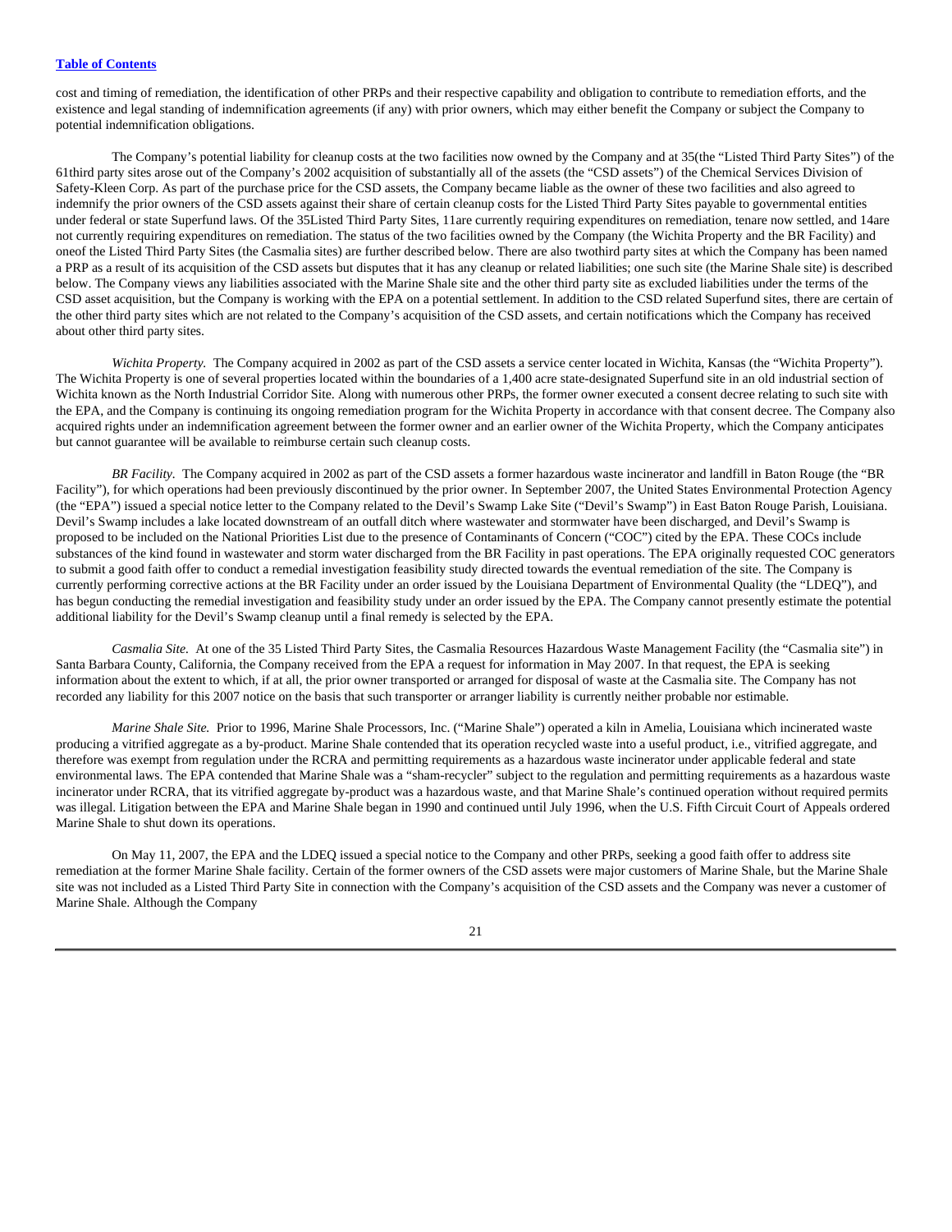cost and timing of remediation, the identification of other PRPs and their respective capability and obligation to contribute to remediation efforts, and the existence and legal standing of indemnification agreements (if any) with prior owners, which may either benefit the Company or subject the Company to potential indemnification obligations.

The Company's potential liability for cleanup costs at the two facilities now owned by the Company and at 35(the "Listed Third Party Sites") of the 61third party sites arose out of the Company's 2002 acquisition of substantially all of the assets (the "CSD assets") of the Chemical Services Division of Safety-Kleen Corp. As part of the purchase price for the CSD assets, the Company became liable as the owner of these two facilities and also agreed to indemnify the prior owners of the CSD assets against their share of certain cleanup costs for the Listed Third Party Sites payable to governmental entities under federal or state Superfund laws. Of the 35Listed Third Party Sites, 11are currently requiring expenditures on remediation, tenare now settled, and 14are not currently requiring expenditures on remediation. The status of the two facilities owned by the Company (the Wichita Property and the BR Facility) and oneof the Listed Third Party Sites (the Casmalia sites) are further described below. There are also twothird party sites at which the Company has been named a PRP as a result of its acquisition of the CSD assets but disputes that it has any cleanup or related liabilities; one such site (the Marine Shale site) is described below. The Company views any liabilities associated with the Marine Shale site and the other third party site as excluded liabilities under the terms of the CSD asset acquisition, but the Company is working with the EPA on a potential settlement. In addition to the CSD related Superfund sites, there are certain of the other third party sites which are not related to the Company's acquisition of the CSD assets, and certain notifications which the Company has received about other third party sites.

*Wichita Property.* The Company acquired in 2002 as part of the CSD assets a service center located in Wichita, Kansas (the "Wichita Property"). The Wichita Property is one of several properties located within the boundaries of a 1,400 acre state-designated Superfund site in an old industrial section of Wichita known as the North Industrial Corridor Site. Along with numerous other PRPs, the former owner executed a consent decree relating to such site with the EPA, and the Company is continuing its ongoing remediation program for the Wichita Property in accordance with that consent decree. The Company also acquired rights under an indemnification agreement between the former owner and an earlier owner of the Wichita Property, which the Company anticipates but cannot guarantee will be available to reimburse certain such cleanup costs.

*BR Facility.* The Company acquired in 2002 as part of the CSD assets a former hazardous waste incinerator and landfill in Baton Rouge (the "BR Facility"), for which operations had been previously discontinued by the prior owner. In September 2007, the United States Environmental Protection Agency (the "EPA") issued a special notice letter to the Company related to the Devil's Swamp Lake Site ("Devil's Swamp") in East Baton Rouge Parish, Louisiana. Devil's Swamp includes a lake located downstream of an outfall ditch where wastewater and stormwater have been discharged, and Devil's Swamp is proposed to be included on the National Priorities List due to the presence of Contaminants of Concern ("COC") cited by the EPA. These COCs include substances of the kind found in wastewater and storm water discharged from the BR Facility in past operations. The EPA originally requested COC generators to submit a good faith offer to conduct a remedial investigation feasibility study directed towards the eventual remediation of the site. The Company is currently performing corrective actions at the BR Facility under an order issued by the Louisiana Department of Environmental Quality (the "LDEQ"), and has begun conducting the remedial investigation and feasibility study under an order issued by the EPA. The Company cannot presently estimate the potential additional liability for the Devil's Swamp cleanup until a final remedy is selected by the EPA.

*Casmalia Site.* At one of the 35 Listed Third Party Sites, the Casmalia Resources Hazardous Waste Management Facility (the "Casmalia site") in Santa Barbara County, California, the Company received from the EPA a request for information in May 2007. In that request, the EPA is seeking information about the extent to which, if at all, the prior owner transported or arranged for disposal of waste at the Casmalia site. The Company has not recorded any liability for this 2007 notice on the basis that such transporter or arranger liability is currently neither probable nor estimable.

*Marine Shale Site.* Prior to 1996, Marine Shale Processors, Inc. ("Marine Shale") operated a kiln in Amelia, Louisiana which incinerated waste producing a vitrified aggregate as a by-product. Marine Shale contended that its operation recycled waste into a useful product, i.e., vitrified aggregate, and therefore was exempt from regulation under the RCRA and permitting requirements as a hazardous waste incinerator under applicable federal and state environmental laws. The EPA contended that Marine Shale was a "sham-recycler" subject to the regulation and permitting requirements as a hazardous waste incinerator under RCRA, that its vitrified aggregate by-product was a hazardous waste, and that Marine Shale's continued operation without required permits was illegal. Litigation between the EPA and Marine Shale began in 1990 and continued until July 1996, when the U.S. Fifth Circuit Court of Appeals ordered Marine Shale to shut down its operations.

On May 11, 2007, the EPA and the LDEQ issued a special notice to the Company and other PRPs, seeking a good faith offer to address site remediation at the former Marine Shale facility. Certain of the former owners of the CSD assets were major customers of Marine Shale, but the Marine Shale site was not included as a Listed Third Party Site in connection with the Company's acquisition of the CSD assets and the Company was never a customer of Marine Shale. Although the Company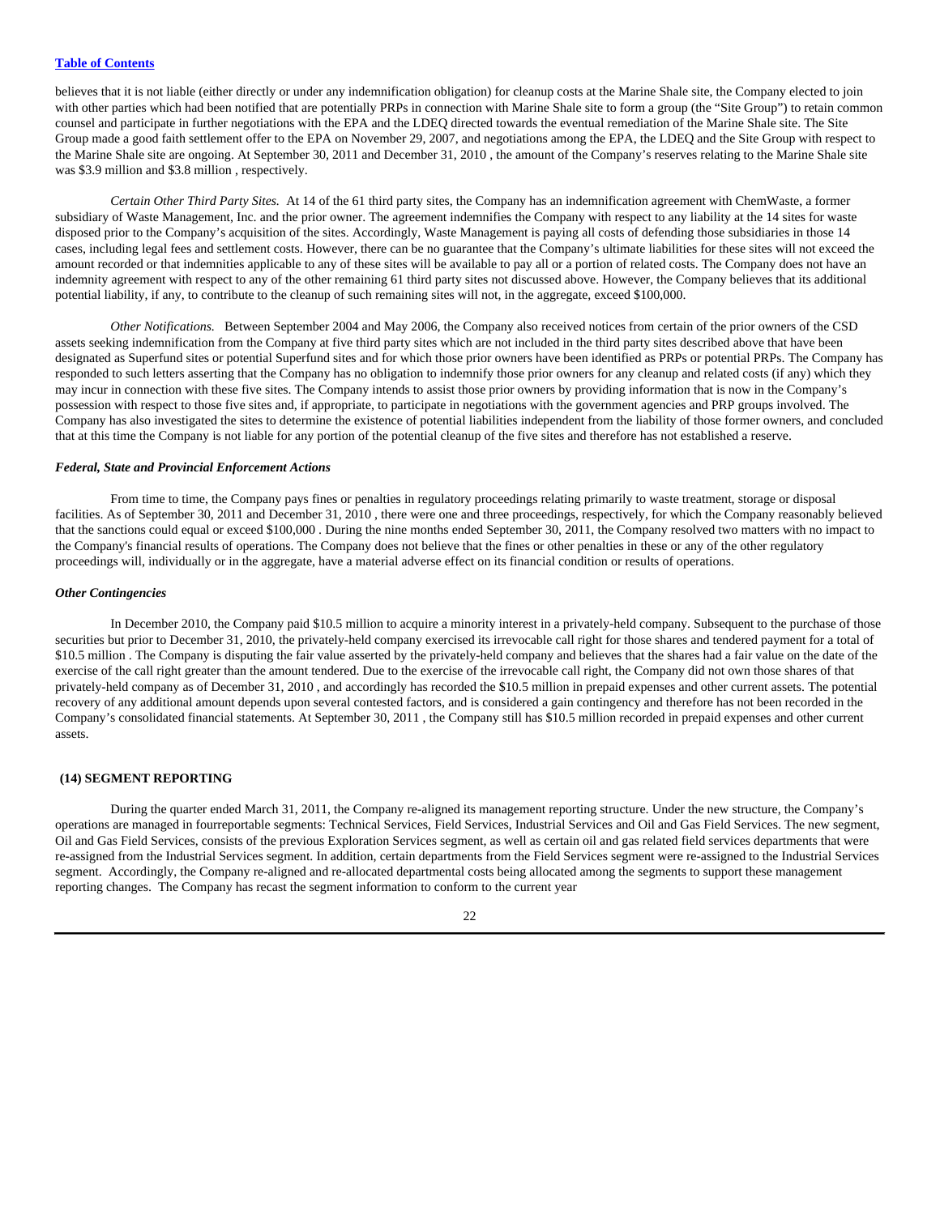believes that it is not liable (either directly or under any indemnification obligation) for cleanup costs at the Marine Shale site, the Company elected to join with other parties which had been notified that are potentially PRPs in connection with Marine Shale site to form a group (the "Site Group") to retain common counsel and participate in further negotiations with the EPA and the LDEQ directed towards the eventual remediation of the Marine Shale site. The Site Group made a good faith settlement offer to the EPA on November 29, 2007, and negotiations among the EPA, the LDEQ and the Site Group with respect to the Marine Shale site are ongoing. At September 30, 2011 and December 31, 2010 , the amount of the Company's reserves relating to the Marine Shale site was $3.9 million and $3.8 million , respectively.

*Certain Other Third Party Sites.* At 14 of the 61 third party sites, the Company has an indemnification agreement with ChemWaste, a former subsidiary of Waste Management, Inc. and the prior owner. The agreement indemnifies the Company with respect to any liability at the 14 sites for waste disposed prior to the Company's acquisition of the sites. Accordingly, Waste Management is paying all costs of defending those subsidiaries in those 14 cases, including legal fees and settlement costs. However, there can be no guarantee that the Company's ultimate liabilities for these sites will not exceed the amount recorded or that indemnities applicable to any of these sites will be available to pay all or a portion of related costs. The Company does not have an indemnity agreement with respect to any of the other remaining 61 third party sites not discussed above. However, the Company believes that its additional potential liability, if any, to contribute to the cleanup of such remaining sites will not, in the aggregate, exceed $100,000.

*Other Notifications.* Between September 2004 and May 2006, the Company also received notices from certain of the prior owners of the CSD assets seeking indemnification from the Company at five third party sites which are not included in the third party sites described above that have been designated as Superfund sites or potential Superfund sites and for which those prior owners have been identified as PRPs or potential PRPs. The Company has responded to such letters asserting that the Company has no obligation to indemnify those prior owners for any cleanup and related costs (if any) which they may incur in connection with these five sites. The Company intends to assist those prior owners by providing information that is now in the Company's possession with respect to those five sites and, if appropriate, to participate in negotiations with the government agencies and PRP groups involved. The Company has also investigated the sites to determine the existence of potential liabilities independent from the liability of those former owners, and concluded that at this time the Company is not liable for any portion of the potential cleanup of the five sites and therefore has not established a reserve.

### *Federal, State and Provincial Enforcement Actions*

From time to time, the Company pays fines or penalties in regulatory proceedings relating primarily to waste treatment, storage or disposal facilities. As of September 30, 2011 and December 31, 2010 , there were one and three proceedings, respectively, for which the Company reasonably believed that the sanctions could equal or exceed $100,000 . During the nine months ended September 30, 2011, the Company resolved two matters with no impact to the Company's financial results of operations. The Company does not believe that the fines or other penalties in these or any of the other regulatory proceedings will, individually or in the aggregate, have a material adverse effect on its financial condition or results of operations.

### *Other Contingencies*

In December 2010, the Company paid $10.5 million to acquire a minority interest in a privately-held company. Subsequent to the purchase of those securities but prior to December 31, 2010, the privately-held company exercised its irrevocable call right for those shares and tendered payment for a total of $10.5 million . The Company is disputing the fair value asserted by the privately-held company and believes that the shares had a fair value on the date of the exercise of the call right greater than the amount tendered. Due to the exercise of the irrevocable call right, the Company did not own those shares of that privately-held company as of December 31, 2010 , and accordingly has recorded the $10.5 million in prepaid expenses and other current assets. The potential recovery of any additional amount depends upon several contested factors, and is considered a gain contingency and therefore has not been recorded in the Company's consolidated financial statements. At September 30, 2011 , the Company still has $10.5 million recorded in prepaid expenses and other current assets.

## (14) SEGMENT REPORTING

During the quarter ended March 31, 2011, the Company re-aligned its management reporting structure. Under the new structure, the Company's operations are managed in fourreportable segments: Technical Services, Field Services, Industrial Services and Oil and Gas Field Services. The new segment, Oil and Gas Field Services, consists of the previous Exploration Services segment, as well as certain oil and gas related field services departments that were re-assigned from the Industrial Services segment. In addition, certain departments from the Field Services segment were re-assigned to the Industrial Services segment. Accordingly, the Company re-aligned and re-allocated departmental costs being allocated among the segments to support these management reporting changes. The Company has recast the segment information to conform to the current year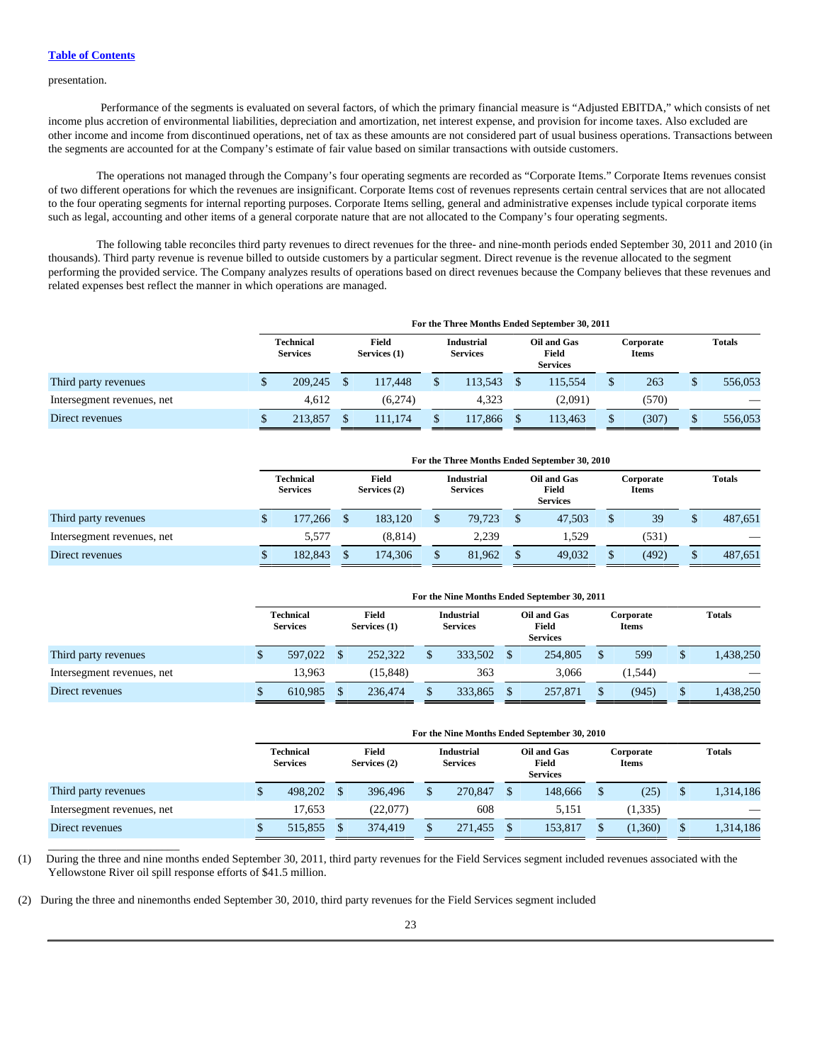[Table of Contents](#)

presentation.

Performance of the segments is evaluated on several factors, of which the primary financial measure is "Adjusted EBITDA," which consists of net income plus accretion of environmental liabilities, depreciation and amortization, net interest expense, and provision for income taxes. Also excluded are other income and income from discontinued operations, net of tax as these amounts are not considered part of usual business operations. Transactions between the segments are accounted for at the Company's estimate of fair value based on similar transactions with outside customers.

The operations not managed through the Company's four operating segments are recorded as "Corporate Items." Corporate Items revenues consist of two different operations for which the revenues are insignificant. Corporate Items cost of revenues represents certain central services that are not allocated to the four operating segments for internal reporting purposes. Corporate Items selling, general and administrative expenses include typical corporate items such as legal, accounting and other items of a general corporate nature that are not allocated to the Company's four operating segments.

The following table reconciles third party revenues to direct revenues for the three- and nine-month periods ended September 30, 2011 and 2010 (in thousands). Third party revenue is revenue billed to outside customers by a particular segment. Direct revenue is the revenue allocated to the segment performing the provided service. The Company analyzes results of operations based on direct revenues because the Company believes that these revenues and related expenses best reflect the manner in which operations are managed.

| | For the Three Months Ended September 30, 2011 | | | | | |
|---|---|---|---|---|---|---|
| | Technical Services | Field Services (1) | Industrial Services | Oil and Gas Field Services | Corporate Items | Totals |
| Third party revenues | $ 209,245 | $ 117,448 | $ 113,543 | $ 115,554 | $ 263 | $ 556,053 |
| Intersegment revenues, net | 4,612 | (6,274) | 4,323 | (2,091) | (570) | — |
| Direct revenues | $ 213,857 | $ 111,174 | $ 117,866 | $ 113,463 | $ (307) | $ 556,053 |

| | For the Three Months Ended September 30, 2010 | | | | | |
|---|---|---|---|---|---|---|
| | Technical Services | Field Services (2) | Industrial Services | Oil and Gas Field Services | Corporate Items | Totals |
| Third party revenues | $ 177,266 | $ 183,120 | $ 79,723 | $ 47,503 | $ 39 | $ 487,651 |
| Intersegment revenues, net | 5,577 | (8,814) | 2,239 | 1,529 | (531) | — |
| Direct revenues | $ 182,843 | $ 174,306 | $ 81,962 | $ 49,032 | $ (492) | $ 487,651 |

| | For the Nine Months Ended September 30, 2011 | | | | | |
|---|---|---|---|---|---|---|
| | Technical Services | Field Services (1) | Industrial Services | Oil and Gas Field Services | Corporate Items | Totals |
| Third party revenues | $ 597,022 | $ 252,322 | $ 333,502 | $ 254,805 | $ 599 | $ 1,438,250 |
| Intersegment revenues, net | 13,963 | (15,848) | 363 | 3,066 | (1,544) | — |
| Direct revenues | $ 610,985 | $ 236,474 | $ 333,865 | $ 257,871 | $ (945) | $ 1,438,250 |

| | For the Nine Months Ended September 30, 2010 | | | | | |
|---|---|---|---|---|---|---|
| | Technical Services | Field Services (2) | Industrial Services | Oil and Gas Field Services | Corporate Items | Totals |
| Third party revenues | $ 498,202 | $ 396,496 | $ 270,847 | $ 148,666 | $ (25) | $ 1,314,186 |
| Intersegment revenues, net | 17,653 | (22,077) | 608 | 5,151 | (1,335) | — |
| Direct revenues | $ 515,855 | $ 374,419 | $ 271,455 | $ 153,817 | $ (1,360) | $ 1,314,186 |

(1) During the three and nine months ended September 30, 2011, third party revenues for the Field Services segment included revenues associated with the Yellowstone River oil spill response efforts of $41.5 million.

(2) During the three and ninemonths ended September 30, 2010, third party revenues for the Field Services segment included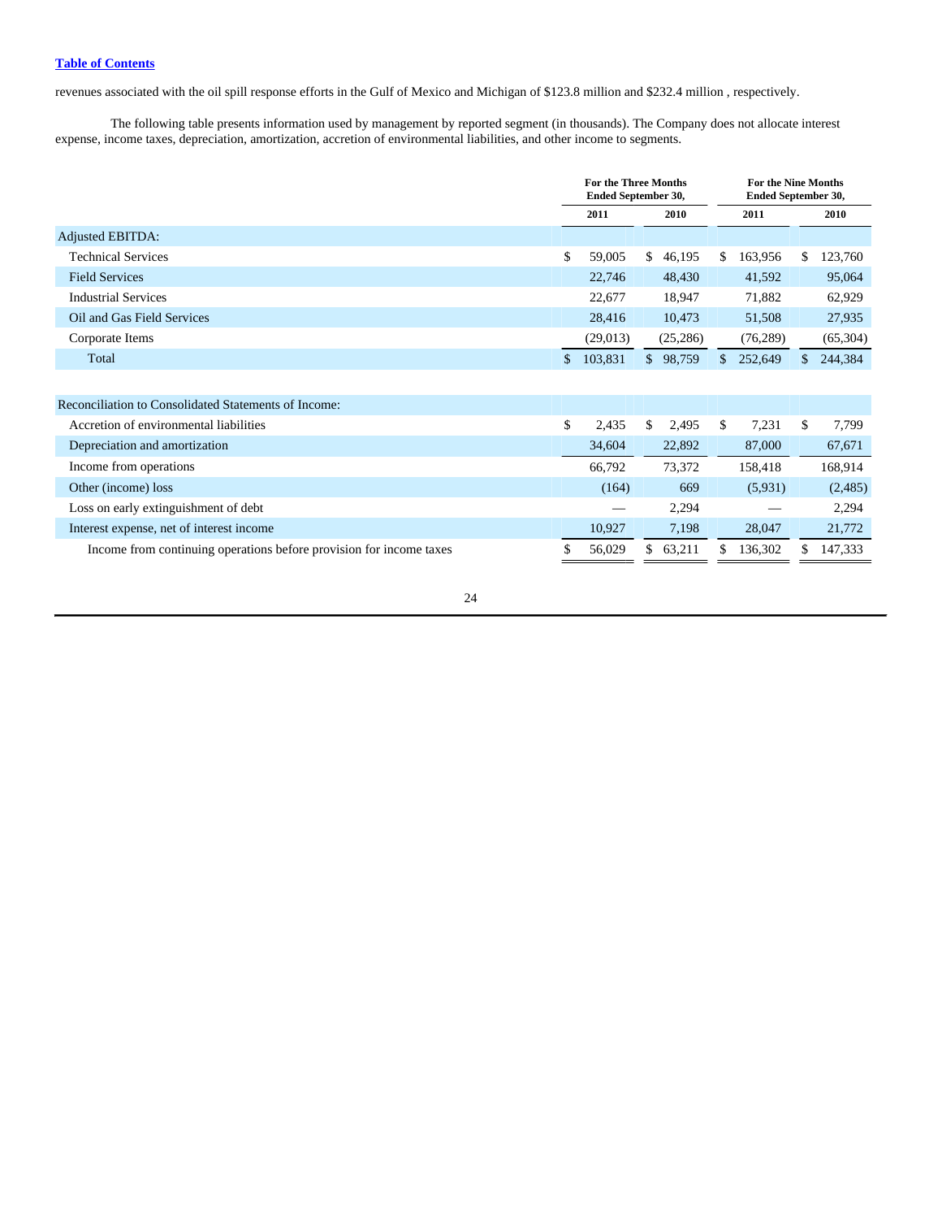revenues associated with the oil spill response efforts in the Gulf of Mexico and Michigan of $123.8 million and $232.4 million , respectively.

The following table presents information used by management by reported segment (in thousands). The Company does not allocate interest expense, income taxes, depreciation, amortization, accretion of environmental liabilities, and other income to segments.

| | For the Three Months Ended September 30, | | For the Nine Months Ended September 30, | |
|---|---|---|---|---|
| | 2011 | 2010 | 2011 | 2010 |
| Adjusted EBITDA: | | | | |
| Technical Services | $ 59,005 | $ 46,195 | $ 163,956 | $ 123,760 |
| Field Services | 22,746 | 48,430 | 41,592 | 95,064 |
| Industrial Services | 22,677 | 18,947 | 71,882 | 62,929 |
| Oil and Gas Field Services | 28,416 | 10,473 | 51,508 | 27,935 |
| Corporate Items | (29,013) | (25,286) | (76,289) | (65,304) |
| Total | $ 103,831 | $ 98,759 | $ 252,649 | $ 244,384 |
| | | | | |
| Reconciliation to Consolidated Statements of Income: | | | | |
| Accretion of environmental liabilities | $ 2,435 | $ 2,495 | $ 7,231 | $ 7,799 |
| Depreciation and amortization | 34,604 | 22,892 | 87,000 | 67,671 |
| Income from operations | 66,792 | 73,372 | 158,418 | 168,914 |
| Other (income) loss | (164) | 669 | (5,931) | (2,485) |
| Loss on early extinguishment of debt | — | 2,294 | — | 2,294 |
| Interest expense, net of interest income | 10,927 | 7,198 | 28,047 | 21,772 |
| Income from continuing operations before provision for income taxes | $ 56,029 | $ 63,211 | $ 136,302 | $ 147,333 |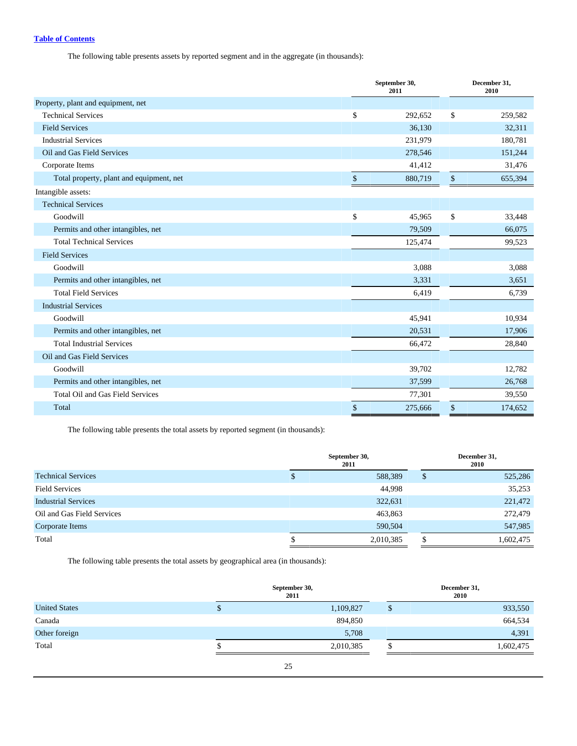[Table of Contents](#)

The following table presents assets by reported segment and in the aggregate (in thousands):

| | September 30, 2011 | December 31, 2010 |
|---|---|---|
| Property, plant and equipment, net | | |
| Technical Services | $ 292,652 | $ 259,582 |
| Field Services | 36,130 | 32,311 |
| Industrial Services | 231,979 | 180,781 |
| Oil and Gas Field Services | 278,546 | 151,244 |
| Corporate Items | 41,412 | 31,476 |
| Total property, plant and equipment, net | $ 880,719 | $ 655,394 |
| Intangible assets: | | |
| Technical Services | | |
| Goodwill | $ 45,965 | $ 33,448 |
| Permits and other intangibles, net | 79,509 | 66,075 |
| Total Technical Services | 125,474 | 99,523 |
| Field Services | | |
| Goodwill | 3,088 | 3,088 |
| Permits and other intangibles, net | 3,331 | 3,651 |
| Total Field Services | 6,419 | 6,739 |
| Industrial Services | | |
| Goodwill | 45,941 | 10,934 |
| Permits and other intangibles, net | 20,531 | 17,906 |
| Total Industrial Services | 66,472 | 28,840 |
| Oil and Gas Field Services | | |
| Goodwill | 39,702 | 12,782 |
| Permits and other intangibles, net | 37,599 | 26,768 |
| Total Oil and Gas Field Services | 77,301 | 39,550 |
| Total | $ 275,666 | $ 174,652 |

The following table presents the total assets by reported segment (in thousands):

| | September 30, 2011 | December 31, 2010 |
|---|---|---|
| Technical Services | $ 588,389 | $ 525,286 |
| Field Services | 44,998 | 35,253 |
| Industrial Services | 322,631 | 221,472 |
| Oil and Gas Field Services | 463,863 | 272,479 |
| Corporate Items | 590,504 | 547,985 |
| Total | $ 2,010,385 | $ 1,602,475 |

The following table presents the total assets by geographical area (in thousands):

| | September 30, 2011 | December 31, 2010 |
|---|---|---|
| United States | $ 1,109,827 | $ 933,550 |
| Canada | 894,850 | 664,534 |
| Other foreign | 5,708 | 4,391 |
| Total | $ 2,010,385 | $ 1,602,475 |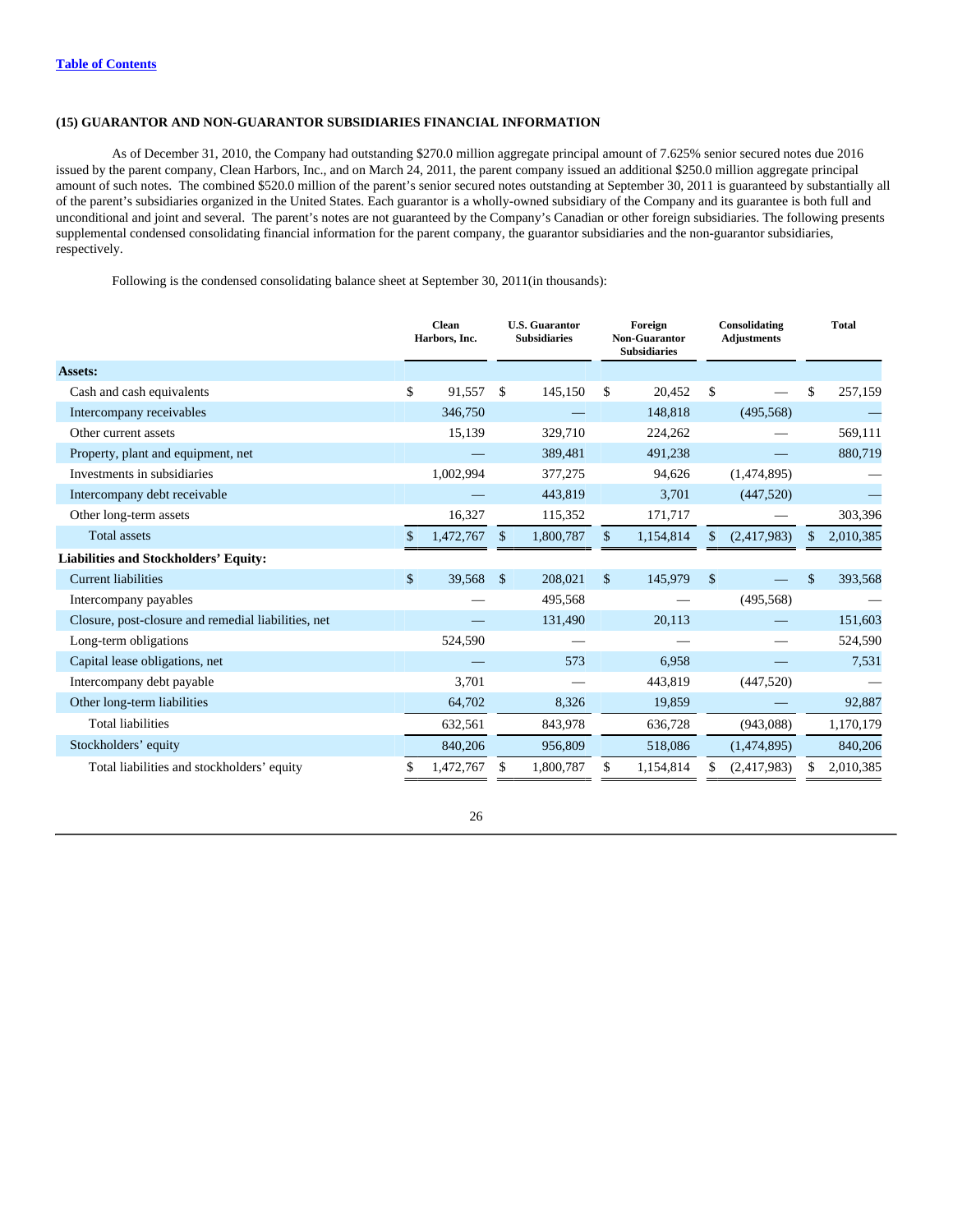[Table of Contents](#)

### (15) GUARANTOR AND NON-GUARANTOR SUBSIDIARIES FINANCIAL INFORMATION

As of December 31, 2010, the Company had outstanding $270.0 million aggregate principal amount of 7.625% senior secured notes due 2016 issued by the parent company, Clean Harbors, Inc., and on March 24, 2011, the parent company issued an additional $250.0 million aggregate principal amount of such notes. The combined $520.0 million of the parent's senior secured notes outstanding at September 30, 2011 is guaranteed by substantially all of the parent's subsidiaries organized in the United States. Each guarantor is a wholly-owned subsidiary of the Company and its guarantee is both full and unconditional and joint and several. The parent's notes are not guaranteed by the Company's Canadian or other foreign subsidiaries. The following presents supplemental condensed consolidating financial information for the parent company, the guarantor subsidiaries and the non-guarantor subsidiaries, respectively.

Following is the condensed consolidating balance sheet at September 30, 2011(in thousands):

| | Clean Harbors, Inc. | U.S. Guarantor Subsidiaries | Foreign Non-Guarantor Subsidiaries | Consolidating Adjustments | Total |
|---|---|---|---|---|---|
| **Assets:** | | | | | |
| Cash and cash equivalents | $ 91,557 | $ 145,150 | $ 20,452 | $ — | $ 257,159 |
| Intercompany receivables | 346,750 | — | 148,818 | (495,568) | — |
| Other current assets | 15,139 | 329,710 | 224,262 | — | 569,111 |
| Property, plant and equipment, net | — | 389,481 | 491,238 | — | 880,719 |
| Investments in subsidiaries | 1,002,994 | 377,275 | 94,626 | (1,474,895) | — |
| Intercompany debt receivable | — | 443,819 | 3,701 | (447,520) | — |
| Other long-term assets | 16,327 | 115,352 | 171,717 | — | 303,396 |
| Total assets | $ 1,472,767 | $ 1,800,787 | $ 1,154,814 | $ (2,417,983) | $ 2,010,385 |
| **Liabilities and Stockholders' Equity:** | | | | | |
| Current liabilities | $ 39,568 | $ 208,021 | $ 145,979 | $ — | $ 393,568 |
| Intercompany payables | — | 495,568 | — | (495,568) | — |
| Closure, post-closure and remedial liabilities, net | — | 131,490 | 20,113 | — | 151,603 |
| Long-term obligations | 524,590 | — | — | — | 524,590 |
| Capital lease obligations, net | — | 573 | 6,958 | — | 7,531 |
| Intercompany debt payable | 3,701 | — | 443,819 | (447,520) | — |
| Other long-term liabilities | 64,702 | 8,326 | 19,859 | — | 92,887 |
| Total liabilities | 632,561 | 843,978 | 636,728 | (943,088) | 1,170,179 |
| Stockholders' equity | 840,206 | 956,809 | 518,086 | (1,474,895) | 840,206 |
| Total liabilities and stockholders' equity | $ 1,472,767 | $ 1,800,787 | $ 1,154,814 | $ (2,417,983) | $ 2,010,385 |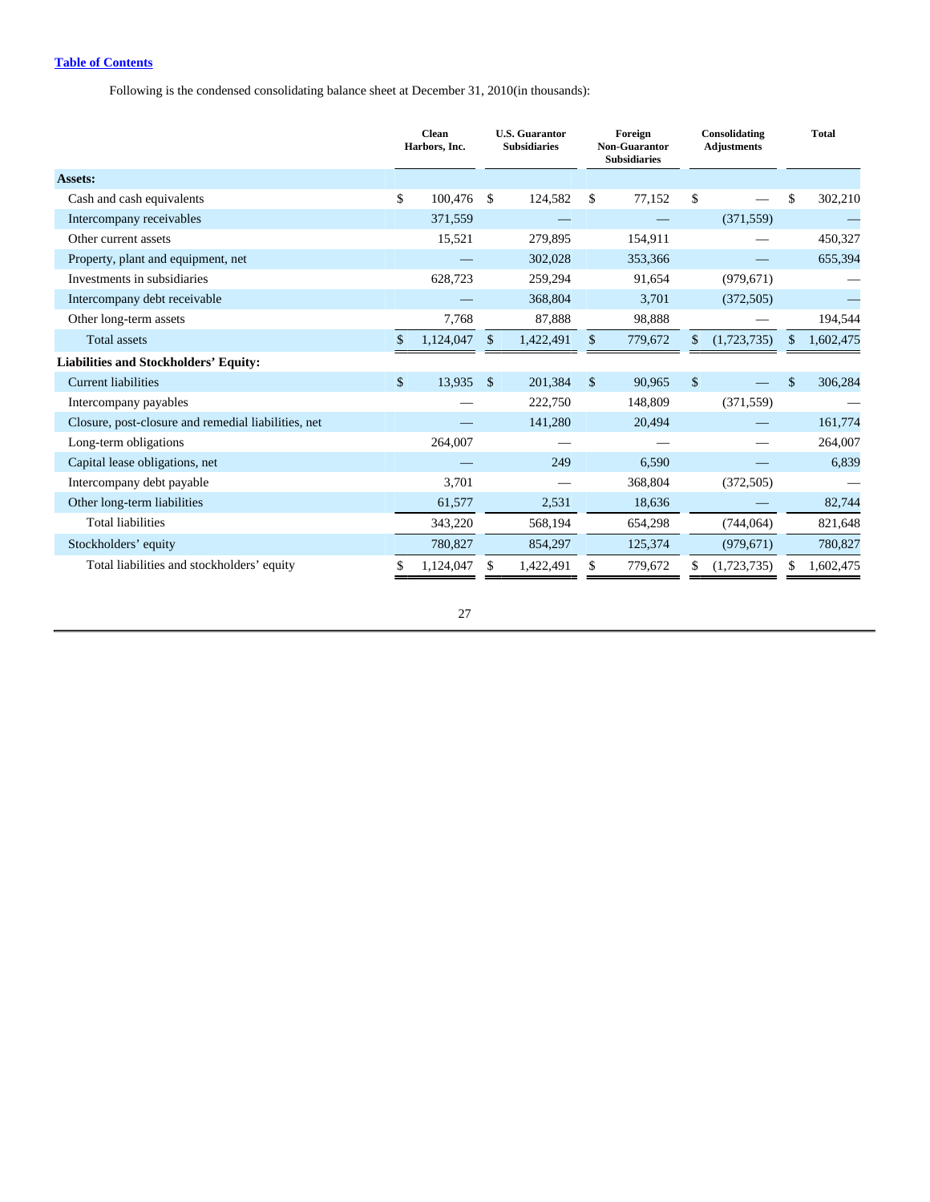[Table of Contents](#)

Following is the condensed consolidating balance sheet at December 31, 2010(in thousands):

| | Clean Harbors, Inc. | U.S. Guarantor Subsidiaries | Foreign Non-Guarantor Subsidiaries | Consolidating Adjustments | Total |
|---|---|---|---|---|---|
| **Assets:** | | | | | |
| Cash and cash equivalents | $ 100,476 | $ 124,582 | $ 77,152 | $ — | $ 302,210 |
| Intercompany receivables | 371,559 | — | — | (371,559) | — |
| Other current assets | 15,521 | 279,895 | 154,911 | — | 450,327 |
| Property, plant and equipment, net | — | 302,028 | 353,366 | — | 655,394 |
| Investments in subsidiaries | 628,723 | 259,294 | 91,654 | (979,671) | — |
| Intercompany debt receivable | — | 368,804 | 3,701 | (372,505) | — |
| Other long-term assets | 7,768 | 87,888 | 98,888 | — | 194,544 |
| Total assets | $ 1,124,047 | $ 1,422,491 | $ 779,672 | $ (1,723,735) | $ 1,602,475 |
| **Liabilities and Stockholders' Equity:** | | | | | |
| Current liabilities | $ 13,935 | $ 201,384 | $ 90,965 | $ — | $ 306,284 |
| Intercompany payables | — | 222,750 | 148,809 | (371,559) | — |
| Closure, post-closure and remedial liabilities, net | — | 141,280 | 20,494 | — | 161,774 |
| Long-term obligations | 264,007 | — | — | — | 264,007 |
| Capital lease obligations, net | — | 249 | 6,590 | — | 6,839 |
| Intercompany debt payable | 3,701 | — | 368,804 | (372,505) | — |
| Other long-term liabilities | 61,577 | 2,531 | 18,636 | — | 82,744 |
| Total liabilities | 343,220 | 568,194 | 654,298 | (744,064) | 821,648 |
| Stockholders' equity | 780,827 | 854,297 | 125,374 | (979,671) | 780,827 |
| Total liabilities and stockholders' equity | $ 1,124,047 | $ 1,422,491 | $ 779,672 | $ (1,723,735) | $ 1,602,475 |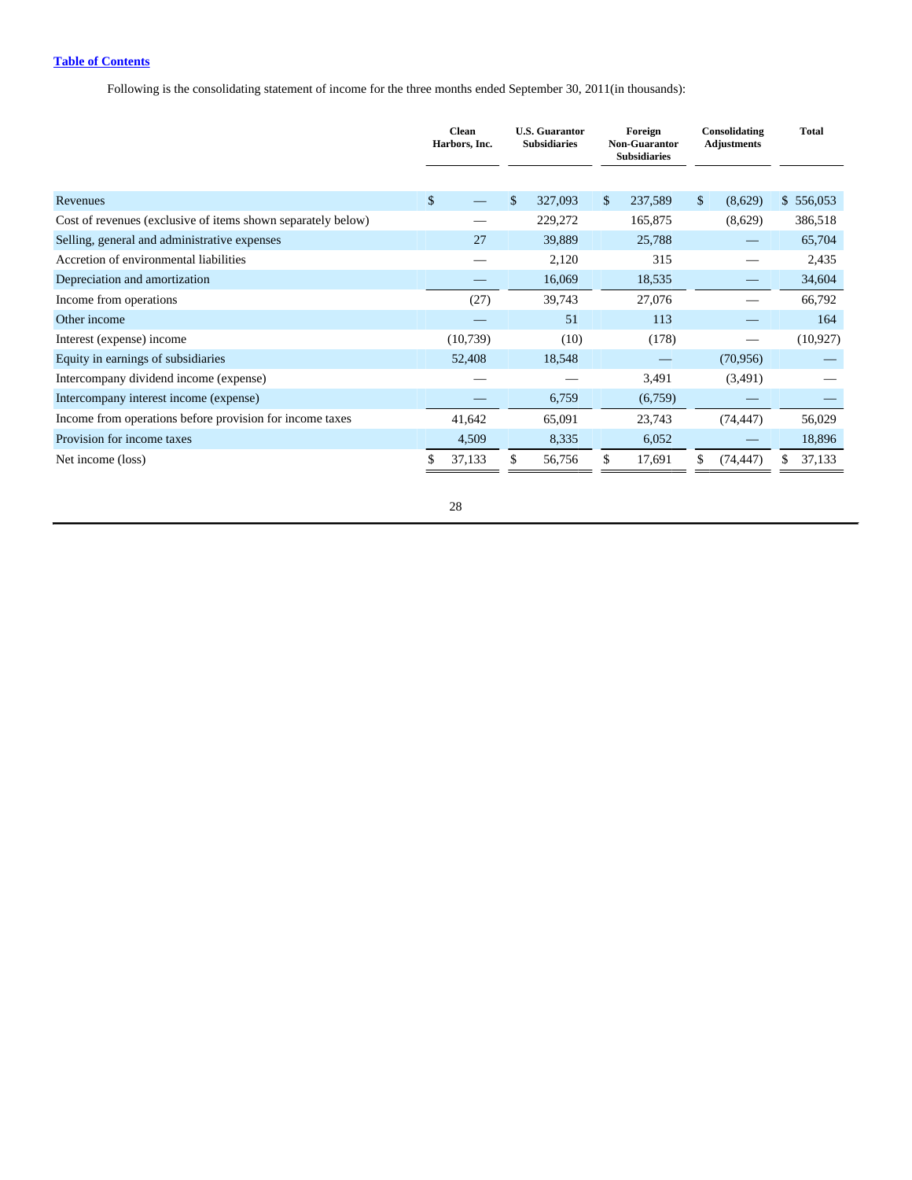Following is the consolidating statement of income for the three months ended September 30, 2011(in thousands):

| | Clean Harbors, Inc. | U.S. Guarantor Subsidiaries | Foreign Non-Guarantor Subsidiaries | Consolidating Adjustments | Total |
|---|---|---|---|---|---|
| Revenues | $ — | $ 327,093 | $ 237,589 | $ (8,629) | $ 556,053 |
| Cost of revenues (exclusive of items shown separately below) | — | 229,272 | 165,875 | (8,629) | 386,518 |
| Selling, general and administrative expenses | 27 | 39,889 | 25,788 | — | 65,704 |
| Accretion of environmental liabilities | — | 2,120 | 315 | — | 2,435 |
| Depreciation and amortization | — | 16,069 | 18,535 | — | 34,604 |
| Income from operations | (27) | 39,743 | 27,076 | — | 66,792 |
| Other income | — | 51 | 113 | — | 164 |
| Interest (expense) income | (10,739) | (10) | (178) | — | (10,927) |
| Equity in earnings of subsidiaries | 52,408 | 18,548 | — | (70,956) | — |
| Intercompany dividend income (expense) | — | — | 3,491 | (3,491) | — |
| Intercompany interest income (expense) | — | 6,759 | (6,759) | — | — |
| Income from operations before provision for income taxes | 41,642 | 65,091 | 23,743 | (74,447) | 56,029 |
| Provision for income taxes | 4,509 | 8,335 | 6,052 | — | 18,896 |
| Net income (loss) | $ 37,133 | $ 56,756 | $ 17,691 | $ (74,447) | $ 37,133 |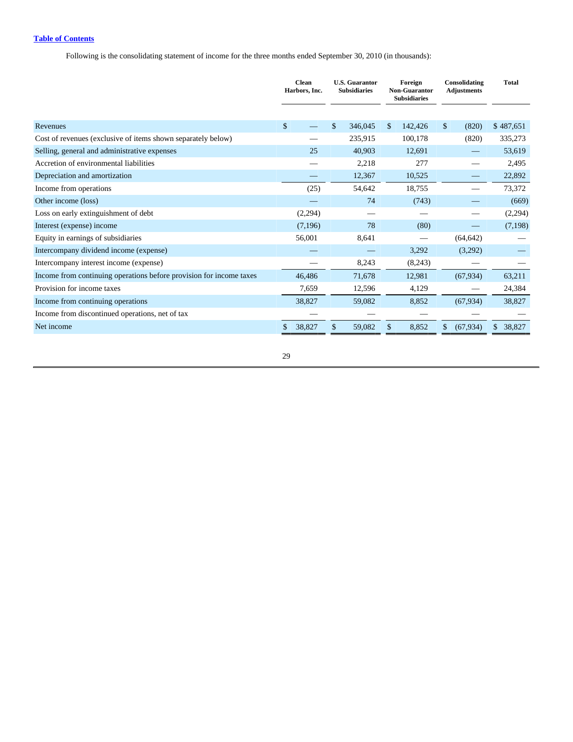[Table of Contents]

Following is the consolidating statement of income for the three months ended September 30, 2010 (in thousands):

| | Clean Harbors, Inc. | U.S. Guarantor Subsidiaries | Foreign Non-Guarantor Subsidiaries | Consolidating Adjustments | Total |
|---|---|---|---|---|---|
| Revenues | $ — | $ 346,045 | $ 142,426 | $ (820) | $ 487,651 |
| Cost of revenues (exclusive of items shown separately below) | — | 235,915 | 100,178 | (820) | 335,273 |
| Selling, general and administrative expenses | 25 | 40,903 | 12,691 | — | 53,619 |
| Accretion of environmental liabilities | — | 2,218 | 277 | — | 2,495 |
| Depreciation and amortization | — | 12,367 | 10,525 | — | 22,892 |
| Income from operations | (25) | 54,642 | 18,755 | — | 73,372 |
| Other income (loss) | — | 74 | (743) | — | (669) |
| Loss on early extinguishment of debt | (2,294) | — | — | — | (2,294) |
| Interest (expense) income | (7,196) | 78 | (80) | — | (7,198) |
| Equity in earnings of subsidiaries | 56,001 | 8,641 | — | (64,642) | — |
| Intercompany dividend income (expense) | — | — | 3,292 | (3,292) | — |
| Intercompany interest income (expense) | — | 8,243 | (8,243) | — | — |
| Income from continuing operations before provision for income taxes | 46,486 | 71,678 | 12,981 | (67,934) | 63,211 |
| Provision for income taxes | 7,659 | 12,596 | 4,129 | — | 24,384 |
| Income from continuing operations | 38,827 | 59,082 | 8,852 | (67,934) | 38,827 |
| Income from discontinued operations, net of tax | — | — | — | — | — |
| Net income | $ 38,827 | $ 59,082 | $ 8,852 | $ (67,934) | $ 38,827 |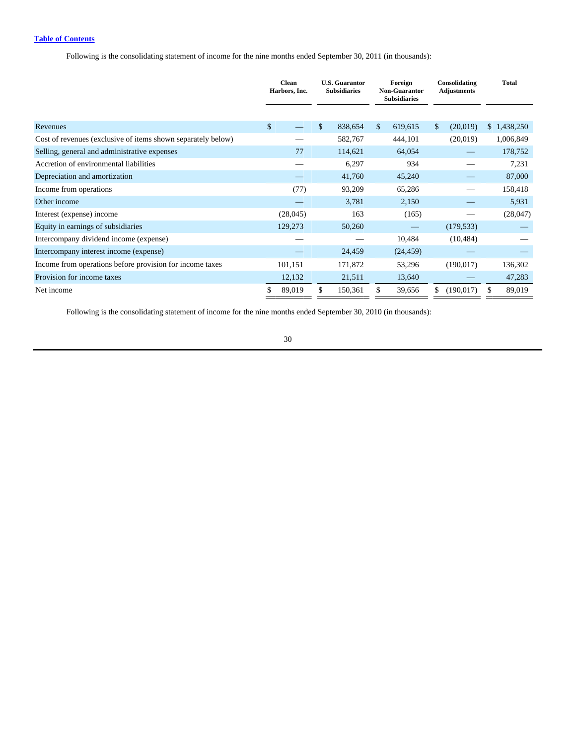Following is the consolidating statement of income for the nine months ended September 30, 2011 (in thousands):

| | Clean Harbors, Inc. | U.S. Guarantor Subsidiaries | Foreign Non-Guarantor Subsidiaries | Consolidating Adjustments | Total |
|---|---|---|---|---|---|
| Revenues | $ — | $ 838,654 | $ 619,615 | $ (20,019) | $ 1,438,250 |
| Cost of revenues (exclusive of items shown separately below) | — | 582,767 | 444,101 | (20,019) | 1,006,849 |
| Selling, general and administrative expenses | 77 | 114,621 | 64,054 | — | 178,752 |
| Accretion of environmental liabilities | — | 6,297 | 934 | — | 7,231 |
| Depreciation and amortization | — | 41,760 | 45,240 | — | 87,000 |
| Income from operations | (77) | 93,209 | 65,286 | — | 158,418 |
| Other income | — | 3,781 | 2,150 | — | 5,931 |
| Interest (expense) income | (28,045) | 163 | (165) | — | (28,047) |
| Equity in earnings of subsidiaries | 129,273 | 50,260 | — | (179,533) | — |
| Intercompany dividend income (expense) | — | — | 10,484 | (10,484) | — |
| Intercompany interest income (expense) | — | 24,459 | (24,459) | — | — |
| Income from operations before provision for income taxes | 101,151 | 171,872 | 53,296 | (190,017) | 136,302 |
| Provision for income taxes | 12,132 | 21,511 | 13,640 | — | 47,283 |
| Net income | $ 89,019 | $ 150,361 | $ 39,656 | $ (190,017) | $ 89,019 |

Following is the consolidating statement of income for the nine months ended September 30, 2010 (in thousands):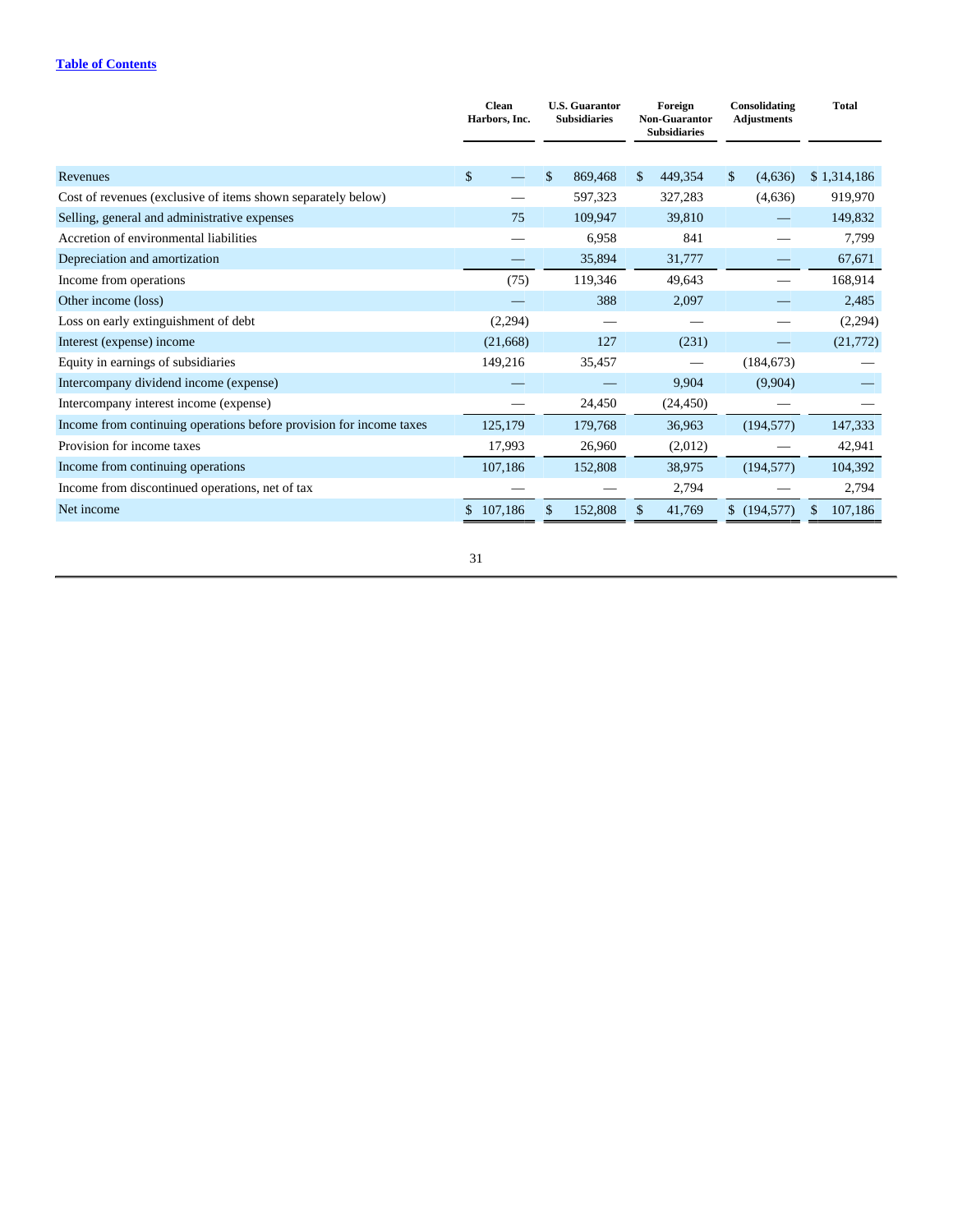| | Clean Harbors, Inc. | U.S. Guarantor Subsidiaries | Foreign Non-Guarantor Subsidiaries | Consolidating Adjustments | Total |
|---|---|---|---|---|---|
| Revenues | $ — | $ 869,468 | $ 449,354 | $ (4,636) | $ 1,314,186 |
| Cost of revenues (exclusive of items shown separately below) | — | 597,323 | 327,283 | (4,636) | 919,970 |
| Selling, general and administrative expenses | 75 | 109,947 | 39,810 | — | 149,832 |
| Accretion of environmental liabilities | — | 6,958 | 841 | — | 7,799 |
| Depreciation and amortization | — | 35,894 | 31,777 | — | 67,671 |
| Income from operations | (75) | 119,346 | 49,643 | — | 168,914 |
| Other income (loss) | — | 388 | 2,097 | — | 2,485 |
| Loss on early extinguishment of debt | (2,294) | — | — | — | (2,294) |
| Interest (expense) income | (21,668) | 127 | (231) | — | (21,772) |
| Equity in earnings of subsidiaries | 149,216 | 35,457 | — | (184,673) | — |
| Intercompany dividend income (expense) | — | — | 9,904 | (9,904) | — |
| Intercompany interest income (expense) | — | 24,450 | (24,450) | — | — |
| Income from continuing operations before provision for income taxes | 125,179 | 179,768 | 36,963 | (194,577) | 147,333 |
| Provision for income taxes | 17,993 | 26,960 | (2,012) | — | 42,941 |
| Income from continuing operations | 107,186 | 152,808 | 38,975 | (194,577) | 104,392 |
| Income from discontinued operations, net of tax | — | — | 2,794 | — | 2,794 |
| Net income | $ 107,186 | $ 152,808 | $ 41,769 | $ (194,577) | $ 107,186 |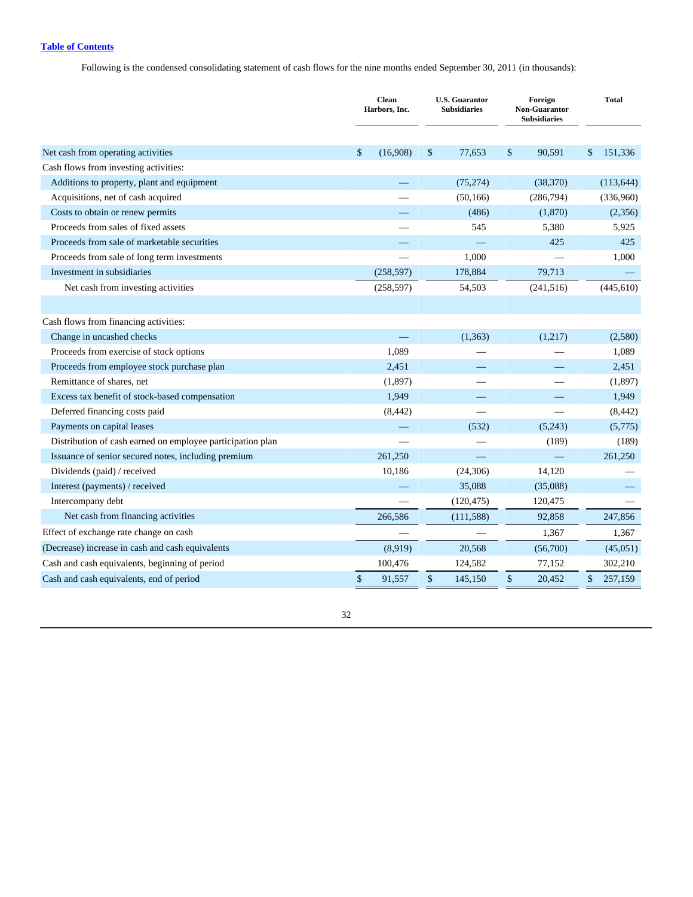[Table of Contents](#)

Following is the condensed consolidating statement of cash flows for the nine months ended September 30, 2011 (in thousands):

| | Clean Harbors, Inc. | U.S. Guarantor Subsidiaries | Foreign Non-Guarantor Subsidiaries | Total |
|---|---|---|---|---|
| Net cash from operating activities | $ (16,908) | $ 77,653 | $ 90,591 | $ 151,336 |
| Cash flows from investing activities: | | | | |
| Additions to property, plant and equipment | — | (75,274) | (38,370) | (113,644) |
| Acquisitions, net of cash acquired | — | (50,166) | (286,794) | (336,960) |
| Costs to obtain or renew permits | — | (486) | (1,870) | (2,356) |
| Proceeds from sales of fixed assets | — | 545 | 5,380 | 5,925 |
| Proceeds from sale of marketable securities | — | — | 425 | 425 |
| Proceeds from sale of long term investments | — | 1,000 | — | 1,000 |
| Investment in subsidiaries | (258,597) | 178,884 | 79,713 | — |
| Net cash from investing activities | (258,597) | 54,503 | (241,516) | (445,610) |
| Cash flows from financing activities: | | | | |
| Change in uncashed checks | — | (1,363) | (1,217) | (2,580) |
| Proceeds from exercise of stock options | 1,089 | — | — | 1,089 |
| Proceeds from employee stock purchase plan | 2,451 | — | — | 2,451 |
| Remittance of shares, net | (1,897) | — | — | (1,897) |
| Excess tax benefit of stock-based compensation | 1,949 | — | — | 1,949 |
| Deferred financing costs paid | (8,442) | — | — | (8,442) |
| Payments on capital leases | — | (532) | (5,243) | (5,775) |
| Distribution of cash earned on employee participation plan | — | — | (189) | (189) |
| Issuance of senior secured notes, including premium | 261,250 | — | — | 261,250 |
| Dividends (paid) / received | 10,186 | (24,306) | 14,120 | — |
| Interest (payments) / received | — | 35,088 | (35,088) | — |
| Intercompany debt | — | (120,475) | 120,475 | — |
| Net cash from financing activities | 266,586 | (111,588) | 92,858 | 247,856 |
| Effect of exchange rate change on cash | — | — | 1,367 | 1,367 |
| (Decrease) increase in cash and cash equivalents | (8,919) | 20,568 | (56,700) | (45,051) |
| Cash and cash equivalents, beginning of period | 100,476 | 124,582 | 77,152 | 302,210 |
| Cash and cash equivalents, end of period | $ 91,557 | $ 145,150 | $ 20,452 | $ 257,159 |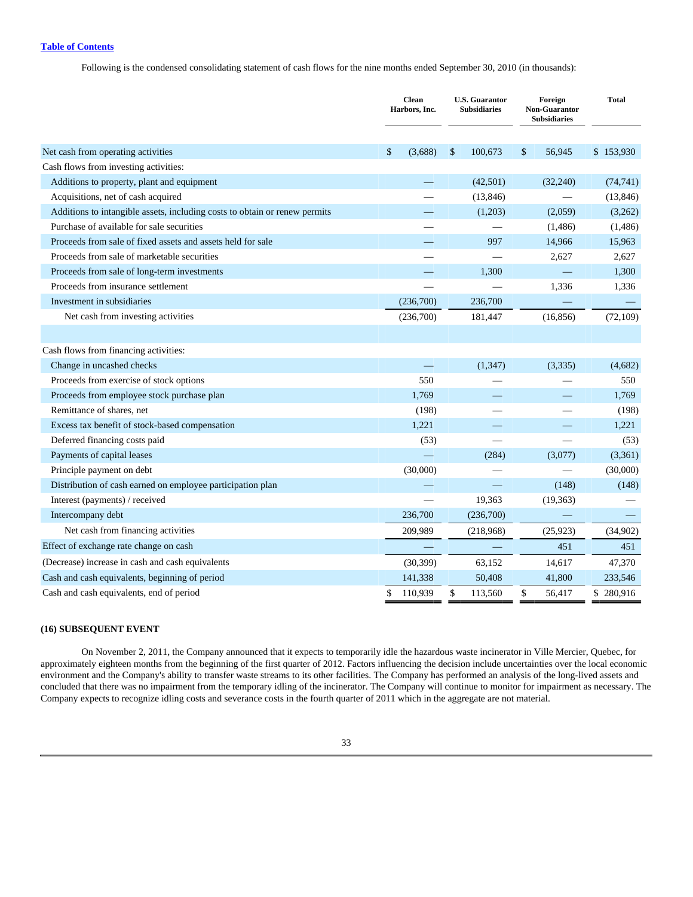[Table of Contents](#)

Following is the condensed consolidating statement of cash flows for the nine months ended September 30, 2010 (in thousands):

| | Clean Harbors, Inc. | U.S. Guarantor Subsidiaries | Foreign Non-Guarantor Subsidiaries | Total |
|---|---|---|---|---|
| Net cash from operating activities | $ (3,688) | $ 100,673 | $ 56,945 | $ 153,930 |
| Cash flows from investing activities: | | | | |
| Additions to property, plant and equipment | — | (42,501) | (32,240) | (74,741) |
| Acquisitions, net of cash acquired | — | (13,846) | — | (13,846) |
| Additions to intangible assets, including costs to obtain or renew permits | — | (1,203) | (2,059) | (3,262) |
| Purchase of available for sale securities | — | — | (1,486) | (1,486) |
| Proceeds from sale of fixed assets and assets held for sale | — | 997 | 14,966 | 15,963 |
| Proceeds from sale of marketable securities | — | — | 2,627 | 2,627 |
| Proceeds from sale of long-term investments | — | 1,300 | — | 1,300 |
| Proceeds from insurance settlement | — | — | 1,336 | 1,336 |
| Investment in subsidiaries | (236,700) | 236,700 | — | — |
| Net cash from investing activities | (236,700) | 181,447 | (16,856) | (72,109) |
| | | | | |
| Cash flows from financing activities: | | | | |
| Change in uncashed checks | — | (1,347) | (3,335) | (4,682) |
| Proceeds from exercise of stock options | 550 | — | — | 550 |
| Proceeds from employee stock purchase plan | 1,769 | — | — | 1,769 |
| Remittance of shares, net | (198) | — | — | (198) |
| Excess tax benefit of stock-based compensation | 1,221 | — | — | 1,221 |
| Deferred financing costs paid | (53) | — | — | (53) |
| Payments of capital leases | — | (284) | (3,077) | (3,361) |
| Principle payment on debt | (30,000) | — | — | (30,000) |
| Distribution of cash earned on employee participation plan | — | — | (148) | (148) |
| Interest (payments) / received | — | 19,363 | (19,363) | — |
| Intercompany debt | 236,700 | (236,700) | — | — |
| Net cash from financing activities | 209,989 | (218,968) | (25,923) | (34,902) |
| Effect of exchange rate change on cash | — | — | 451 | 451 |
| (Decrease) increase in cash and cash equivalents | (30,399) | 63,152 | 14,617 | 47,370 |
| Cash and cash equivalents, beginning of period | 141,338 | 50,408 | 41,800 | 233,546 |
| Cash and cash equivalents, end of period | $ 110,939 | $ 113,560 | $ 56,417 | $ 280,916 |

**(16) SUBSEQUENT EVENT**

On November 2, 2011, the Company announced that it expects to temporarily idle the hazardous waste incinerator in Ville Mercier, Quebec, for approximately eighteen months from the beginning of the first quarter of 2012. Factors influencing the decision include uncertainties over the local economic environment and the Company's ability to transfer waste streams to its other facilities. The Company has performed an analysis of the long-lived assets and concluded that there was no impairment from the temporary idling of the incinerator. The Company will continue to monitor for impairment as necessary. The Company expects to recognize idling costs and severance costs in the fourth quarter of 2011 which in the aggregate are not material.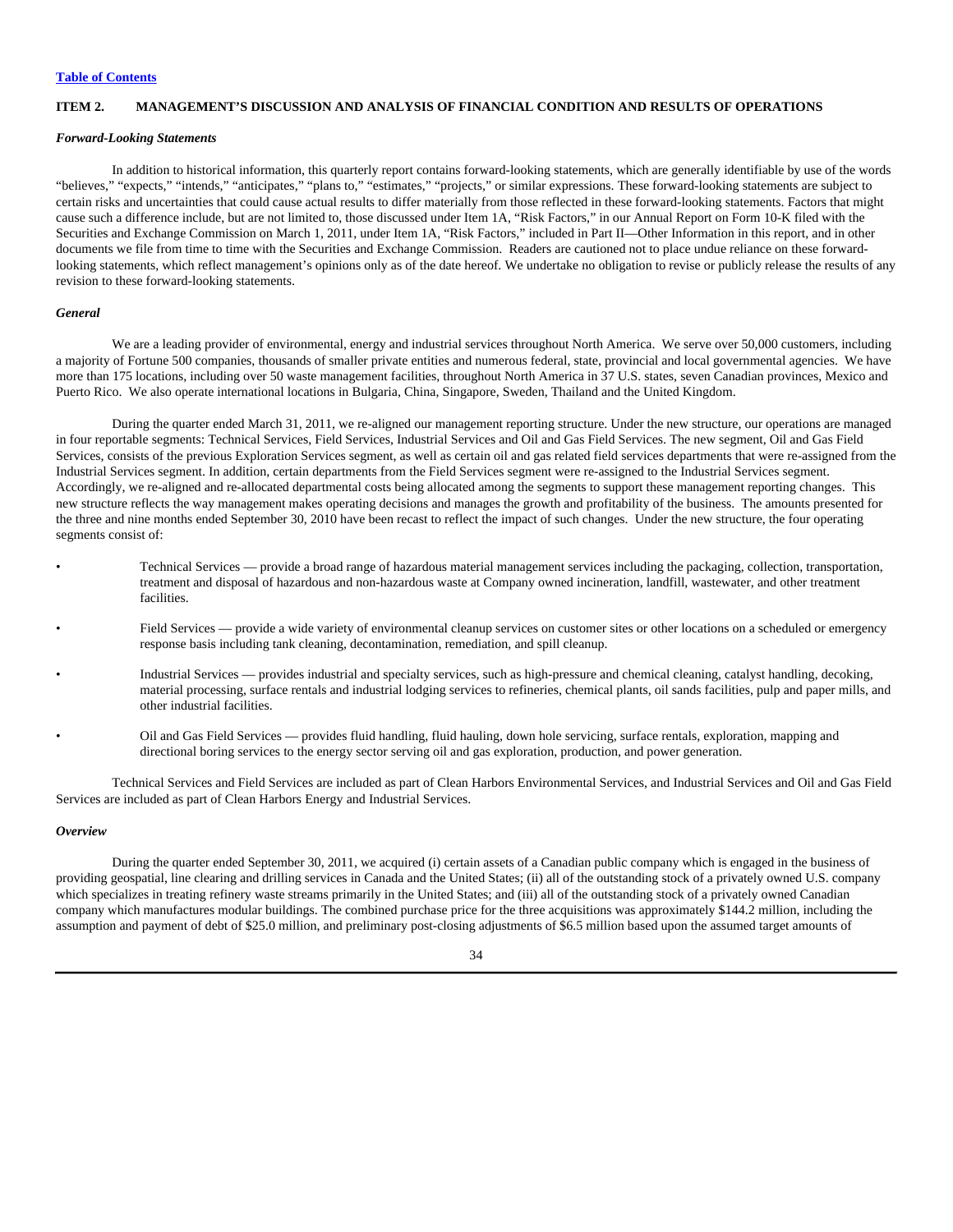[Table of Contents](#)

## ITEM 2. MANAGEMENT'S DISCUSSION AND ANALYSIS OF FINANCIAL CONDITION AND RESULTS OF OPERATIONS

### *Forward-Looking Statements*

In addition to historical information, this quarterly report contains forward-looking statements, which are generally identifiable by use of the words "believes," "expects," "intends," "anticipates," "plans to," "estimates," "projects," or similar expressions. These forward-looking statements are subject to certain risks and uncertainties that could cause actual results to differ materially from those reflected in these forward-looking statements. Factors that might cause such a difference include, but are not limited to, those discussed under Item 1A, "Risk Factors," in our Annual Report on Form 10-K filed with the Securities and Exchange Commission on March 1, 2011, under Item 1A, "Risk Factors," included in Part II—Other Information in this report, and in other documents we file from time to time with the Securities and Exchange Commission. Readers are cautioned not to place undue reliance on these forward-looking statements, which reflect management's opinions only as of the date hereof. We undertake no obligation to revise or publicly release the results of any revision to these forward-looking statements.

### *General*

We are a leading provider of environmental, energy and industrial services throughout North America. We serve over 50,000 customers, including a majority of Fortune 500 companies, thousands of smaller private entities and numerous federal, state, provincial and local governmental agencies. We have more than 175 locations, including over 50 waste management facilities, throughout North America in 37 U.S. states, seven Canadian provinces, Mexico and Puerto Rico. We also operate international locations in Bulgaria, China, Singapore, Sweden, Thailand and the United Kingdom.

During the quarter ended March 31, 2011, we re-aligned our management reporting structure. Under the new structure, our operations are managed in four reportable segments: Technical Services, Field Services, Industrial Services and Oil and Gas Field Services. The new segment, Oil and Gas Field Services, consists of the previous Exploration Services segment, as well as certain oil and gas related field services departments that were re-assigned from the Industrial Services segment. In addition, certain departments from the Field Services segment were re-assigned to the Industrial Services segment. Accordingly, we re-aligned and re-allocated departmental costs being allocated among the segments to support these management reporting changes. This new structure reflects the way management makes operating decisions and manages the growth and profitability of the business. The amounts presented for the three and nine months ended September 30, 2010 have been recast to reflect the impact of such changes. Under the new structure, the four operating segments consist of:

- Technical Services — provide a broad range of hazardous material management services including the packaging, collection, transportation, treatment and disposal of hazardous and non-hazardous waste at Company owned incineration, landfill, wastewater, and other treatment facilities.
- Field Services — provide a wide variety of environmental cleanup services on customer sites or other locations on a scheduled or emergency response basis including tank cleaning, decontamination, remediation, and spill cleanup.
- Industrial Services — provides industrial and specialty services, such as high-pressure and chemical cleaning, catalyst handling, decoking, material processing, surface rentals and industrial lodging services to refineries, chemical plants, oil sands facilities, pulp and paper mills, and other industrial facilities.
- Oil and Gas Field Services — provides fluid handling, fluid hauling, down hole servicing, surface rentals, exploration, mapping and directional boring services to the energy sector serving oil and gas exploration, production, and power generation.

Technical Services and Field Services are included as part of Clean Harbors Environmental Services, and Industrial Services and Oil and Gas Field Services are included as part of Clean Harbors Energy and Industrial Services.

### *Overview*

During the quarter ended September 30, 2011, we acquired (i) certain assets of a Canadian public company which is engaged in the business of providing geospatial, line clearing and drilling services in Canada and the United States; (ii) all of the outstanding stock of a privately owned U.S. company which specializes in treating refinery waste streams primarily in the United States; and (iii) all of the outstanding stock of a privately owned Canadian company which manufactures modular buildings. The combined purchase price for the three acquisitions was approximately $144.2 million, including the assumption and payment of debt of $25.0 million, and preliminary post-closing adjustments of $6.5 million based upon the assumed target amounts of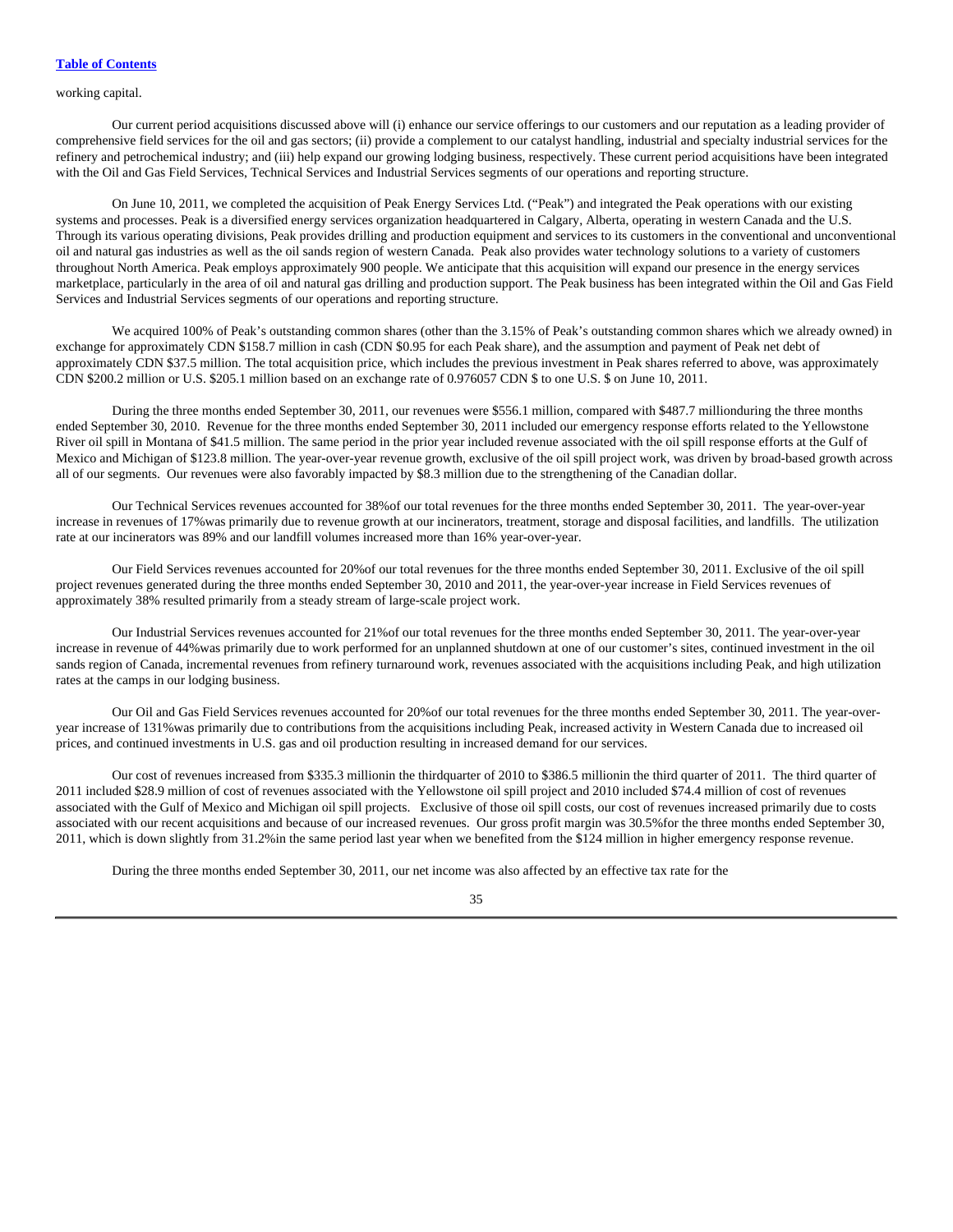working capital.

Our current period acquisitions discussed above will (i) enhance our service offerings to our customers and our reputation as a leading provider of comprehensive field services for the oil and gas sectors; (ii) provide a complement to our catalyst handling, industrial and specialty industrial services for the refinery and petrochemical industry; and (iii) help expand our growing lodging business, respectively. These current period acquisitions have been integrated with the Oil and Gas Field Services, Technical Services and Industrial Services segments of our operations and reporting structure.

On June 10, 2011, we completed the acquisition of Peak Energy Services Ltd. ("Peak") and integrated the Peak operations with our existing systems and processes. Peak is a diversified energy services organization headquartered in Calgary, Alberta, operating in western Canada and the U.S. Through its various operating divisions, Peak provides drilling and production equipment and services to its customers in the conventional and unconventional oil and natural gas industries as well as the oil sands region of western Canada. Peak also provides water technology solutions to a variety of customers throughout North America. Peak employs approximately 900 people. We anticipate that this acquisition will expand our presence in the energy services marketplace, particularly in the area of oil and natural gas drilling and production support. The Peak business has been integrated within the Oil and Gas Field Services and Industrial Services segments of our operations and reporting structure.

We acquired 100% of Peak's outstanding common shares (other than the 3.15% of Peak's outstanding common shares which we already owned) in exchange for approximately CDN $158.7 million in cash (CDN $0.95 for each Peak share), and the assumption and payment of Peak net debt of approximately CDN $37.5 million. The total acquisition price, which includes the previous investment in Peak shares referred to above, was approximately CDN $200.2 million or U.S. $205.1 million based on an exchange rate of 0.976057 CDN $ to one U.S. $ on June 10, 2011.

During the three months ended September 30, 2011, our revenues were $556.1 million, compared with $487.7 milliond uring the three months ended September 30, 2010. Revenue for the three months ended September 30, 2011 included our emergency response efforts related to the Yellowstone River oil spill in Montana of $41.5 million. The same period in the prior year included revenue associated with the oil spill response efforts at the Gulf of Mexico and Michigan of $123.8 million. The year-over-year revenue growth, exclusive of the oil spill project work, was driven by broad-based growth across all of our segments. Our revenues were also favorably impacted by $8.3 million due to the strengthening of the Canadian dollar.

Our Technical Services revenues accounted for 38%of our total revenues for the three months ended September 30, 2011. The year-over-year increase in revenues of 17%was primarily due to revenue growth at our incinerators, treatment, storage and disposal facilities, and landfills. The utilization rate at our incinerators was 89% and our landfill volumes increased more than 16% year-over-year.

Our Field Services revenues accounted for 20%of our total revenues for the three months ended September 30, 2011. Exclusive of the oil spill project revenues generated during the three months ended September 30, 2010 and 2011, the year-over-year increase in Field Services revenues of approximately 38% resulted primarily from a steady stream of large-scale project work.

Our Industrial Services revenues accounted for 21%of our total revenues for the three months ended September 30, 2011. The year-over-year increase in revenue of 44%was primarily due to work performed for an unplanned shutdown at one of our customer's sites, continued investment in the oil sands region of Canada, incremental revenues from refinery turnaround work, revenues associated with the acquisitions including Peak, and high utilization rates at the camps in our lodging business.

Our Oil and Gas Field Services revenues accounted for 20%of our total revenues for the three months ended September 30, 2011. The year-over-year increase of 131%was primarily due to contributions from the acquisitions including Peak, increased activity in Western Canada due to increased oil prices, and continued investments in U.S. gas and oil production resulting in increased demand for our services.

Our cost of revenues increased from $335.3 millionin the thirdquarter of 2010 to $386.5 millionin the third quarter of 2011. The third quarter of 2011 included $28.9 million of cost of revenues associated with the Yellowstone oil spill project and 2010 included $74.4 million of cost of revenues associated with the Gulf of Mexico and Michigan oil spill projects. Exclusive of those oil spill costs, our cost of revenues increased primarily due to costs associated with our recent acquisitions and because of our increased revenues. Our gross profit margin was 30.5%for the three months ended September 30, 2011, which is down slightly from 31.2%in the same period last year when we benefited from the $124 million in higher emergency response revenue.

During the three months ended September 30, 2011, our net income was also affected by an effective tax rate for the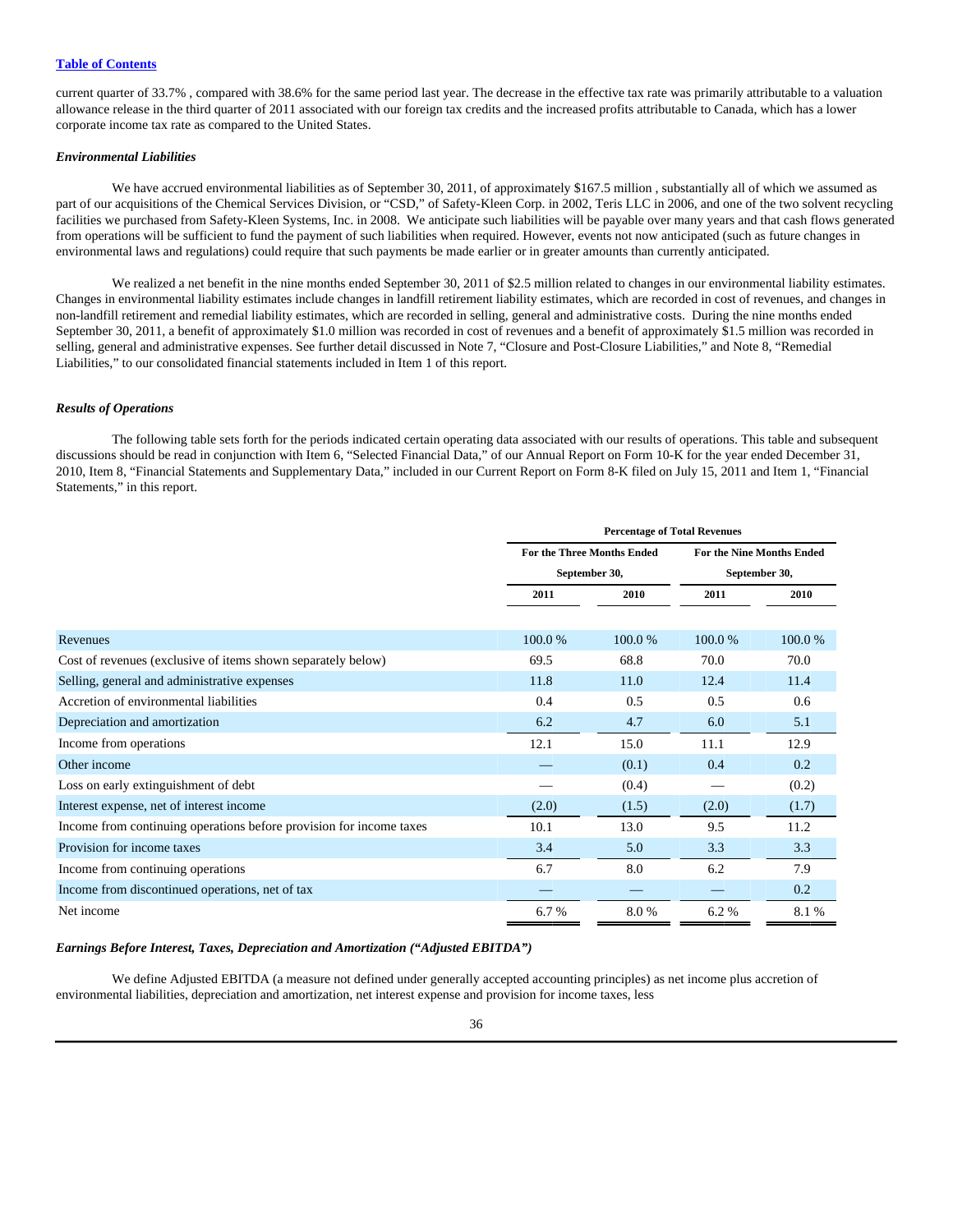current quarter of 33.7% , compared with 38.6% for the same period last year. The decrease in the effective tax rate was primarily attributable to a valuation allowance release in the third quarter of 2011 associated with our foreign tax credits and the increased profits attributable to Canada, which has a lower corporate income tax rate as compared to the United States.

### *Environmental Liabilities*

We have accrued environmental liabilities as of September 30, 2011, of approximately $167.5 million , substantially all of which we assumed as part of our acquisitions of the Chemical Services Division, or "CSD," of Safety-Kleen Corp. in 2002, Teris LLC in 2006, and one of the two solvent recycling facilities we purchased from Safety-Kleen Systems, Inc. in 2008. We anticipate such liabilities will be payable over many years and that cash flows generated from operations will be sufficient to fund the payment of such liabilities when required. However, events not now anticipated (such as future changes in environmental laws and regulations) could require that such payments be made earlier or in greater amounts than currently anticipated.

We realized a net benefit in the nine months ended September 30, 2011 of $2.5 million related to changes in our environmental liability estimates. Changes in environmental liability estimates include changes in landfill retirement liability estimates, which are recorded in cost of revenues, and changes in non-landfill retirement and remedial liability estimates, which are recorded in selling, general and administrative costs. During the nine months ended September 30, 2011, a benefit of approximately $1.0 million was recorded in cost of revenues and a benefit of approximately $1.5 million was recorded in selling, general and administrative expenses. See further detail discussed in Note 7, "Closure and Post-Closure Liabilities," and Note 8, "Remedial Liabilities," to our consolidated financial statements included in Item 1 of this report.

### *Results of Operations*

The following table sets forth for the periods indicated certain operating data associated with our results of operations. This table and subsequent discussions should be read in conjunction with Item 6, "Selected Financial Data," of our Annual Report on Form 10-K for the year ended December 31, 2010, Item 8, "Financial Statements and Supplementary Data," included in our Current Report on Form 8-K filed on July 15, 2011 and Item 1, "Financial Statements," in this report.

| | Percentage of Total Revenues | | | |
|---|---|---|---|---|
| | For the Three Months Ended September 30, | | For the Nine Months Ended September 30, | |
| | 2011 | 2010 | 2011 | 2010 |
| Revenues | 100.0 % | 100.0 % | 100.0 % | 100.0 % |
| Cost of revenues (exclusive of items shown separately below) | 69.5 | 68.8 | 70.0 | 70.0 |
| Selling, general and administrative expenses | 11.8 | 11.0 | 12.4 | 11.4 |
| Accretion of environmental liabilities | 0.4 | 0.5 | 0.5 | 0.6 |
| Depreciation and amortization | 6.2 | 4.7 | 6.0 | 5.1 |
| Income from operations | 12.1 | 15.0 | 11.1 | 12.9 |
| Other income | — | (0.1) | 0.4 | 0.2 |
| Loss on early extinguishment of debt | — | (0.4) | — | (0.2) |
| Interest expense, net of interest income | (2.0) | (1.5) | (2.0) | (1.7) |
| Income from continuing operations before provision for income taxes | 10.1 | 13.0 | 9.5 | 11.2 |
| Provision for income taxes | 3.4 | 5.0 | 3.3 | 3.3 |
| Income from continuing operations | 6.7 | 8.0 | 6.2 | 7.9 |
| Income from discontinued operations, net of tax | — | — | — | 0.2 |
| Net income | 6.7 % | 8.0 % | 6.2 % | 8.1 % |

### *Earnings Before Interest, Taxes, Depreciation and Amortization ("Adjusted EBITDA")*

We define Adjusted EBITDA (a measure not defined under generally accepted accounting principles) as net income plus accretion of environmental liabilities, depreciation and amortization, net interest expense and provision for income taxes, less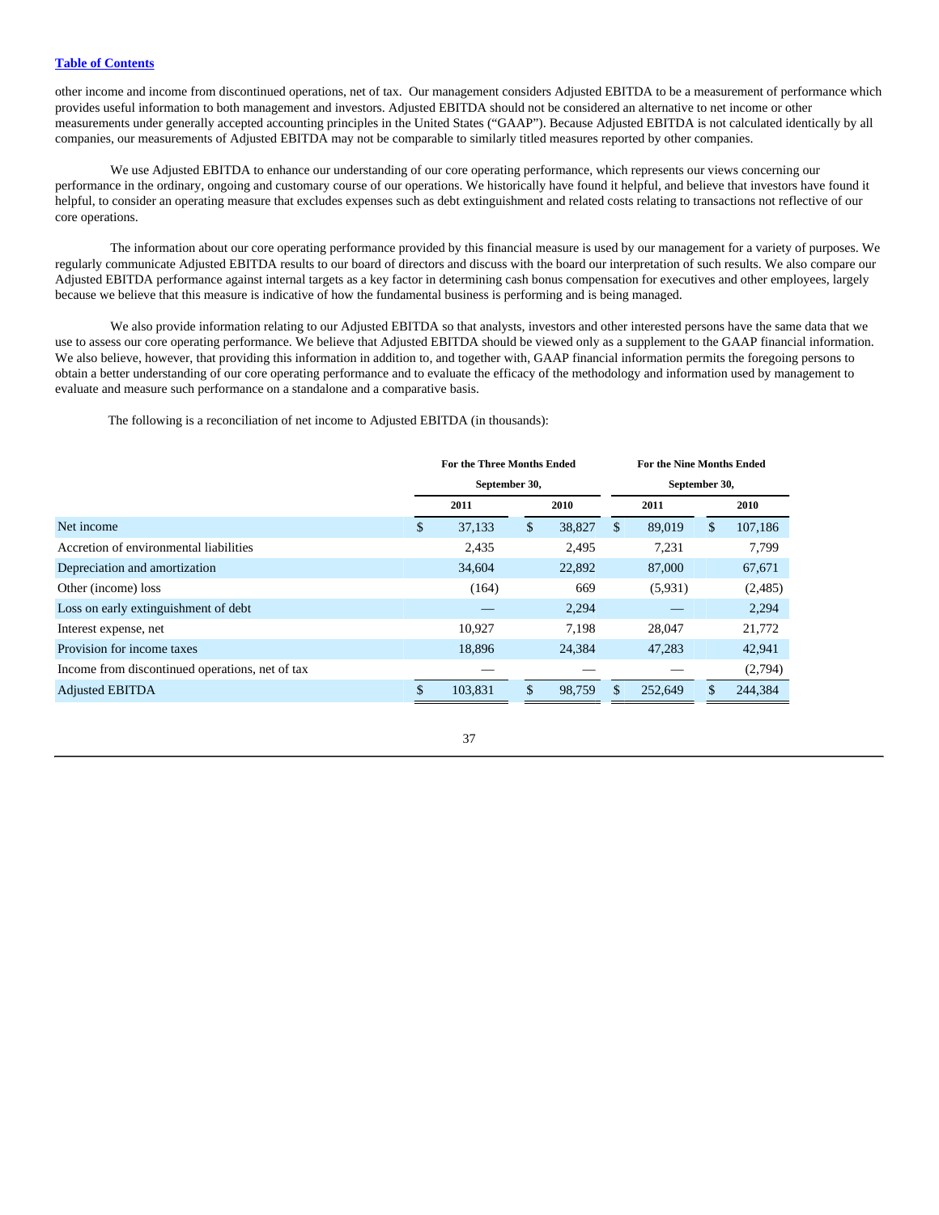other income and income from discontinued operations, net of tax. Our management considers Adjusted EBITDA to be a measurement of performance which provides useful information to both management and investors. Adjusted EBITDA should not be considered an alternative to net income or other measurements under generally accepted accounting principles in the United States ("GAAP"). Because Adjusted EBITDA is not calculated identically by all companies, our measurements of Adjusted EBITDA may not be comparable to similarly titled measures reported by other companies.

We use Adjusted EBITDA to enhance our understanding of our core operating performance, which represents our views concerning our performance in the ordinary, ongoing and customary course of our operations. We historically have found it helpful, and believe that investors have found it helpful, to consider an operating measure that excludes expenses such as debt extinguishment and related costs relating to transactions not reflective of our core operations.

The information about our core operating performance provided by this financial measure is used by our management for a variety of purposes. We regularly communicate Adjusted EBITDA results to our board of directors and discuss with the board our interpretation of such results. We also compare our Adjusted EBITDA performance against internal targets as a key factor in determining cash bonus compensation for executives and other employees, largely because we believe that this measure is indicative of how the fundamental business is performing and is being managed.

We also provide information relating to our Adjusted EBITDA so that analysts, investors and other interested persons have the same data that we use to assess our core operating performance. We believe that Adjusted EBITDA should be viewed only as a supplement to the GAAP financial information. We also believe, however, that providing this information in addition to, and together with, GAAP financial information permits the foregoing persons to obtain a better understanding of our core operating performance and to evaluate the efficacy of the methodology and information used by management to evaluate and measure such performance on a standalone and a comparative basis.

The following is a reconciliation of net income to Adjusted EBITDA (in thousands):

| | For the Three Months Ended September 30, | | For the Nine Months Ended September 30, | |
|---|---|---|---|---|
| | 2011 | 2010 | 2011 | 2010 |
| Net income | $ 37,133 | $ 38,827 | $ 89,019 | $ 107,186 |
| Accretion of environmental liabilities | 2,435 | 2,495 | 7,231 | 7,799 |
| Depreciation and amortization | 34,604 | 22,892 | 87,000 | 67,671 |
| Other (income) loss | (164) | 669 | (5,931) | (2,485) |
| Loss on early extinguishment of debt | — | 2,294 | — | 2,294 |
| Interest expense, net | 10,927 | 7,198 | 28,047 | 21,772 |
| Provision for income taxes | 18,896 | 24,384 | 47,283 | 42,941 |
| Income from discontinued operations, net of tax | — | — | — | (2,794) |
| Adjusted EBITDA | $ 103,831 | $ 98,759 | $ 252,649 | $ 244,384 |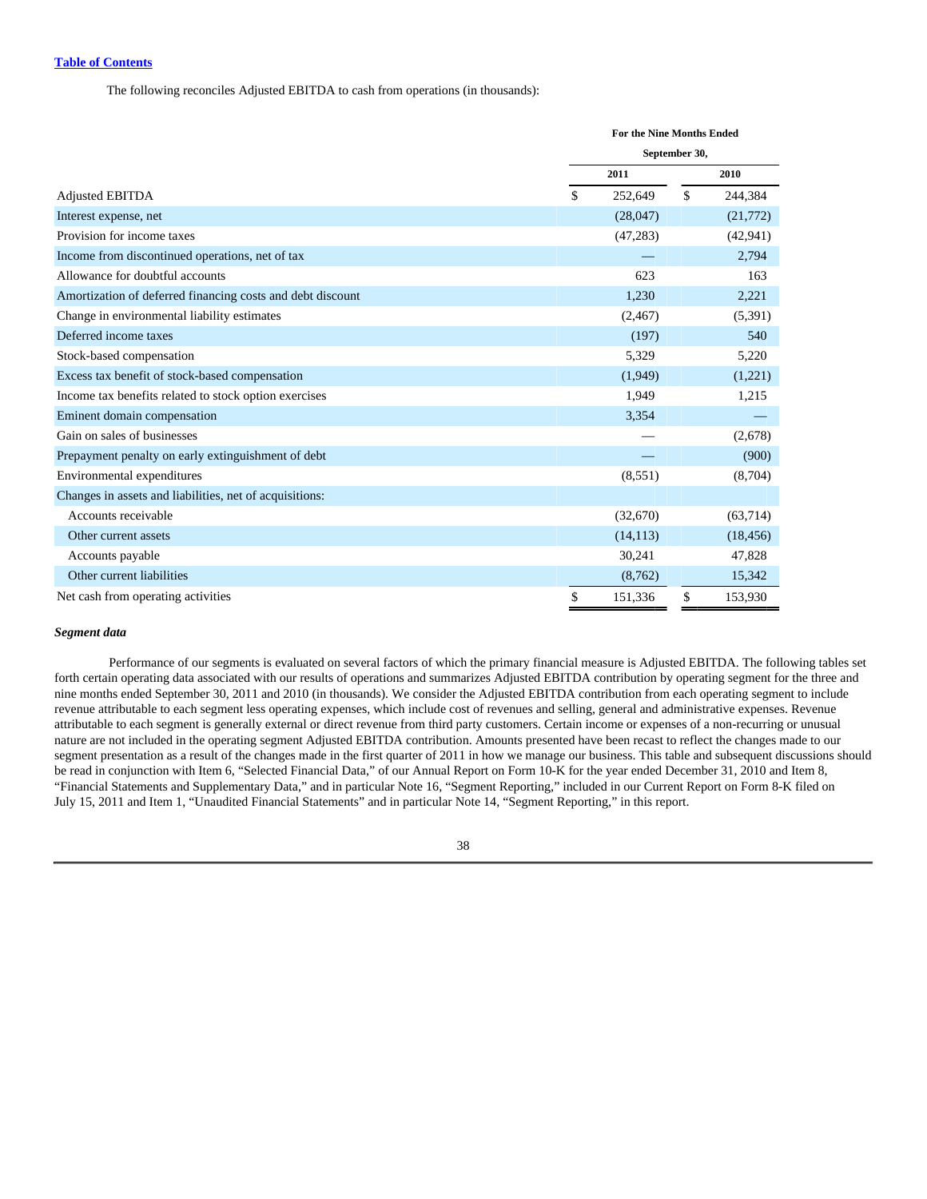The following reconciles Adjusted EBITDA to cash from operations (in thousands):

| | For the Nine Months Ended September 30, | |
|---|---|---|
| | 2011 | 2010 |
| Adjusted EBITDA | $ 252,649 | $ 244,384 |
| Interest expense, net | (28,047) | (21,772) |
| Provision for income taxes | (47,283) | (42,941) |
| Income from discontinued operations, net of tax | — | 2,794 |
| Allowance for doubtful accounts | 623 | 163 |
| Amortization of deferred financing costs and debt discount | 1,230 | 2,221 |
| Change in environmental liability estimates | (2,467) | (5,391) |
| Deferred income taxes | (197) | 540 |
| Stock-based compensation | 5,329 | 5,220 |
| Excess tax benefit of stock-based compensation | (1,949) | (1,221) |
| Income tax benefits related to stock option exercises | 1,949 | 1,215 |
| Eminent domain compensation | 3,354 | — |
| Gain on sales of businesses | — | (2,678) |
| Prepayment penalty on early extinguishment of debt | — | (900) |
| Environmental expenditures | (8,551) | (8,704) |
| Changes in assets and liabilities, net of acquisitions: | | |
| Accounts receivable | (32,670) | (63,714) |
| Other current assets | (14,113) | (18,456) |
| Accounts payable | 30,241 | 47,828 |
| Other current liabilities | (8,762) | 15,342 |
| Net cash from operating activities | $ 151,336 | $ 153,930 |

***Segment data***

Performance of our segments is evaluated on several factors of which the primary financial measure is Adjusted EBITDA. The following tables set forth certain operating data associated with our results of operations and summarizes Adjusted EBITDA contribution by operating segment for the three and nine months ended September 30, 2011 and 2010 (in thousands). We consider the Adjusted EBITDA contribution from each operating segment to include revenue attributable to each segment less operating expenses, which include cost of revenues and selling, general and administrative expenses. Revenue attributable to each segment is generally external or direct revenue from third party customers. Certain income or expenses of a non-recurring or unusual nature are not included in the operating segment Adjusted EBITDA contribution. Amounts presented have been recast to reflect the changes made to our segment presentation as a result of the changes made in the first quarter of 2011 in how we manage our business. This table and subsequent discussions should be read in conjunction with Item 6, "Selected Financial Data," of our Annual Report on Form 10-K for the year ended December 31, 2010 and Item 8, "Financial Statements and Supplementary Data," and in particular Note 16, "Segment Reporting," included in our Current Report on Form 8-K filed on July 15, 2011 and Item 1, "Unaudited Financial Statements" and in particular Note 14, "Segment Reporting," in this report.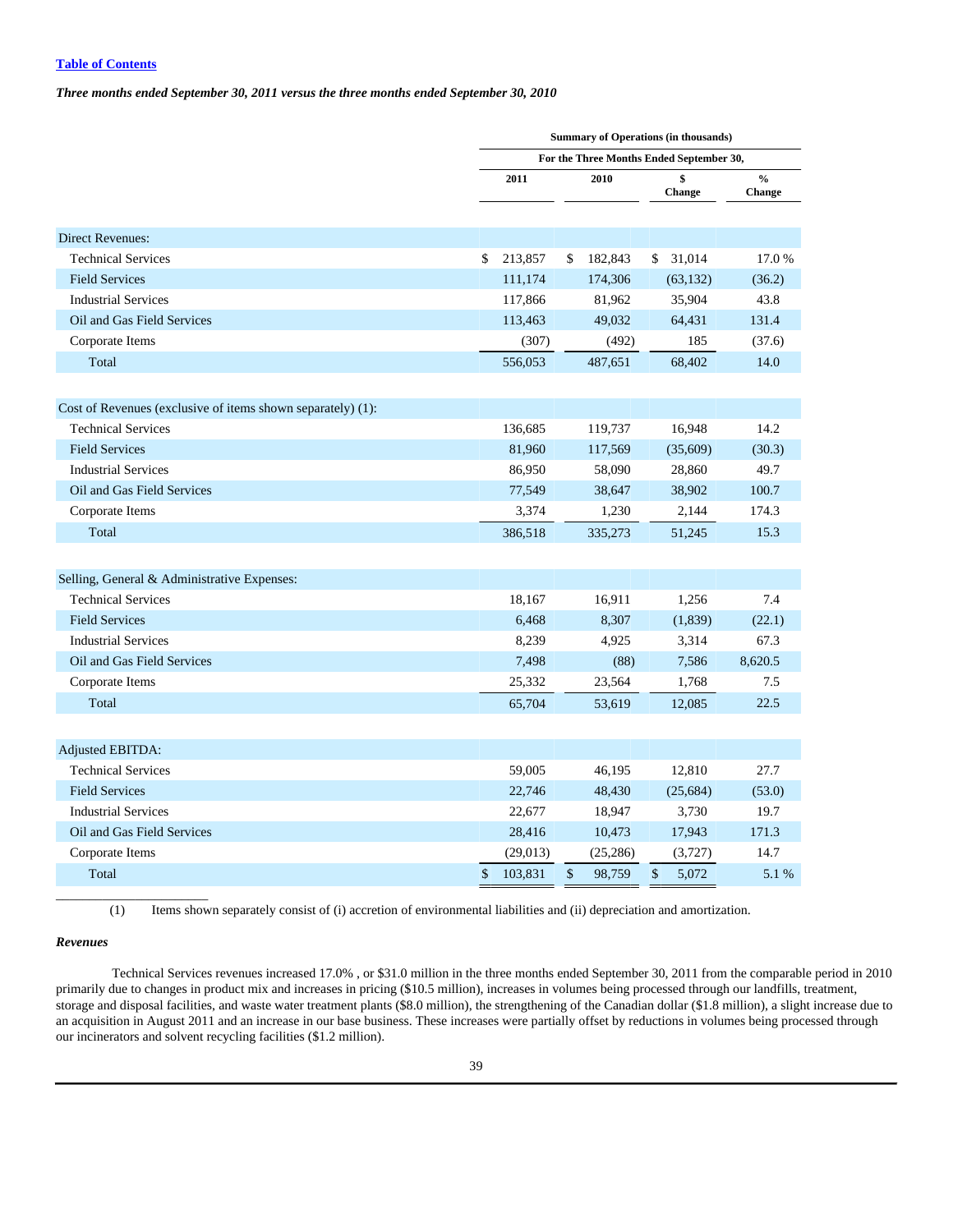[Table of Contents](#)

***Three months ended September 30, 2011 versus the three months ended September 30, 2010***

| | Summary of Operations (in thousands) | | | |
|---|---|---|---|---|
| | For the Three Months Ended September 30, | | | |
| | 2011 | 2010 | $ Change | % Change |
| Direct Revenues: | | | | |
| Technical Services | $ 213,857 | $ 182,843 | $ 31,014 | 17.0 % |
| Field Services | 111,174 | 174,306 | (63,132) | (36.2) |
| Industrial Services | 117,866 | 81,962 | 35,904 | 43.8 |
| Oil and Gas Field Services | 113,463 | 49,032 | 64,431 | 131.4 |
| Corporate Items | (307) | (492) | 185 | (37.6) |
| Total | 556,053 | 487,651 | 68,402 | 14.0 |
| Cost of Revenues (exclusive of items shown separately) (1): | | | | |
| Technical Services | 136,685 | 119,737 | 16,948 | 14.2 |
| Field Services | 81,960 | 117,569 | (35,609) | (30.3) |
| Industrial Services | 86,950 | 58,090 | 28,860 | 49.7 |
| Oil and Gas Field Services | 77,549 | 38,647 | 38,902 | 100.7 |
| Corporate Items | 3,374 | 1,230 | 2,144 | 174.3 |
| Total | 386,518 | 335,273 | 51,245 | 15.3 |
| Selling, General & Administrative Expenses: | | | | |
| Technical Services | 18,167 | 16,911 | 1,256 | 7.4 |
| Field Services | 6,468 | 8,307 | (1,839) | (22.1) |
| Industrial Services | 8,239 | 4,925 | 3,314 | 67.3 |
| Oil and Gas Field Services | 7,498 | (88) | 7,586 | 8,620.5 |
| Corporate Items | 25,332 | 23,564 | 1,768 | 7.5 |
| Total | 65,704 | 53,619 | 12,085 | 22.5 |
| Adjusted EBITDA: | | | | |
| Technical Services | 59,005 | 46,195 | 12,810 | 27.7 |
| Field Services | 22,746 | 48,430 | (25,684) | (53.0) |
| Industrial Services | 22,677 | 18,947 | 3,730 | 19.7 |
| Oil and Gas Field Services | 28,416 | 10,473 | 17,943 | 171.3 |
| Corporate Items | (29,013) | (25,286) | (3,727) | 14.7 |
| Total | $ 103,831 | $ 98,759 | $ 5,072 | 5.1 % |

(1) Items shown separately consist of (i) accretion of environmental liabilities and (ii) depreciation and amortization.

***Revenues***

Technical Services revenues increased 17.0% , or $31.0 million in the three months ended September 30, 2011 from the comparable period in 2010 primarily due to changes in product mix and increases in pricing ($10.5 million), increases in volumes being processed through our landfills, treatment, storage and disposal facilities, and waste water treatment plants ($8.0 million), the strengthening of the Canadian dollar ($1.8 million), a slight increase due to an acquisition in August 2011 and an increase in our base business. These increases were partially offset by reductions in volumes being processed through our incinerators and solvent recycling facilities ($1.2 million).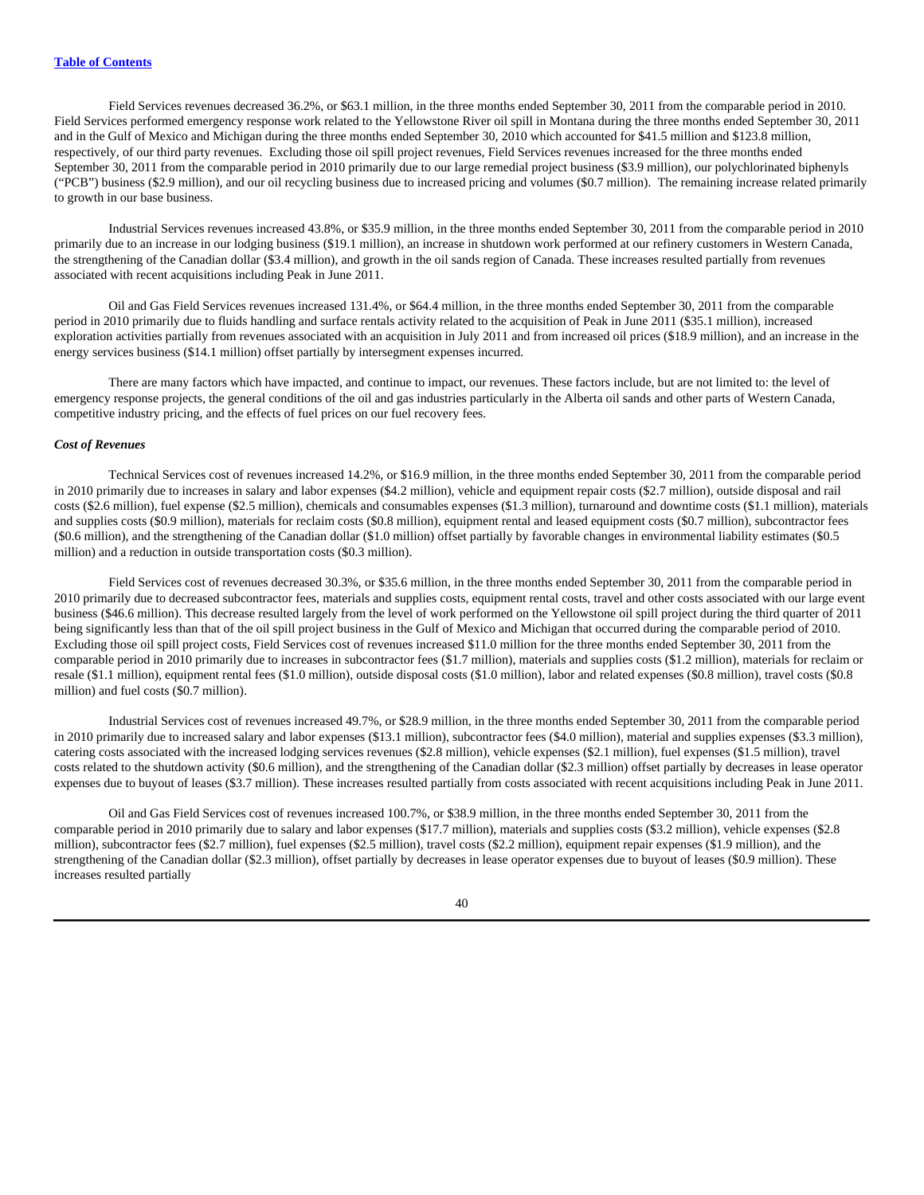Field Services revenues decreased 36.2%, or $63.1 million, in the three months ended September 30, 2011 from the comparable period in 2010. Field Services performed emergency response work related to the Yellowstone River oil spill in Montana during the three months ended September 30, 2011 and in the Gulf of Mexico and Michigan during the three months ended September 30, 2010 which accounted for $41.5 million and $123.8 million, respectively, of our third party revenues. Excluding those oil spill project revenues, Field Services revenues increased for the three months ended September 30, 2011 from the comparable period in 2010 primarily due to our large remedial project business ($3.9 million), our polychlorinated biphenyls ("PCB") business ($2.9 million), and our oil recycling business due to increased pricing and volumes ($0.7 million). The remaining increase related primarily to growth in our base business.

Industrial Services revenues increased 43.8%, or $35.9 million, in the three months ended September 30, 2011 from the comparable period in 2010 primarily due to an increase in our lodging business ($19.1 million), an increase in shutdown work performed at our refinery customers in Western Canada, the strengthening of the Canadian dollar ($3.4 million), and growth in the oil sands region of Canada. These increases resulted partially from revenues associated with recent acquisitions including Peak in June 2011.

Oil and Gas Field Services revenues increased 131.4%, or $64.4 million, in the three months ended September 30, 2011 from the comparable period in 2010 primarily due to fluids handling and surface rentals activity related to the acquisition of Peak in June 2011 ($35.1 million), increased exploration activities partially from revenues associated with an acquisition in July 2011 and from increased oil prices ($18.9 million), and an increase in the energy services business ($14.1 million) offset partially by intersegment expenses incurred.

There are many factors which have impacted, and continue to impact, our revenues. These factors include, but are not limited to: the level of emergency response projects, the general conditions of the oil and gas industries particularly in the Alberta oil sands and other parts of Western Canada, competitive industry pricing, and the effects of fuel prices on our fuel recovery fees.

### *Cost of Revenues*

Technical Services cost of revenues increased 14.2%, or $16.9 million, in the three months ended September 30, 2011 from the comparable period in 2010 primarily due to increases in salary and labor expenses ($4.2 million), vehicle and equipment repair costs ($2.7 million), outside disposal and rail costs ($2.6 million), fuel expense ($2.5 million), chemicals and consumables expenses ($1.3 million), turnaround and downtime costs ($1.1 million), materials and supplies costs ($0.9 million), materials for reclaim costs ($0.8 million), equipment rental and leased equipment costs ($0.7 million), subcontractor fees ($0.6 million), and the strengthening of the Canadian dollar ($1.0 million) offset partially by favorable changes in environmental liability estimates ($0.5 million) and a reduction in outside transportation costs ($0.3 million).

Field Services cost of revenues decreased 30.3%, or $35.6 million, in the three months ended September 30, 2011 from the comparable period in 2010 primarily due to decreased subcontractor fees, materials and supplies costs, equipment rental costs, travel and other costs associated with our large event business ($46.6 million). This decrease resulted largely from the level of work performed on the Yellowstone oil spill project during the third quarter of 2011 being significantly less than that of the oil spill project business in the Gulf of Mexico and Michigan that occurred during the comparable period of 2010. Excluding those oil spill project costs, Field Services cost of revenues increased $11.0 million for the three months ended September 30, 2011 from the comparable period in 2010 primarily due to increases in subcontractor fees ($1.7 million), materials and supplies costs ($1.2 million), materials for reclaim or resale ($1.1 million), equipment rental fees ($1.0 million), outside disposal costs ($1.0 million), labor and related expenses ($0.8 million), travel costs ($0.8 million) and fuel costs ($0.7 million).

Industrial Services cost of revenues increased 49.7%, or $28.9 million, in the three months ended September 30, 2011 from the comparable period in 2010 primarily due to increased salary and labor expenses ($13.1 million), subcontractor fees ($4.0 million), material and supplies expenses ($3.3 million), catering costs associated with the increased lodging services revenues ($2.8 million), vehicle expenses ($2.1 million), fuel expenses ($1.5 million), travel costs related to the shutdown activity ($0.6 million), and the strengthening of the Canadian dollar ($2.3 million) offset partially by decreases in lease operator expenses due to buyout of leases ($3.7 million). These increases resulted partially from costs associated with recent acquisitions including Peak in June 2011.

Oil and Gas Field Services cost of revenues increased 100.7%, or $38.9 million, in the three months ended September 30, 2011 from the comparable period in 2010 primarily due to salary and labor expenses ($17.7 million), materials and supplies costs ($3.2 million), vehicle expenses ($2.8 million), subcontractor fees ($2.7 million), fuel expenses ($2.5 million), travel costs ($2.2 million), equipment repair expenses ($1.9 million), and the strengthening of the Canadian dollar ($2.3 million), offset partially by decreases in lease operator expenses due to buyout of leases ($0.9 million). These increases resulted partially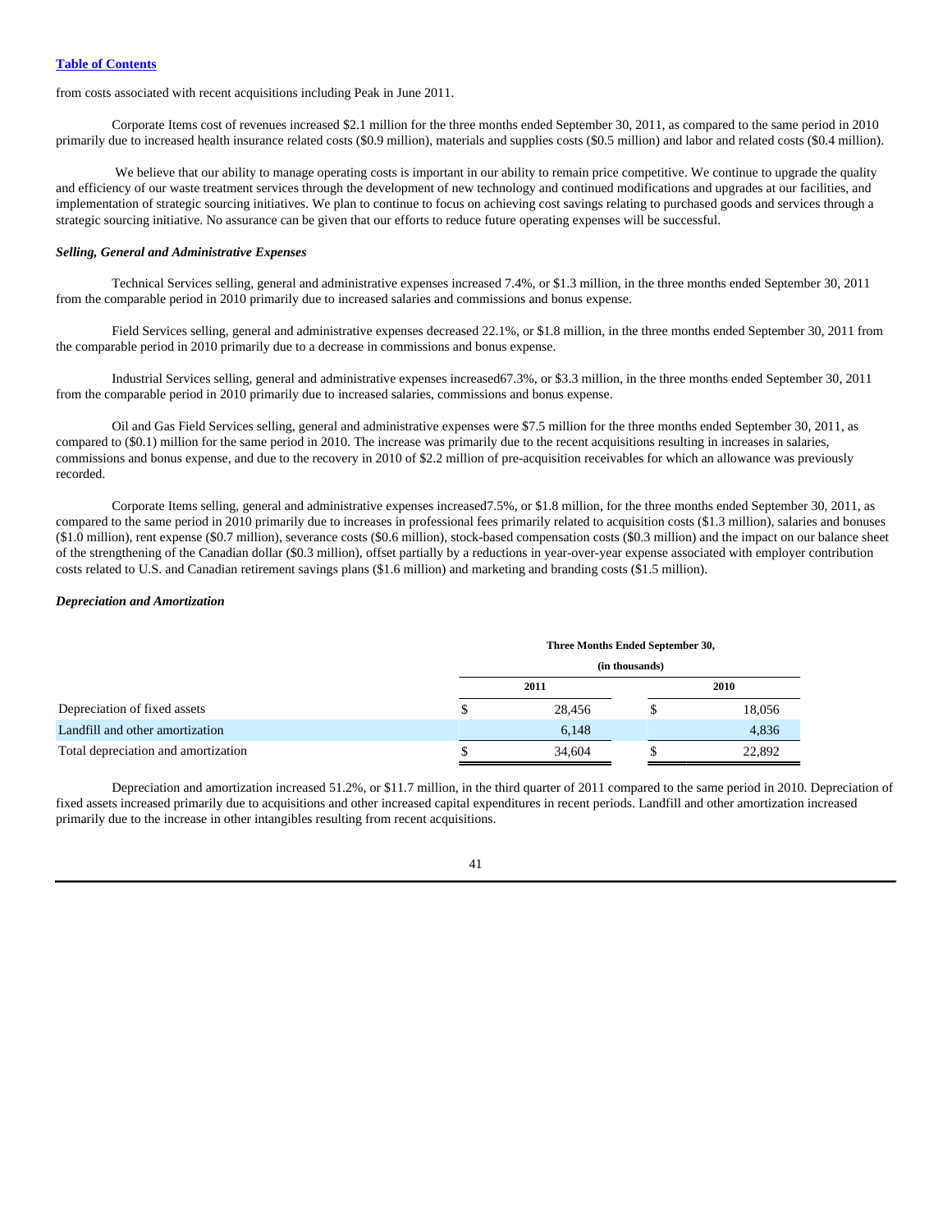from costs associated with recent acquisitions including Peak in June 2011.

Corporate Items cost of revenues increased $2.1 million for the three months ended September 30, 2011, as compared to the same period in 2010 primarily due to increased health insurance related costs ($0.9 million), materials and supplies costs ($0.5 million) and labor and related costs ($0.4 million).

We believe that our ability to manage operating costs is important in our ability to remain price competitive. We continue to upgrade the quality and efficiency of our waste treatment services through the development of new technology and continued modifications and upgrades at our facilities, and implementation of strategic sourcing initiatives. We plan to continue to focus on achieving cost savings relating to purchased goods and services through a strategic sourcing initiative. No assurance can be given that our efforts to reduce future operating expenses will be successful.

***Selling, General and Administrative Expenses***

Technical Services selling, general and administrative expenses increased 7.4%, or $1.3 million, in the three months ended September 30, 2011 from the comparable period in 2010 primarily due to increased salaries and commissions and bonus expense.

Field Services selling, general and administrative expenses decreased 22.1%, or $1.8 million, in the three months ended September 30, 2011 from the comparable period in 2010 primarily due to a decrease in commissions and bonus expense.

Industrial Services selling, general and administrative expenses increased67.3%, or $3.3 million, in the three months ended September 30, 2011 from the comparable period in 2010 primarily due to increased salaries, commissions and bonus expense.

Oil and Gas Field Services selling, general and administrative expenses were $7.5 million for the three months ended September 30, 2011, as compared to ($0.1) million for the same period in 2010. The increase was primarily due to the recent acquisitions resulting in increases in salaries, commissions and bonus expense, and due to the recovery in 2010 of $2.2 million of pre-acquisition receivables for which an allowance was previously recorded.

Corporate Items selling, general and administrative expenses increased7.5%, or $1.8 million, for the three months ended September 30, 2011, as compared to the same period in 2010 primarily due to increases in professional fees primarily related to acquisition costs ($1.3 million), salaries and bonuses ($1.0 million), rent expense ($0.7 million), severance costs ($0.6 million), stock-based compensation costs ($0.3 million) and the impact on our balance sheet of the strengthening of the Canadian dollar ($0.3 million), offset partially by a reductions in year-over-year expense associated with employer contribution costs related to U.S. and Canadian retirement savings plans ($1.6 million) and marketing and branding costs ($1.5 million).

***Depreciation and Amortization***

| | Three Months Ended September 30, (in thousands) | |
|---|---|---|
| | 2011 | 2010 |
| Depreciation of fixed assets | $ 28,456 | $ 18,056 |
| Landfill and other amortization | 6,148 | 4,836 |
| Total depreciation and amortization | $ 34,604 | $ 22,892 |

Depreciation and amortization increased 51.2%, or $11.7 million, in the third quarter of 2011 compared to the same period in 2010. Depreciation of fixed assets increased primarily due to acquisitions and other increased capital expenditures in recent periods. Landfill and other amortization increased primarily due to the increase in other intangibles resulting from recent acquisitions.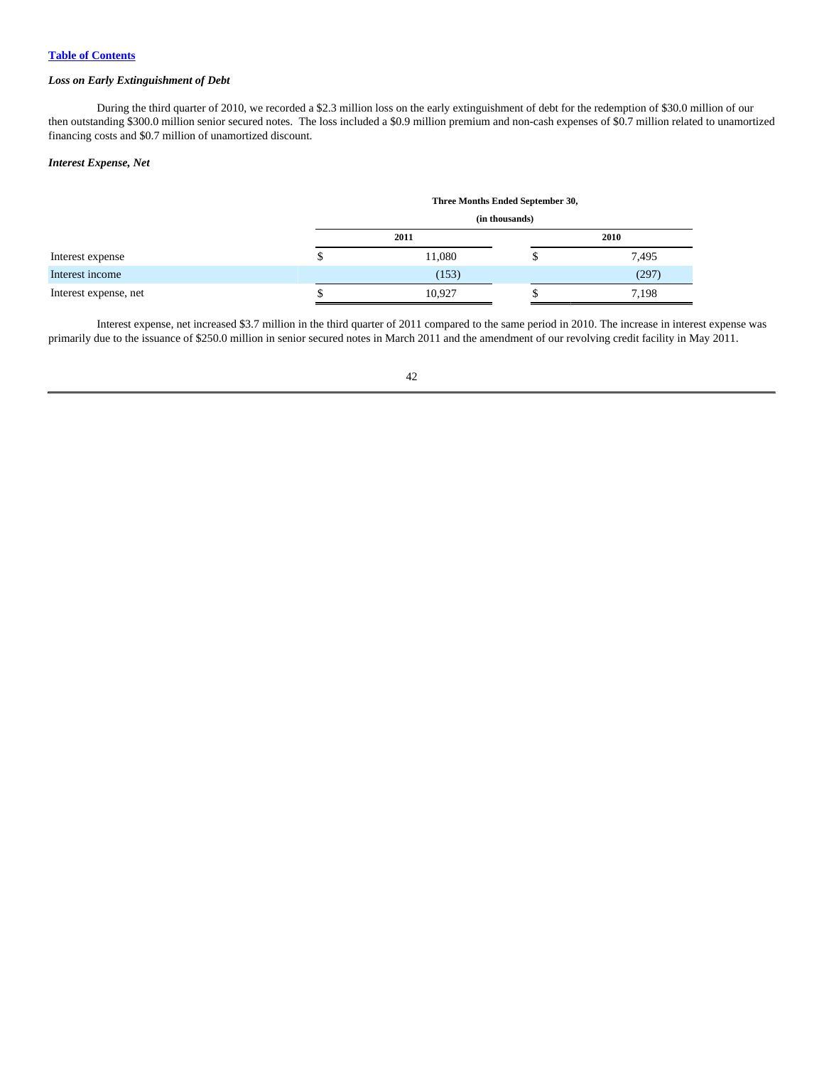### *Loss on Early Extinguishment of Debt*

During the third quarter of 2010, we recorded a $2.3 million loss on the early extinguishment of debt for the redemption of $30.0 million of our then outstanding $300.0 million senior secured notes. The loss included a $0.9 million premium and non-cash expenses of $0.7 million related to unamortized financing costs and $0.7 million of unamortized discount.

### *Interest Expense, Net*

| | Three Months Ended September 30, (in thousands) | |
|---|---|---|
| | 2011 | 2010 |
| Interest expense | $ 11,080 | $ 7,495 |
| Interest income | (153) | (297) |
| Interest expense, net | $ 10,927 | $ 7,198 |

Interest expense, net increased $3.7 million in the third quarter of 2011 compared to the same period in 2010. The increase in interest expense was primarily due to the issuance of $250.0 million in senior secured notes in March 2011 and the amendment of our revolving credit facility in May 2011.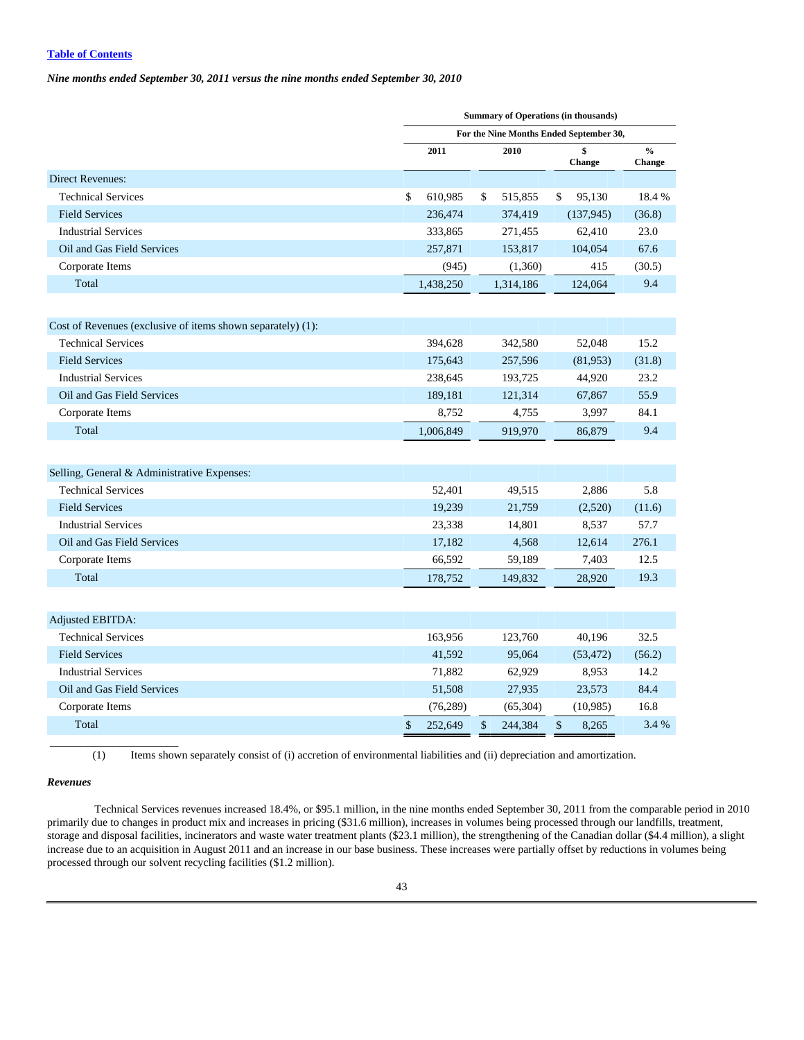[Table of Contents](#)

*Nine months ended September 30, 2011 versus the nine months ended September 30, 2010*

| | Summary of Operations (in thousands) | | | |
|---|---|---|---|---|
| | For the Nine Months Ended September 30, | | | |
| | 2011 | 2010 | $ Change | % Change |
| Direct Revenues: | | | | |
| Technical Services | $ 610,985 | $ 515,855 | $ 95,130 | 18.4 % |
| Field Services | 236,474 | 374,419 | (137,945) | (36.8) |
| Industrial Services | 333,865 | 271,455 | 62,410 | 23.0 |
| Oil and Gas Field Services | 257,871 | 153,817 | 104,054 | 67.6 |
| Corporate Items | (945) | (1,360) | 415 | (30.5) |
| Total | 1,438,250 | 1,314,186 | 124,064 | 9.4 |
| Cost of Revenues (exclusive of items shown separately) (1): | | | | |
| Technical Services | 394,628 | 342,580 | 52,048 | 15.2 |
| Field Services | 175,643 | 257,596 | (81,953) | (31.8) |
| Industrial Services | 238,645 | 193,725 | 44,920 | 23.2 |
| Oil and Gas Field Services | 189,181 | 121,314 | 67,867 | 55.9 |
| Corporate Items | 8,752 | 4,755 | 3,997 | 84.1 |
| Total | 1,006,849 | 919,970 | 86,879 | 9.4 |
| Selling, General & Administrative Expenses: | | | | |
| Technical Services | 52,401 | 49,515 | 2,886 | 5.8 |
| Field Services | 19,239 | 21,759 | (2,520) | (11.6) |
| Industrial Services | 23,338 | 14,801 | 8,537 | 57.7 |
| Oil and Gas Field Services | 17,182 | 4,568 | 12,614 | 276.1 |
| Corporate Items | 66,592 | 59,189 | 7,403 | 12.5 |
| Total | 178,752 | 149,832 | 28,920 | 19.3 |
| Adjusted EBITDA: | | | | |
| Technical Services | 163,956 | 123,760 | 40,196 | 32.5 |
| Field Services | 41,592 | 95,064 | (53,472) | (56.2) |
| Industrial Services | 71,882 | 62,929 | 8,953 | 14.2 |
| Oil and Gas Field Services | 51,508 | 27,935 | 23,573 | 84.4 |
| Corporate Items | (76,289) | (65,304) | (10,985) | 16.8 |
| Total | $ 252,649 | $ 244,384 | $ 8,265 | 3.4 % |

(1) Items shown separately consist of (i) accretion of environmental liabilities and (ii) depreciation and amortization.

***Revenues***

Technical Services revenues increased 18.4%, or $95.1 million, in the nine months ended September 30, 2011 from the comparable period in 2010 primarily due to changes in product mix and increases in pricing ($31.6 million), increases in volumes being processed through our landfills, treatment, storage and disposal facilities, incinerators and waste water treatment plants ($23.1 million), the strengthening of the Canadian dollar ($4.4 million), a slight increase due to an acquisition in August 2011 and an increase in our base business. These increases were partially offset by reductions in volumes being processed through our solvent recycling facilities ($1.2 million).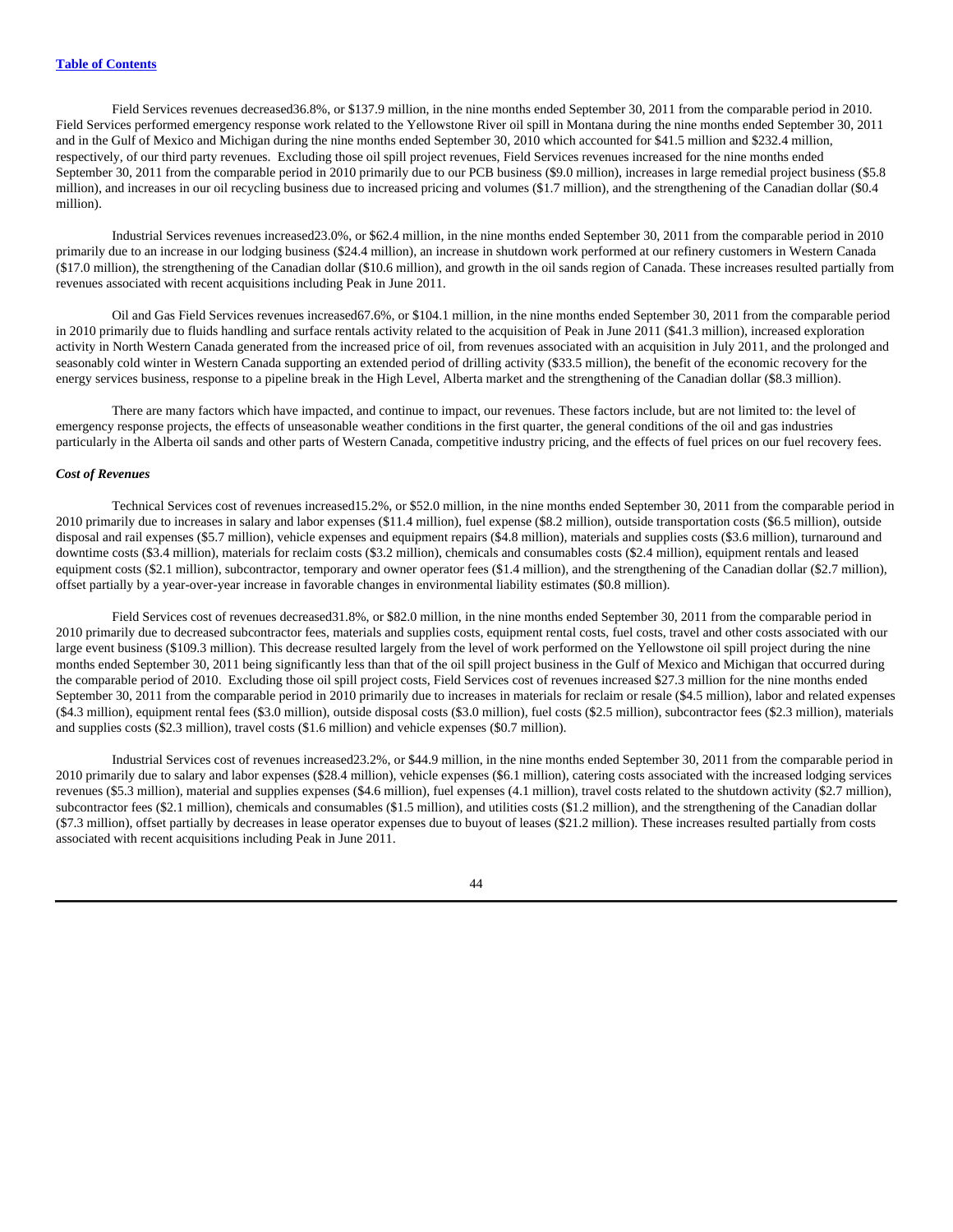Field Services revenues decreased36.8%, or $137.9 million, in the nine months ended September 30, 2011 from the comparable period in 2010. Field Services performed emergency response work related to the Yellowstone River oil spill in Montana during the nine months ended September 30, 2011 and in the Gulf of Mexico and Michigan during the nine months ended September 30, 2010 which accounted for $41.5 million and $232.4 million, respectively, of our third party revenues. Excluding those oil spill project revenues, Field Services revenues increased for the nine months ended September 30, 2011 from the comparable period in 2010 primarily due to our PCB business ($9.0 million), increases in large remedial project business ($5.8 million), and increases in our oil recycling business due to increased pricing and volumes ($1.7 million), and the strengthening of the Canadian dollar ($0.4 million).

Industrial Services revenues increased23.0%, or $62.4 million, in the nine months ended September 30, 2011 from the comparable period in 2010 primarily due to an increase in our lodging business ($24.4 million), an increase in shutdown work performed at our refinery customers in Western Canada ($17.0 million), the strengthening of the Canadian dollar ($10.6 million), and growth in the oil sands region of Canada. These increases resulted partially from revenues associated with recent acquisitions including Peak in June 2011.

Oil and Gas Field Services revenues increased67.6%, or $104.1 million, in the nine months ended September 30, 2011 from the comparable period in 2010 primarily due to fluids handling and surface rentals activity related to the acquisition of Peak in June 2011 ($41.3 million), increased exploration activity in North Western Canada generated from the increased price of oil, from revenues associated with an acquisition in July 2011, and the prolonged and seasonably cold winter in Western Canada supporting an extended period of drilling activity ($33.5 million), the benefit of the economic recovery for the energy services business, response to a pipeline break in the High Level, Alberta market and the strengthening of the Canadian dollar ($8.3 million).

There are many factors which have impacted, and continue to impact, our revenues. These factors include, but are not limited to: the level of emergency response projects, the effects of unseasonable weather conditions in the first quarter, the general conditions of the oil and gas industries particularly in the Alberta oil sands and other parts of Western Canada, competitive industry pricing, and the effects of fuel prices on our fuel recovery fees.

***Cost of Revenues***

Technical Services cost of revenues increased15.2%, or $52.0 million, in the nine months ended September 30, 2011 from the comparable period in 2010 primarily due to increases in salary and labor expenses ($11.4 million), fuel expense ($8.2 million), outside transportation costs ($6.5 million), outside disposal and rail expenses ($5.7 million), vehicle expenses and equipment repairs ($4.8 million), materials and supplies costs ($3.6 million), turnaround and downtime costs ($3.4 million), materials for reclaim costs ($3.2 million), chemicals and consumables costs ($2.4 million), equipment rentals and leased equipment costs ($2.1 million), subcontractor, temporary and owner operator fees ($1.4 million), and the strengthening of the Canadian dollar ($2.7 million), offset partially by a year-over-year increase in favorable changes in environmental liability estimates ($0.8 million).

Field Services cost of revenues decreased31.8%, or $82.0 million, in the nine months ended September 30, 2011 from the comparable period in 2010 primarily due to decreased subcontractor fees, materials and supplies costs, equipment rental costs, fuel costs, travel and other costs associated with our large event business ($109.3 million). This decrease resulted largely from the level of work performed on the Yellowstone oil spill project during the nine months ended September 30, 2011 being significantly less than that of the oil spill project business in the Gulf of Mexico and Michigan that occurred during the comparable period of 2010. Excluding those oil spill project costs, Field Services cost of revenues increased $27.3 million for the nine months ended September 30, 2011 from the comparable period in 2010 primarily due to increases in materials for reclaim or resale ($4.5 million), labor and related expenses ($4.3 million), equipment rental fees ($3.0 million), outside disposal costs ($3.0 million), fuel costs ($2.5 million), subcontractor fees ($2.3 million), materials and supplies costs ($2.3 million), travel costs ($1.6 million) and vehicle expenses ($0.7 million).

Industrial Services cost of revenues increased23.2%, or $44.9 million, in the nine months ended September 30, 2011 from the comparable period in 2010 primarily due to salary and labor expenses ($28.4 million), vehicle expenses ($6.1 million), catering costs associated with the increased lodging services revenues ($5.3 million), material and supplies expenses ($4.6 million), fuel expenses (4.1 million), travel costs related to the shutdown activity ($2.7 million), subcontractor fees ($2.1 million), chemicals and consumables ($1.5 million), and utilities costs ($1.2 million), and the strengthening of the Canadian dollar ($7.3 million), offset partially by decreases in lease operator expenses due to buyout of leases ($21.2 million). These increases resulted partially from costs associated with recent acquisitions including Peak in June 2011.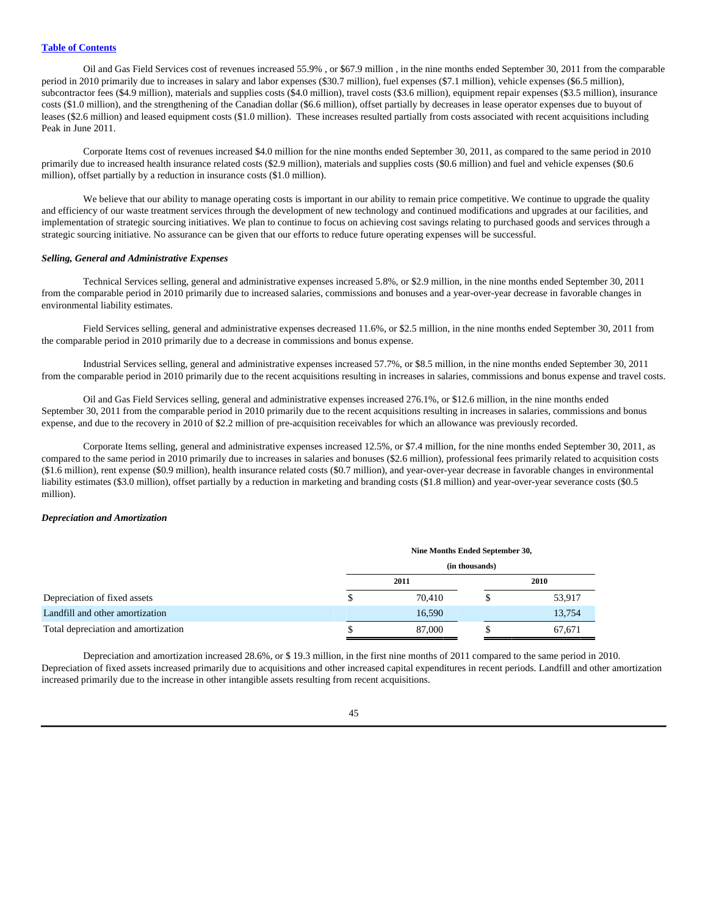Oil and Gas Field Services cost of revenues increased 55.9% , or $67.9 million , in the nine months ended September 30, 2011 from the comparable period in 2010 primarily due to increases in salary and labor expenses ($30.7 million), fuel expenses ($7.1 million), vehicle expenses ($6.5 million), subcontractor fees ($4.9 million), materials and supplies costs ($4.0 million), travel costs ($3.6 million), equipment repair expenses ($3.5 million), insurance costs ($1.0 million), and the strengthening of the Canadian dollar ($6.6 million), offset partially by decreases in lease operator expenses due to buyout of leases ($2.6 million) and leased equipment costs ($1.0 million). These increases resulted partially from costs associated with recent acquisitions including Peak in June 2011.

Corporate Items cost of revenues increased $4.0 million for the nine months ended September 30, 2011, as compared to the same period in 2010 primarily due to increased health insurance related costs ($2.9 million), materials and supplies costs ($0.6 million) and fuel and vehicle expenses ($0.6 million), offset partially by a reduction in insurance costs ($1.0 million).

We believe that our ability to manage operating costs is important in our ability to remain price competitive. We continue to upgrade the quality and efficiency of our waste treatment services through the development of new technology and continued modifications and upgrades at our facilities, and implementation of strategic sourcing initiatives. We plan to continue to focus on achieving cost savings relating to purchased goods and services through a strategic sourcing initiative. No assurance can be given that our efforts to reduce future operating expenses will be successful.

***Selling, General and Administrative Expenses***

Technical Services selling, general and administrative expenses increased 5.8%, or $2.9 million, in the nine months ended September 30, 2011 from the comparable period in 2010 primarily due to increased salaries, commissions and bonuses and a year-over-year decrease in favorable changes in environmental liability estimates.

Field Services selling, general and administrative expenses decreased 11.6%, or $2.5 million, in the nine months ended September 30, 2011 from the comparable period in 2010 primarily due to a decrease in commissions and bonus expense.

Industrial Services selling, general and administrative expenses increased 57.7%, or $8.5 million, in the nine months ended September 30, 2011 from the comparable period in 2010 primarily due to the recent acquisitions resulting in increases in salaries, commissions and bonus expense and travel costs.

Oil and Gas Field Services selling, general and administrative expenses increased 276.1%, or $12.6 million, in the nine months ended September 30, 2011 from the comparable period in 2010 primarily due to the recent acquisitions resulting in increases in salaries, commissions and bonus expense, and due to the recovery in 2010 of $2.2 million of pre-acquisition receivables for which an allowance was previously recorded.

Corporate Items selling, general and administrative expenses increased 12.5%, or $7.4 million, for the nine months ended September 30, 2011, as compared to the same period in 2010 primarily due to increases in salaries and bonuses ($2.6 million), professional fees primarily related to acquisition costs ($1.6 million), rent expense ($0.9 million), health insurance related costs ($0.7 million), and year-over-year decrease in favorable changes in environmental liability estimates ($3.0 million), offset partially by a reduction in marketing and branding costs ($1.8 million) and year-over-year severance costs ($0.5 million).

***Depreciation and Amortization***

| | Nine Months Ended September 30, (in thousands) | |
|---|---|---|
| | 2011 | 2010 |
| Depreciation of fixed assets | $ 70,410 | $ 53,917 |
| Landfill and other amortization | 16,590 | 13,754 |
| Total depreciation and amortization | $ 87,000 | $ 67,671 |

Depreciation and amortization increased 28.6%, or $ 19.3 million, in the first nine months of 2011 compared to the same period in 2010. Depreciation of fixed assets increased primarily due to acquisitions and other increased capital expenditures in recent periods. Landfill and other amortization increased primarily due to the increase in other intangible assets resulting from recent acquisitions.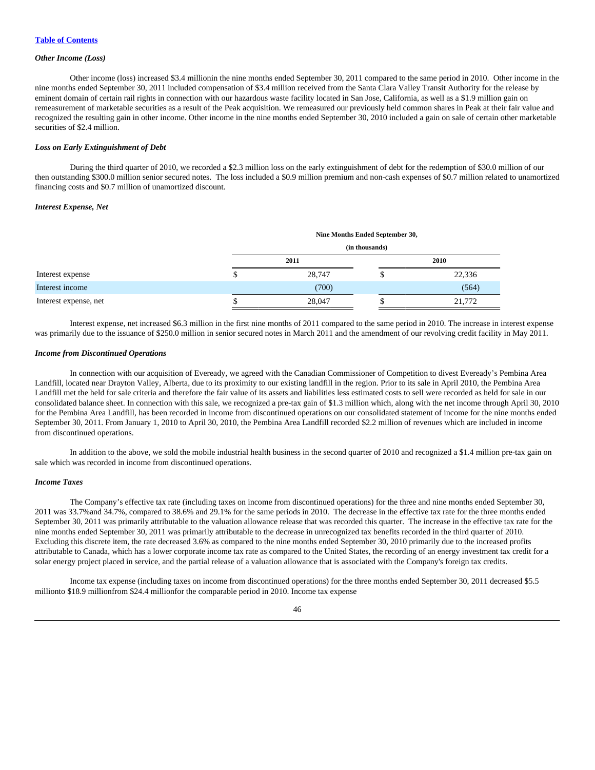[Table of Contents](#)

### *Other Income (Loss)*

Other income (loss) increased $3.4 millionin the nine months ended September 30, 2011 compared to the same period in 2010. Other income in the nine months ended September 30, 2011 included compensation of $3.4 million received from the Santa Clara Valley Transit Authority for the release by eminent domain of certain rail rights in connection with our hazardous waste facility located in San Jose, California, as well as a $1.9 million gain on remeasurement of marketable securities as a result of the Peak acquisition. We remeasured our previously held common shares in Peak at their fair value and recognized the resulting gain in other income. Other income in the nine months ended September 30, 2010 included a gain on sale of certain other marketable securities of $2.4 million.

### *Loss on Early Extinguishment of Debt*

During the third quarter of 2010, we recorded a $2.3 million loss on the early extinguishment of debt for the redemption of $30.0 million of our then outstanding $300.0 million senior secured notes. The loss included a $0.9 million premium and non-cash expenses of $0.7 million related to unamortized financing costs and $0.7 million of unamortized discount.

### *Interest Expense, Net*

| | Nine Months Ended September 30, (in thousands) | |
|---|---|---|
| | 2011 | 2010 |
| Interest expense | $ 28,747 | $ 22,336 |
| Interest income | (700) | (564) |
| Interest expense, net | $ 28,047 | $ 21,772 |

Interest expense, net increased $6.3 million in the first nine months of 2011 compared to the same period in 2010. The increase in interest expense was primarily due to the issuance of $250.0 million in senior secured notes in March 2011 and the amendment of our revolving credit facility in May 2011.

### *Income from Discontinued Operations*

In connection with our acquisition of Eveready, we agreed with the Canadian Commissioner of Competition to divest Eveready's Pembina Area Landfill, located near Drayton Valley, Alberta, due to its proximity to our existing landfill in the region. Prior to its sale in April 2010, the Pembina Area Landfill met the held for sale criteria and therefore the fair value of its assets and liabilities less estimated costs to sell were recorded as held for sale in our consolidated balance sheet. In connection with this sale, we recognized a pre-tax gain of $1.3 million which, along with the net income through April 30, 2010 for the Pembina Area Landfill, has been recorded in income from discontinued operations on our consolidated statement of income for the nine months ended September 30, 2011. From January 1, 2010 to April 30, 2010, the Pembina Area Landfill recorded $2.2 million of revenues which are included in income from discontinued operations.

In addition to the above, we sold the mobile industrial health business in the second quarter of 2010 and recognized a $1.4 million pre-tax gain on sale which was recorded in income from discontinued operations.

### *Income Taxes*

The Company's effective tax rate (including taxes on income from discontinued operations) for the three and nine months ended September 30, 2011 was 33.7%and 34.7%, compared to 38.6% and 29.1% for the same periods in 2010. The decrease in the effective tax rate for the three months ended September 30, 2011 was primarily attributable to the valuation allowance release that was recorded this quarter. The increase in the effective tax rate for the nine months ended September 30, 2011 was primarily attributable to the decrease in unrecognized tax benefits recorded in the third quarter of 2010. Excluding this discrete item, the rate decreased 3.6% as compared to the nine months ended September 30, 2010 primarily due to the increased profits attributable to Canada, which has a lower corporate income tax rate as compared to the United States, the recording of an energy investment tax credit for a solar energy project placed in service, and the partial release of a valuation allowance that is associated with the Company's foreign tax credits.

Income tax expense (including taxes on income from discontinued operations) for the three months ended September 30, 2011 decreased $5.5 millionto $18.9 millionfrom $24.4 millionfor the comparable period in 2010. Income tax expense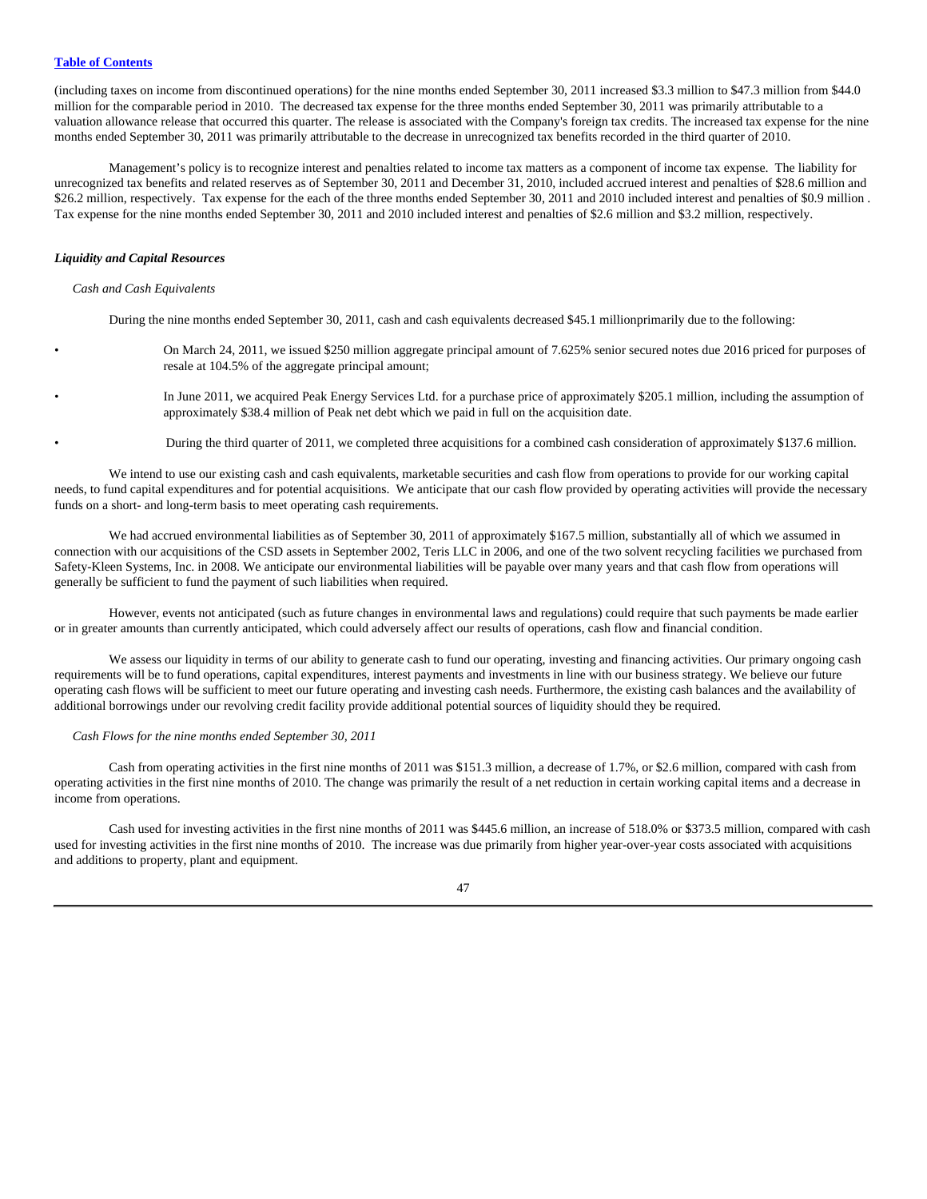(including taxes on income from discontinued operations) for the nine months ended September 30, 2011 increased $3.3 million to $47.3 million from $44.0 million for the comparable period in 2010. The decreased tax expense for the three months ended September 30, 2011 was primarily attributable to a valuation allowance release that occurred this quarter. The release is associated with the Company's foreign tax credits. The increased tax expense for the nine months ended September 30, 2011 was primarily attributable to the decrease in unrecognized tax benefits recorded in the third quarter of 2010.

Management's policy is to recognize interest and penalties related to income tax matters as a component of income tax expense. The liability for unrecognized tax benefits and related reserves as of September 30, 2011 and December 31, 2010, included accrued interest and penalties of $28.6 million and $26.2 million, respectively. Tax expense for the each of the three months ended September 30, 2011 and 2010 included interest and penalties of $0.9 million . Tax expense for the nine months ended September 30, 2011 and 2010 included interest and penalties of $2.6 million and $3.2 million, respectively.

### *Liquidity and Capital Resources*

*Cash and Cash Equivalents*

During the nine months ended September 30, 2011, cash and cash equivalents decreased $45.1 millionprimarily due to the following:

- On March 24, 2011, we issued $250 million aggregate principal amount of 7.625% senior secured notes due 2016 priced for purposes of resale at 104.5% of the aggregate principal amount;
- In June 2011, we acquired Peak Energy Services Ltd. for a purchase price of approximately $205.1 million, including the assumption of approximately $38.4 million of Peak net debt which we paid in full on the acquisition date.
- During the third quarter of 2011, we completed three acquisitions for a combined cash consideration of approximately $137.6 million.

We intend to use our existing cash and cash equivalents, marketable securities and cash flow from operations to provide for our working capital needs, to fund capital expenditures and for potential acquisitions. We anticipate that our cash flow provided by operating activities will provide the necessary funds on a short- and long-term basis to meet operating cash requirements.

We had accrued environmental liabilities as of September 30, 2011 of approximately $167.5 million, substantially all of which we assumed in connection with our acquisitions of the CSD assets in September 2002, Teris LLC in 2006, and one of the two solvent recycling facilities we purchased from Safety-Kleen Systems, Inc. in 2008. We anticipate our environmental liabilities will be payable over many years and that cash flow from operations will generally be sufficient to fund the payment of such liabilities when required.

However, events not anticipated (such as future changes in environmental laws and regulations) could require that such payments be made earlier or in greater amounts than currently anticipated, which could adversely affect our results of operations, cash flow and financial condition.

We assess our liquidity in terms of our ability to generate cash to fund our operating, investing and financing activities. Our primary ongoing cash requirements will be to fund operations, capital expenditures, interest payments and investments in line with our business strategy. We believe our future operating cash flows will be sufficient to meet our future operating and investing cash needs. Furthermore, the existing cash balances and the availability of additional borrowings under our revolving credit facility provide additional potential sources of liquidity should they be required.

*Cash Flows for the nine months ended September 30, 2011*

Cash from operating activities in the first nine months of 2011 was $151.3 million, a decrease of 1.7%, or $2.6 million, compared with cash from operating activities in the first nine months of 2010. The change was primarily the result of a net reduction in certain working capital items and a decrease in income from operations.

Cash used for investing activities in the first nine months of 2011 was $445.6 million, an increase of 518.0% or $373.5 million, compared with cash used for investing activities in the first nine months of 2010. The increase was due primarily from higher year-over-year costs associated with acquisitions and additions to property, plant and equipment.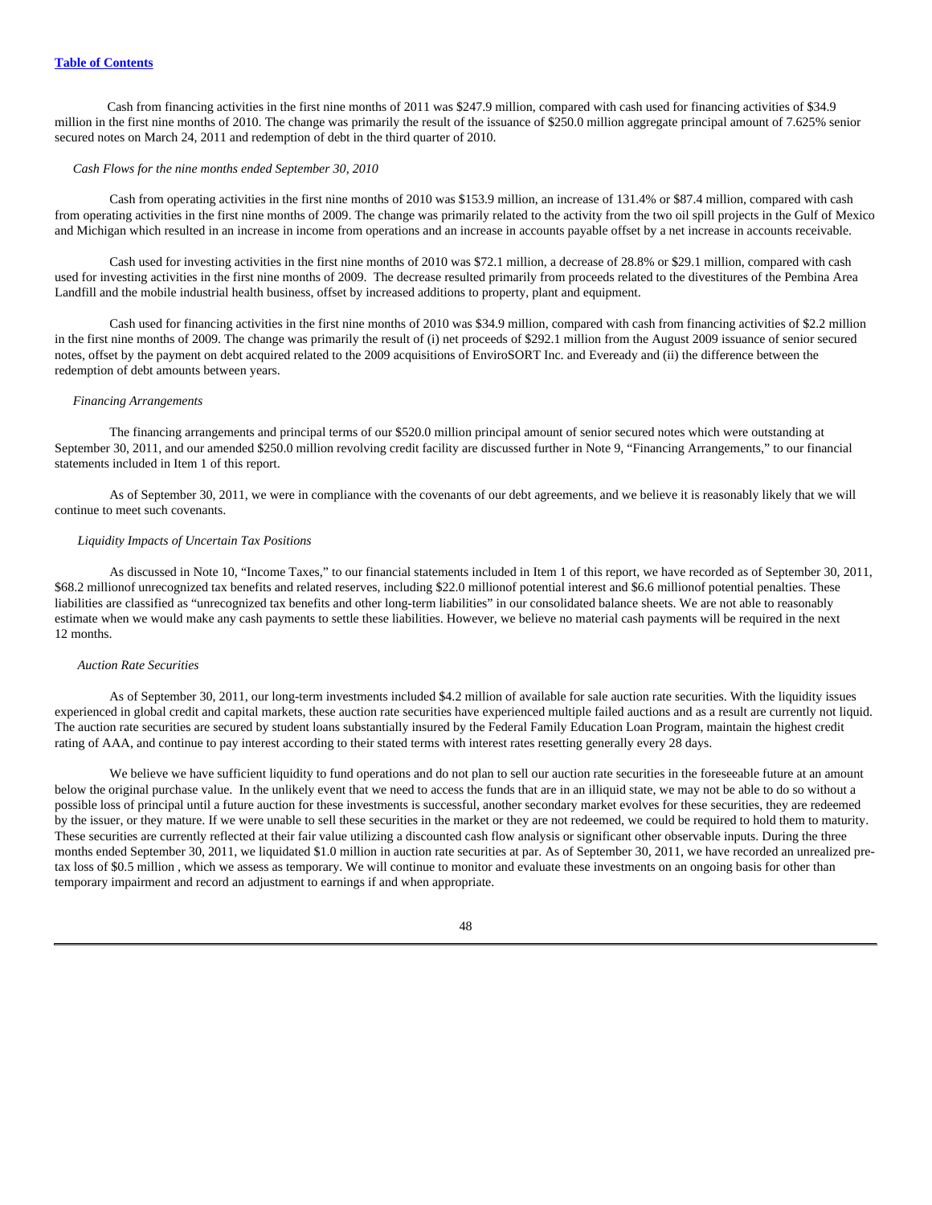Cash from financing activities in the first nine months of 2011 was $247.9 million, compared with cash used for financing activities of $34.9 million in the first nine months of 2010. The change was primarily the result of the issuance of $250.0 million aggregate principal amount of 7.625% senior secured notes on March 24, 2011 and redemption of debt in the third quarter of 2010.

*Cash Flows for the nine months ended September 30, 2010*

Cash from operating activities in the first nine months of 2010 was $153.9 million, an increase of 131.4% or $87.4 million, compared with cash from operating activities in the first nine months of 2009. The change was primarily related to the activity from the two oil spill projects in the Gulf of Mexico and Michigan which resulted in an increase in income from operations and an increase in accounts payable offset by a net increase in accounts receivable.

Cash used for investing activities in the first nine months of 2010 was $72.1 million, a decrease of 28.8% or $29.1 million, compared with cash used for investing activities in the first nine months of 2009. The decrease resulted primarily from proceeds related to the divestitures of the Pembina Area Landfill and the mobile industrial health business, offset by increased additions to property, plant and equipment.

Cash used for financing activities in the first nine months of 2010 was $34.9 million, compared with cash from financing activities of $2.2 million in the first nine months of 2009. The change was primarily the result of (i) net proceeds of $292.1 million from the August 2009 issuance of senior secured notes, offset by the payment on debt acquired related to the 2009 acquisitions of EnviroSORT Inc. and Eveready and (ii) the difference between the redemption of debt amounts between years.

*Financing Arrangements*

The financing arrangements and principal terms of our $520.0 million principal amount of senior secured notes which were outstanding at September 30, 2011, and our amended $250.0 million revolving credit facility are discussed further in Note 9, "Financing Arrangements," to our financial statements included in Item 1 of this report.

As of September 30, 2011, we were in compliance with the covenants of our debt agreements, and we believe it is reasonably likely that we will continue to meet such covenants.

*Liquidity Impacts of Uncertain Tax Positions*

As discussed in Note 10, "Income Taxes," to our financial statements included in Item 1 of this report, we have recorded as of September 30, 2011, $68.2 millionof unrecognized tax benefits and related reserves, including $22.0 millionof potential interest and $6.6 millionof potential penalties. These liabilities are classified as "unrecognized tax benefits and other long-term liabilities" in our consolidated balance sheets. We are not able to reasonably estimate when we would make any cash payments to settle these liabilities. However, we believe no material cash payments will be required in the next 12 months.

*Auction Rate Securities*

As of September 30, 2011, our long-term investments included $4.2 million of available for sale auction rate securities. With the liquidity issues experienced in global credit and capital markets, these auction rate securities have experienced multiple failed auctions and as a result are currently not liquid. The auction rate securities are secured by student loans substantially insured by the Federal Family Education Loan Program, maintain the highest credit rating of AAA, and continue to pay interest according to their stated terms with interest rates resetting generally every 28 days.

We believe we have sufficient liquidity to fund operations and do not plan to sell our auction rate securities in the foreseeable future at an amount below the original purchase value. In the unlikely event that we need to access the funds that are in an illiquid state, we may not be able to do so without a possible loss of principal until a future auction for these investments is successful, another secondary market evolves for these securities, they are redeemed by the issuer, or they mature. If we were unable to sell these securities in the market or they are not redeemed, we could be required to hold them to maturity. These securities are currently reflected at their fair value utilizing a discounted cash flow analysis or significant other observable inputs. During the three months ended September 30, 2011, we liquidated $1.0 million in auction rate securities at par. As of September 30, 2011, we have recorded an unrealized pre-tax loss of $0.5 million , which we assess as temporary. We will continue to monitor and evaluate these investments on an ongoing basis for other than temporary impairment and record an adjustment to earnings if and when appropriate.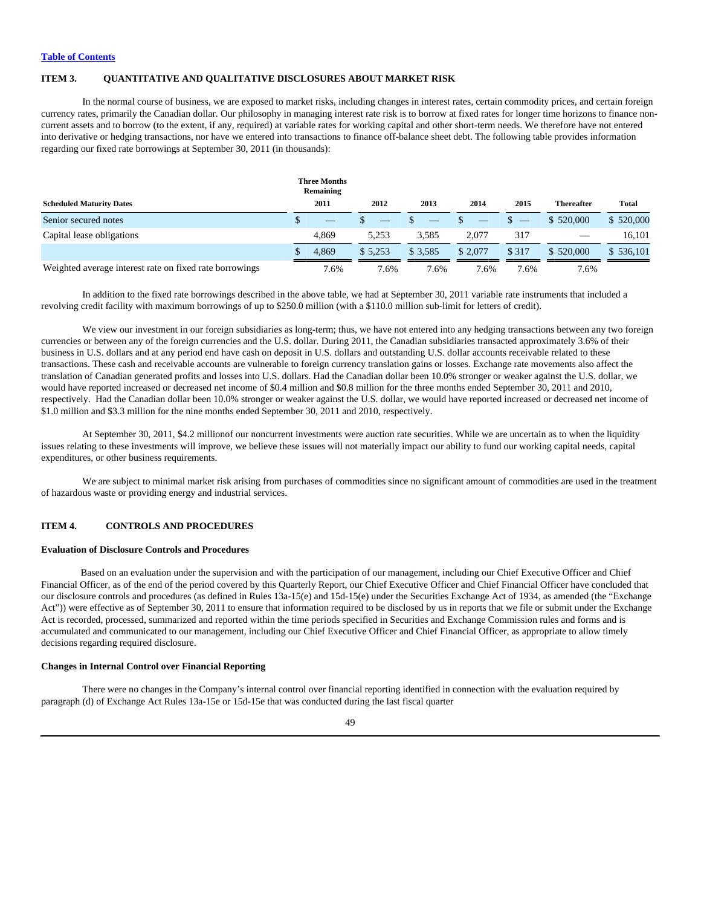[Table of Contents](#)

### ITEM 3. QUANTITATIVE AND QUALITATIVE DISCLOSURES ABOUT MARKET RISK

In the normal course of business, we are exposed to market risks, including changes in interest rates, certain commodity prices, and certain foreign currency rates, primarily the Canadian dollar. Our philosophy in managing interest rate risk is to borrow at fixed rates for longer time horizons to finance non-current assets and to borrow (to the extent, if any, required) at variable rates for working capital and other short-term needs. We therefore have not entered into derivative or hedging transactions, nor have we entered into transactions to finance off-balance sheet debt. The following table provides information regarding our fixed rate borrowings at September 30, 2011 (in thousands):

| Scheduled Maturity Dates | Three Months Remaining 2011 | 2012 | 2013 | 2014 | 2015 | Thereafter | Total |
|---|---|---|---|---|---|---|---|
| Senior secured notes | $ — | $ — | $ — | $ — | $ — | $ 520,000 | $ 520,000 |
| Capital lease obligations | 4,869 | 5,253 | 3,585 | 2,077 | 317 | — | 16,101 |
| | $ 4,869 | $ 5,253 | $ 3,585 | $ 2,077 | $ 317 | $ 520,000 | $ 536,101 |
| Weighted average interest rate on fixed rate borrowings | 7.6% | 7.6% | 7.6% | 7.6% | 7.6% | 7.6% | |

In addition to the fixed rate borrowings described in the above table, we had at September 30, 2011 variable rate instruments that included a revolving credit facility with maximum borrowings of up to $250.0 million (with a $110.0 million sub-limit for letters of credit).

We view our investment in our foreign subsidiaries as long-term; thus, we have not entered into any hedging transactions between any two foreign currencies or between any of the foreign currencies and the U.S. dollar. During 2011, the Canadian subsidiaries transacted approximately 3.6% of their business in U.S. dollars and at any period end have cash on deposit in U.S. dollars and outstanding U.S. dollar accounts receivable related to these transactions. These cash and receivable accounts are vulnerable to foreign currency translation gains or losses. Exchange rate movements also affect the translation of Canadian generated profits and losses into U.S. dollars. Had the Canadian dollar been 10.0% stronger or weaker against the U.S. dollar, we would have reported increased or decreased net income of $0.4 million and $0.8 million for the three months ended September 30, 2011 and 2010, respectively. Had the Canadian dollar been 10.0% stronger or weaker against the U.S. dollar, we would have reported increased or decreased net income of $1.0 million and $3.3 million for the nine months ended September 30, 2011 and 2010, respectively.

At September 30, 2011, $4.2 millionof our noncurrent investments were auction rate securities. While we are uncertain as to when the liquidity issues relating to these investments will improve, we believe these issues will not materially impact our ability to fund our working capital needs, capital expenditures, or other business requirements.

We are subject to minimal market risk arising from purchases of commodities since no significant amount of commodities are used in the treatment of hazardous waste or providing energy and industrial services.

### ITEM 4. CONTROLS AND PROCEDURES

**Evaluation of Disclosure Controls and Procedures**

Based on an evaluation under the supervision and with the participation of our management, including our Chief Executive Officer and Chief Financial Officer, as of the end of the period covered by this Quarterly Report, our Chief Executive Officer and Chief Financial Officer have concluded that our disclosure controls and procedures (as defined in Rules 13a-15(e) and 15d-15(e) under the Securities Exchange Act of 1934, as amended (the "Exchange Act")) were effective as of September 30, 2011 to ensure that information required to be disclosed by us in reports that we file or submit under the Exchange Act is recorded, processed, summarized and reported within the time periods specified in Securities and Exchange Commission rules and forms and is accumulated and communicated to our management, including our Chief Executive Officer and Chief Financial Officer, as appropriate to allow timely decisions regarding required disclosure.

**Changes in Internal Control over Financial Reporting**

There were no changes in the Company's internal control over financial reporting identified in connection with the evaluation required by paragraph (d) of Exchange Act Rules 13a-15e or 15d-15e that was conducted during the last fiscal quarter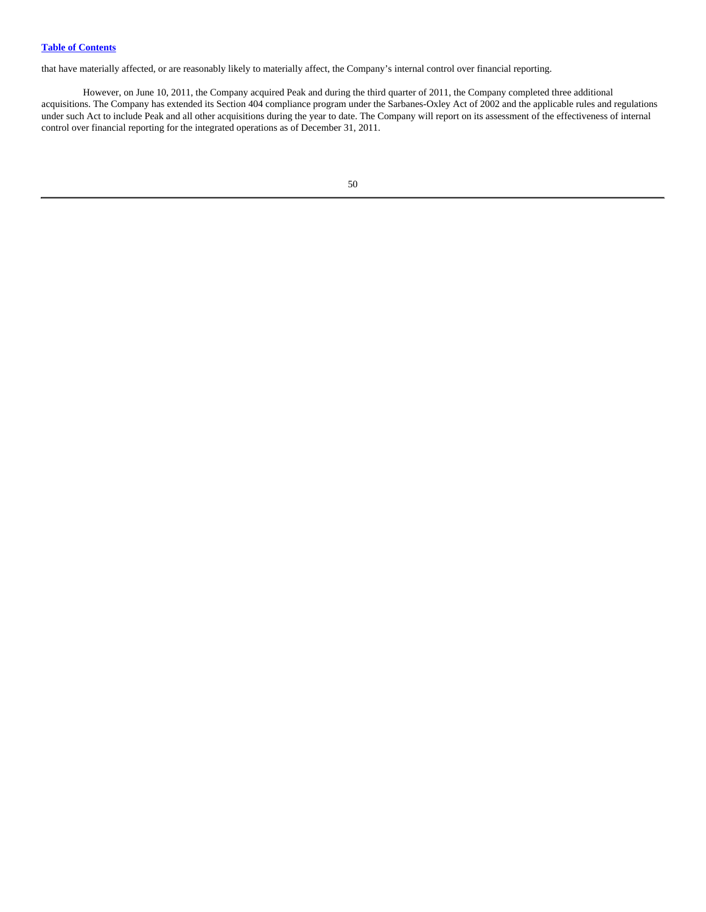that have materially affected, or are reasonably likely to materially affect, the Company's internal control over financial reporting.

However, on June 10, 2011, the Company acquired Peak and during the third quarter of 2011, the Company completed three additional acquisitions. The Company has extended its Section 404 compliance program under the Sarbanes-Oxley Act of 2002 and the applicable rules and regulations under such Act to include Peak and all other acquisitions during the year to date. The Company will report on its assessment of the effectiveness of internal control over financial reporting for the integrated operations as of December 31, 2011.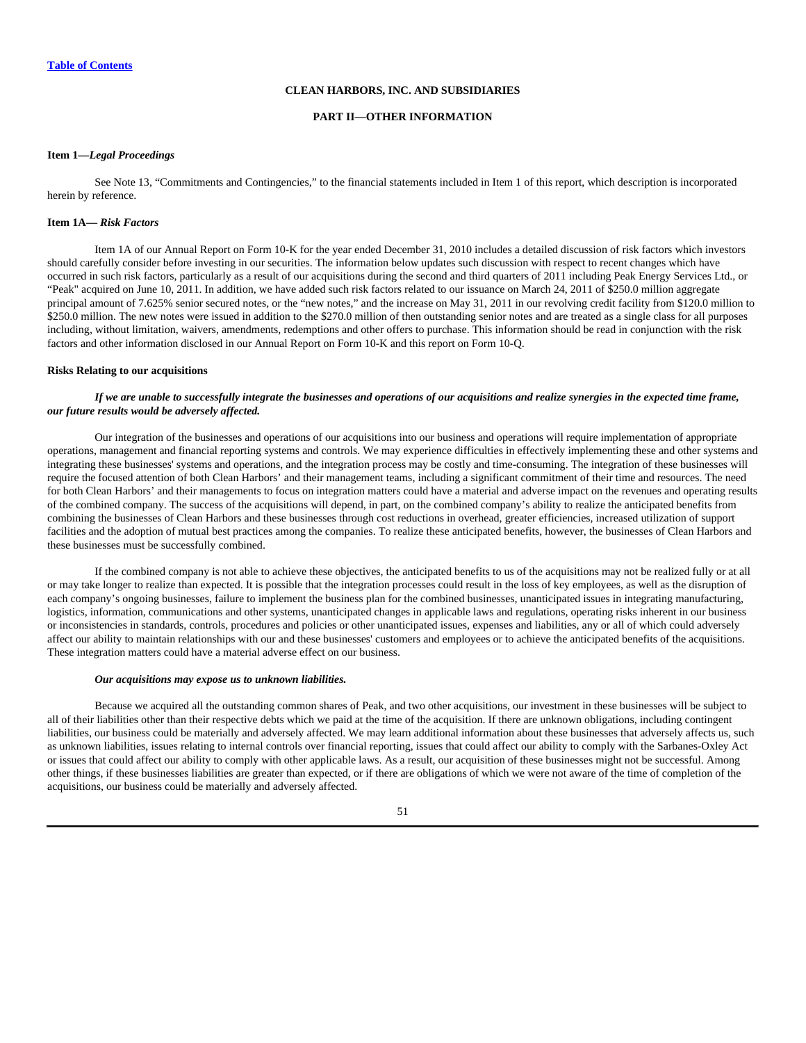**CLEAN HARBORS, INC. AND SUBSIDIARIES**

**PART II—OTHER INFORMATION**

**Item 1—*Legal Proceedings***

See Note 13, "Commitments and Contingencies," to the financial statements included in Item 1 of this report, which description is incorporated herein by reference.

**Item 1A— *Risk Factors***

Item 1A of our Annual Report on Form 10-K for the year ended December 31, 2010 includes a detailed discussion of risk factors which investors should carefully consider before investing in our securities. The information below updates such discussion with respect to recent changes which have occurred in such risk factors, particularly as a result of our acquisitions during the second and third quarters of 2011 including Peak Energy Services Ltd., or "Peak" acquired on June 10, 2011. In addition, we have added such risk factors related to our issuance on March 24, 2011 of $250.0 million aggregate principal amount of 7.625% senior secured notes, or the "new notes," and the increase on May 31, 2011 in our revolving credit facility from $120.0 million to $250.0 million. The new notes were issued in addition to the $270.0 million of then outstanding senior notes and are treated as a single class for all purposes including, without limitation, waivers, amendments, redemptions and other offers to purchase. This information should be read in conjunction with the risk factors and other information disclosed in our Annual Report on Form 10-K and this report on Form 10-Q.

**Risks Relating to our acquisitions**

***If we are unable to successfully integrate the businesses and operations of our acquisitions and realize synergies in the expected time frame, our future results would be adversely affected.***

Our integration of the businesses and operations of our acquisitions into our business and operations will require implementation of appropriate operations, management and financial reporting systems and controls. We may experience difficulties in effectively implementing these and other systems and integrating these businesses' systems and operations, and the integration process may be costly and time-consuming. The integration of these businesses will require the focused attention of both Clean Harbors' and their management teams, including a significant commitment of their time and resources. The need for both Clean Harbors' and their managements to focus on integration matters could have a material and adverse impact on the revenues and operating results of the combined company. The success of the acquisitions will depend, in part, on the combined company's ability to realize the anticipated benefits from combining the businesses of Clean Harbors and these businesses through cost reductions in overhead, greater efficiencies, increased utilization of support facilities and the adoption of mutual best practices among the companies. To realize these anticipated benefits, however, the businesses of Clean Harbors and these businesses must be successfully combined.

If the combined company is not able to achieve these objectives, the anticipated benefits to us of the acquisitions may not be realized fully or at all or may take longer to realize than expected. It is possible that the integration processes could result in the loss of key employees, as well as the disruption of each company's ongoing businesses, failure to implement the business plan for the combined businesses, unanticipated issues in integrating manufacturing, logistics, information, communications and other systems, unanticipated changes in applicable laws and regulations, operating risks inherent in our business or inconsistencies in standards, controls, procedures and policies or other unanticipated issues, expenses and liabilities, any or all of which could adversely affect our ability to maintain relationships with our and these businesses' customers and employees or to achieve the anticipated benefits of the acquisitions. These integration matters could have a material adverse effect on our business.

***Our acquisitions may expose us to unknown liabilities.***

Because we acquired all the outstanding common shares of Peak, and two other acquisitions, our investment in these businesses will be subject to all of their liabilities other than their respective debts which we paid at the time of the acquisition. If there are unknown obligations, including contingent liabilities, our business could be materially and adversely affected. We may learn additional information about these businesses that adversely affects us, such as unknown liabilities, issues relating to internal controls over financial reporting, issues that could affect our ability to comply with the Sarbanes-Oxley Act or issues that could affect our ability to comply with other applicable laws. As a result, our acquisition of these businesses might not be successful. Among other things, if these businesses liabilities are greater than expected, or if there are obligations of which we were not aware of the time of completion of the acquisitions, our business could be materially and adversely affected.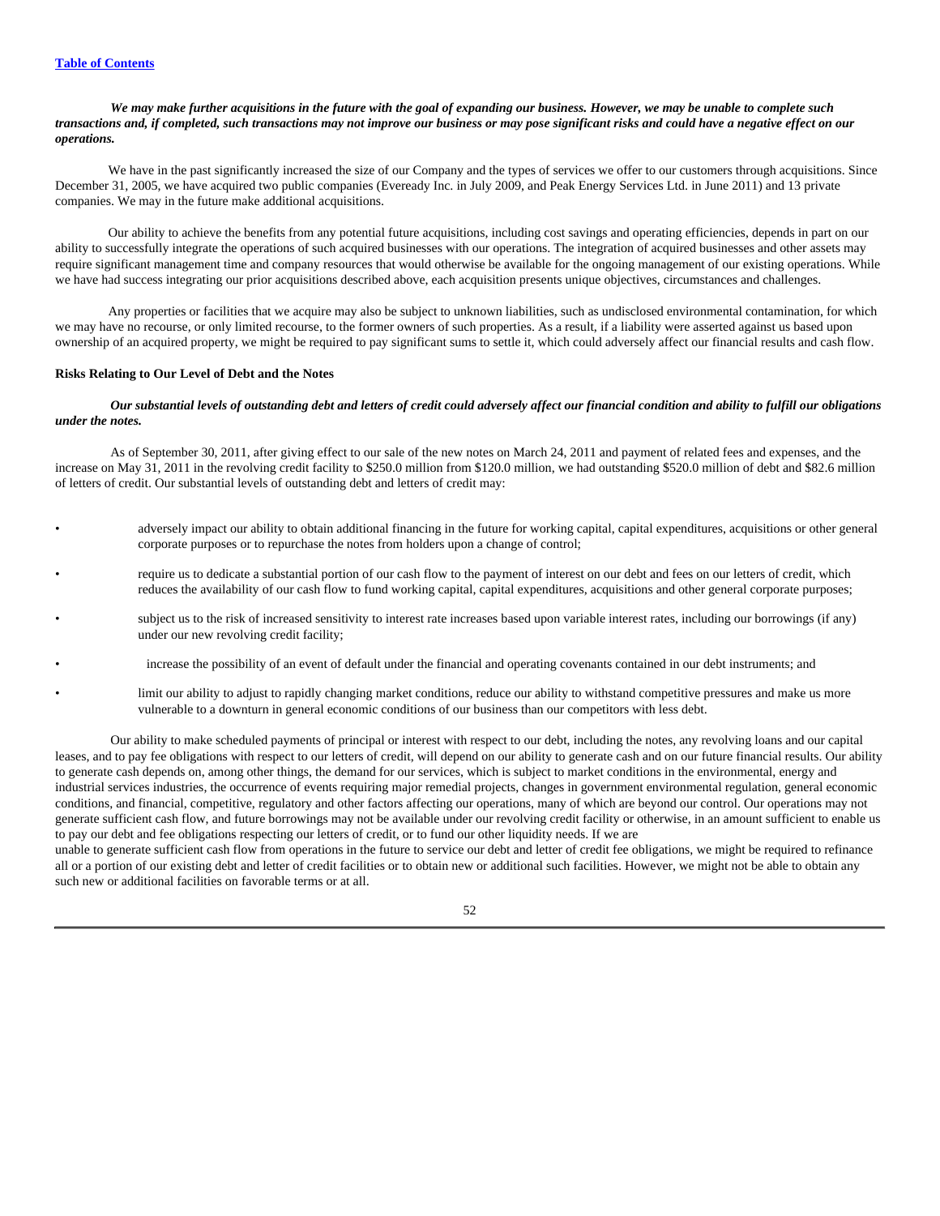***We may make further acquisitions in the future with the goal of expanding our business. However, we may be unable to complete such transactions and, if completed, such transactions may not improve our business or may pose significant risks and could have a negative effect on our operations.***

We have in the past significantly increased the size of our Company and the types of services we offer to our customers through acquisitions. Since December 31, 2005, we have acquired two public companies (Eveready Inc. in July 2009, and Peak Energy Services Ltd. in June 2011) and 13 private companies. We may in the future make additional acquisitions.

Our ability to achieve the benefits from any potential future acquisitions, including cost savings and operating efficiencies, depends in part on our ability to successfully integrate the operations of such acquired businesses with our operations. The integration of acquired businesses and other assets may require significant management time and company resources that would otherwise be available for the ongoing management of our existing operations. While we have had success integrating our prior acquisitions described above, each acquisition presents unique objectives, circumstances and challenges.

Any properties or facilities that we acquire may also be subject to unknown liabilities, such as undisclosed environmental contamination, for which we may have no recourse, or only limited recourse, to the former owners of such properties. As a result, if a liability were asserted against us based upon ownership of an acquired property, we might be required to pay significant sums to settle it, which could adversely affect our financial results and cash flow.

**Risks Relating to Our Level of Debt and the Notes**

***Our substantial levels of outstanding debt and letters of credit could adversely affect our financial condition and ability to fulfill our obligations under the notes.***

As of September 30, 2011, after giving effect to our sale of the new notes on March 24, 2011 and payment of related fees and expenses, and the increase on May 31, 2011 in the revolving credit facility to $250.0 million from $120.0 million, we had outstanding $520.0 million of debt and $82.6 million of letters of credit. Our substantial levels of outstanding debt and letters of credit may:

- adversely impact our ability to obtain additional financing in the future for working capital, capital expenditures, acquisitions or other general corporate purposes or to repurchase the notes from holders upon a change of control;
- require us to dedicate a substantial portion of our cash flow to the payment of interest on our debt and fees on our letters of credit, which reduces the availability of our cash flow to fund working capital, capital expenditures, acquisitions and other general corporate purposes;
- subject us to the risk of increased sensitivity to interest rate increases based upon variable interest rates, including our borrowings (if any) under our new revolving credit facility;
- increase the possibility of an event of default under the financial and operating covenants contained in our debt instruments; and
- limit our ability to adjust to rapidly changing market conditions, reduce our ability to withstand competitive pressures and make us more vulnerable to a downturn in general economic conditions of our business than our competitors with less debt.

Our ability to make scheduled payments of principal or interest with respect to our debt, including the notes, any revolving loans and our capital leases, and to pay fee obligations with respect to our letters of credit, will depend on our ability to generate cash and on our future financial results. Our ability to generate cash depends on, among other things, the demand for our services, which is subject to market conditions in the environmental, energy and industrial services industries, the occurrence of events requiring major remedial projects, changes in government environmental regulation, general economic conditions, and financial, competitive, regulatory and other factors affecting our operations, many of which are beyond our control. Our operations may not generate sufficient cash flow, and future borrowings may not be available under our revolving credit facility or otherwise, in an amount sufficient to enable us to pay our debt and fee obligations respecting our letters of credit, or to fund our other liquidity needs. If we are unable to generate sufficient cash flow from operations in the future to service our debt and letter of credit fee obligations, we might be required to refinance all or a portion of our existing debt and letter of credit facilities or to obtain new or additional such facilities. However, we might not be able to obtain any such new or additional facilities on favorable terms or at all.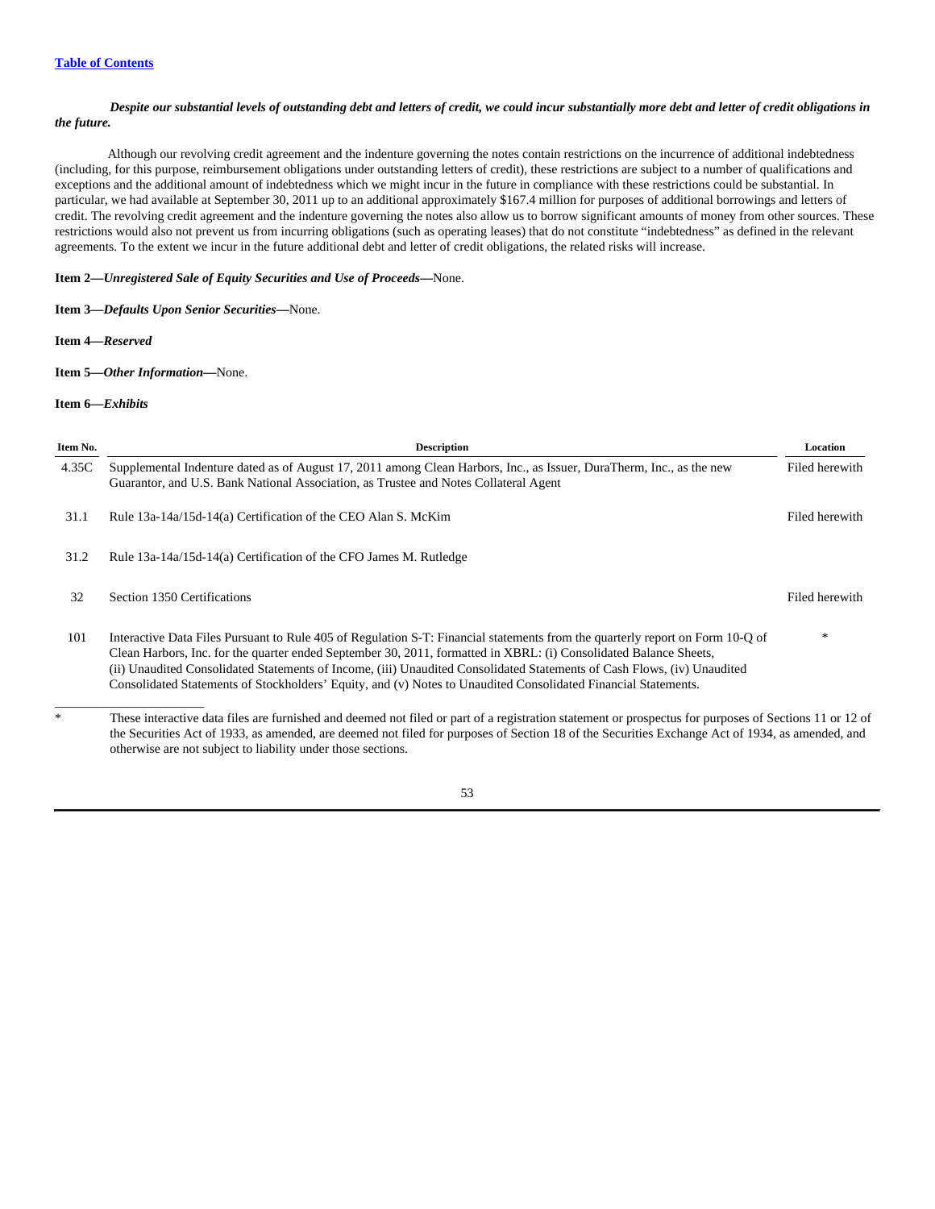[Table of Contents](#)

***Despite our substantial levels of outstanding debt and letters of credit, we could incur substantially more debt and letter of credit obligations in the future.***

Although our revolving credit agreement and the indenture governing the notes contain restrictions on the incurrence of additional indebtedness (including, for this purpose, reimbursement obligations under outstanding letters of credit), these restrictions are subject to a number of qualifications and exceptions and the additional amount of indebtedness which we might incur in the future in compliance with these restrictions could be substantial. In particular, we had available at September 30, 2011 up to an additional approximately $167.4 million for purposes of additional borrowings and letters of credit. The revolving credit agreement and the indenture governing the notes also allow us to borrow significant amounts of money from other sources. These restrictions would also not prevent us from incurring obligations (such as operating leases) that do not constitute "indebtedness" as defined in the relevant agreements. To the extent we incur in the future additional debt and letter of credit obligations, the related risks will increase.

**Item 2—*Unregistered Sale of Equity Securities and Use of Proceeds*—**None.

**Item 3—*Defaults Upon Senior Securities*—**None.

**Item 4—*Reserved***

**Item 5—*Other Information*—**None.

**Item 6—*Exhibits***

| Item No. | Description | Location |
|---|---|---|
| 4.35C | Supplemental Indenture dated as of August 17, 2011 among Clean Harbors, Inc., as Issuer, DuraTherm, Inc., as the new Guarantor, and U.S. Bank National Association, as Trustee and Notes Collateral Agent | Filed herewith |
| 31.1 | Rule 13a-14a/15d-14(a) Certification of the CEO Alan S. McKim | Filed herewith |
| 31.2 | Rule 13a-14a/15d-14(a) Certification of the CFO James M. Rutledge | |
| 32 | Section 1350 Certifications | Filed herewith |
| 101 | Interactive Data Files Pursuant to Rule 405 of Regulation S-T: Financial statements from the quarterly report on Form 10-Q of Clean Harbors, Inc. for the quarter ended September 30, 2011, formatted in XBRL: (i) Consolidated Balance Sheets, (ii) Unaudited Consolidated Statements of Income, (iii) Unaudited Consolidated Statements of Cash Flows, (iv) Unaudited Consolidated Statements of Stockholders' Equity, and (v) Notes to Unaudited Consolidated Financial Statements. | * |

\* These interactive data files are furnished and deemed not filed or part of a registration statement or prospectus for purposes of Sections 11 or 12 of the Securities Act of 1933, as amended, are deemed not filed for purposes of Section 18 of the Securities Exchange Act of 1934, as amended, and otherwise are not subject to liability under those sections.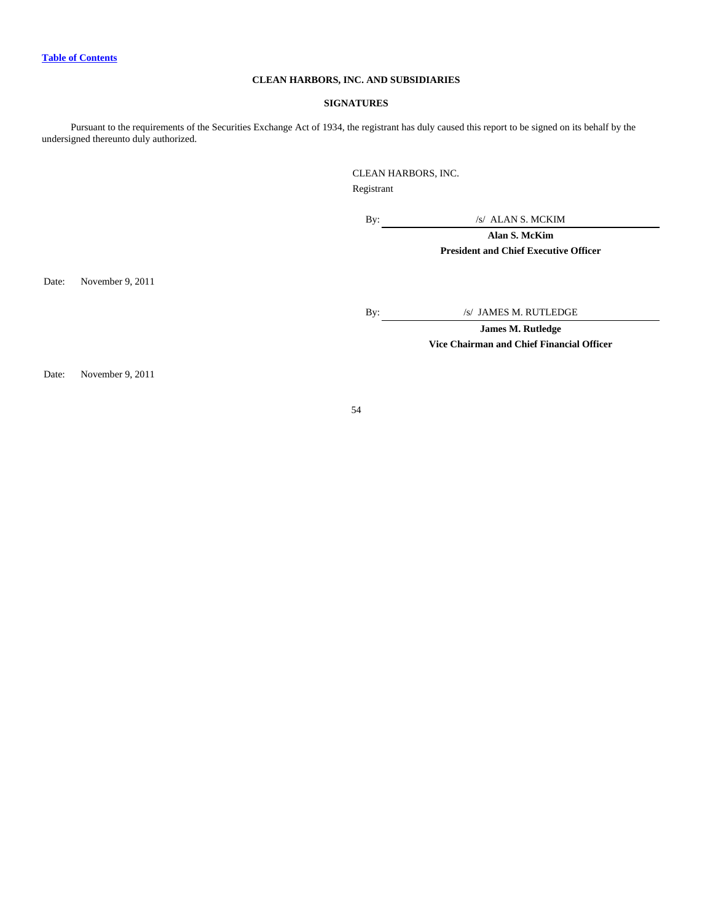**CLEAN HARBORS, INC. AND SUBSIDIARIES**

**SIGNATURES**

Pursuant to the requirements of the Securities Exchange Act of 1934, the registrant has duly caused this report to be signed on its behalf by the undersigned thereunto duly authorized.

CLEAN HARBORS, INC.
Registrant

By: /s/ ALAN S. MCKIM
**Alan S. McKim**
**President and Chief Executive Officer**

Date: November 9, 2011

By: /s/ JAMES M. RUTLEDGE
**James M. Rutledge**
**Vice Chairman and Chief Financial Officer**

Date: November 9, 2011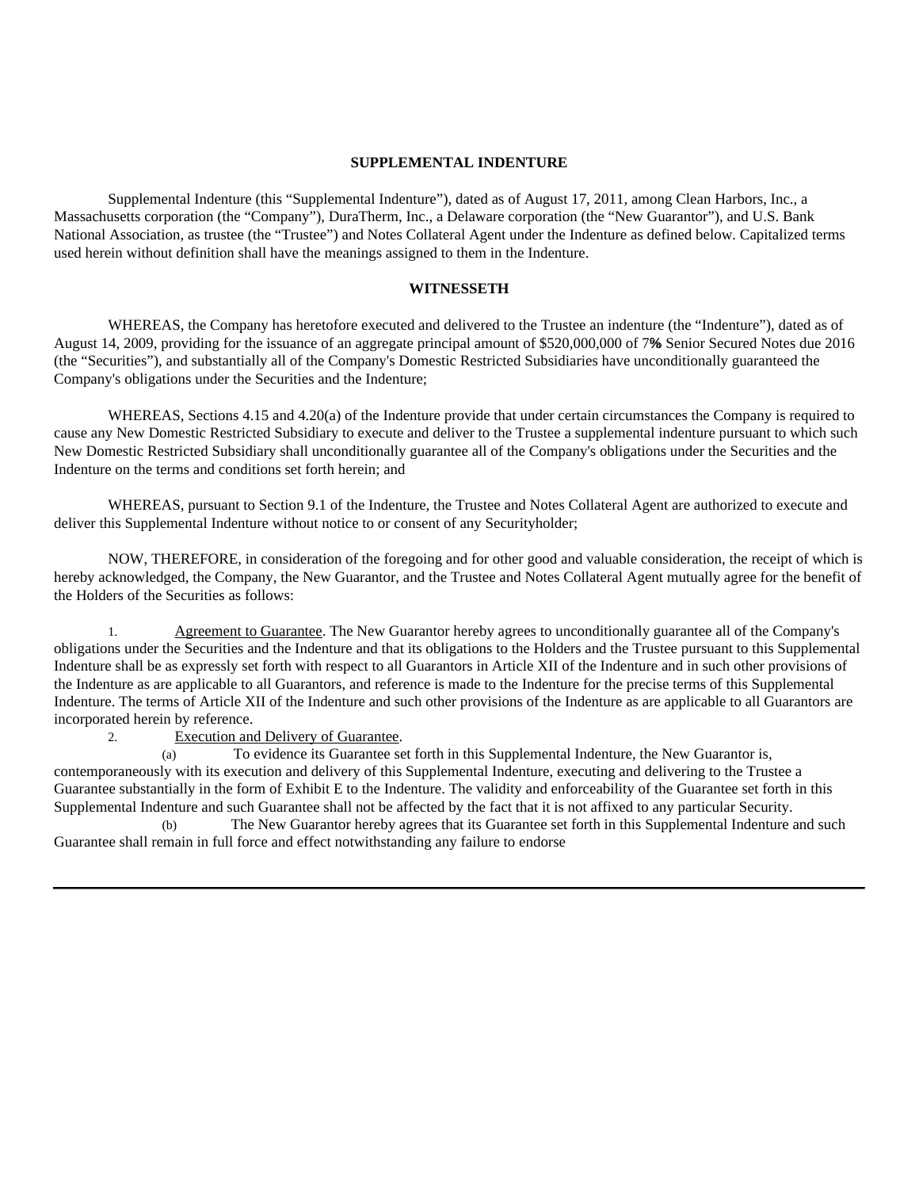**SUPPLEMENTAL INDENTURE**

Supplemental Indenture (this "Supplemental Indenture"), dated as of August 17, 2011, among Clean Harbors, Inc., a Massachusetts corporation (the "Company"), DuraTherm, Inc., a Delaware corporation (the "New Guarantor"), and U.S. Bank National Association, as trustee (the "Trustee") and Notes Collateral Agent under the Indenture as defined below. Capitalized terms used herein without definition shall have the meanings assigned to them in the Indenture.

**WITNESSETH**

WHEREAS, the Company has heretofore executed and delivered to the Trustee an indenture (the "Indenture"), dated as of August 14, 2009, providing for the issuance of an aggregate principal amount of $520,000,000 of 7⅝% Senior Secured Notes due 2016 (the "Securities"), and substantially all of the Company's Domestic Restricted Subsidiaries have unconditionally guaranteed the Company's obligations under the Securities and the Indenture;

WHEREAS, Sections 4.15 and 4.20(a) of the Indenture provide that under certain circumstances the Company is required to cause any New Domestic Restricted Subsidiary to execute and deliver to the Trustee a supplemental indenture pursuant to which such New Domestic Restricted Subsidiary shall unconditionally guarantee all of the Company's obligations under the Securities and the Indenture on the terms and conditions set forth herein; and

WHEREAS, pursuant to Section 9.1 of the Indenture, the Trustee and Notes Collateral Agent are authorized to execute and deliver this Supplemental Indenture without notice to or consent of any Securityholder;

NOW, THEREFORE, in consideration of the foregoing and for other good and valuable consideration, the receipt of which is hereby acknowledged, the Company, the New Guarantor, and the Trustee and Notes Collateral Agent mutually agree for the benefit of the Holders of the Securities as follows:

1. Agreement to Guarantee. The New Guarantor hereby agrees to unconditionally guarantee all of the Company's obligations under the Securities and the Indenture and that its obligations to the Holders and the Trustee pursuant to this Supplemental Indenture shall be as expressly set forth with respect to all Guarantors in Article XII of the Indenture and in such other provisions of the Indenture as are applicable to all Guarantors, and reference is made to the Indenture for the precise terms of this Supplemental Indenture. The terms of Article XII of the Indenture and such other provisions of the Indenture as are applicable to all Guarantors are incorporated herein by reference.

2. Execution and Delivery of Guarantee.

(a) To evidence its Guarantee set forth in this Supplemental Indenture, the New Guarantor is, contemporaneously with its execution and delivery of this Supplemental Indenture, executing and delivering to the Trustee a Guarantee substantially in the form of Exhibit E to the Indenture. The validity and enforceability of the Guarantee set forth in this Supplemental Indenture and such Guarantee shall not be affected by the fact that it is not affixed to any particular Security.

(b) The New Guarantor hereby agrees that its Guarantee set forth in this Supplemental Indenture and such Guarantee shall remain in full force and effect notwithstanding any failure to endorse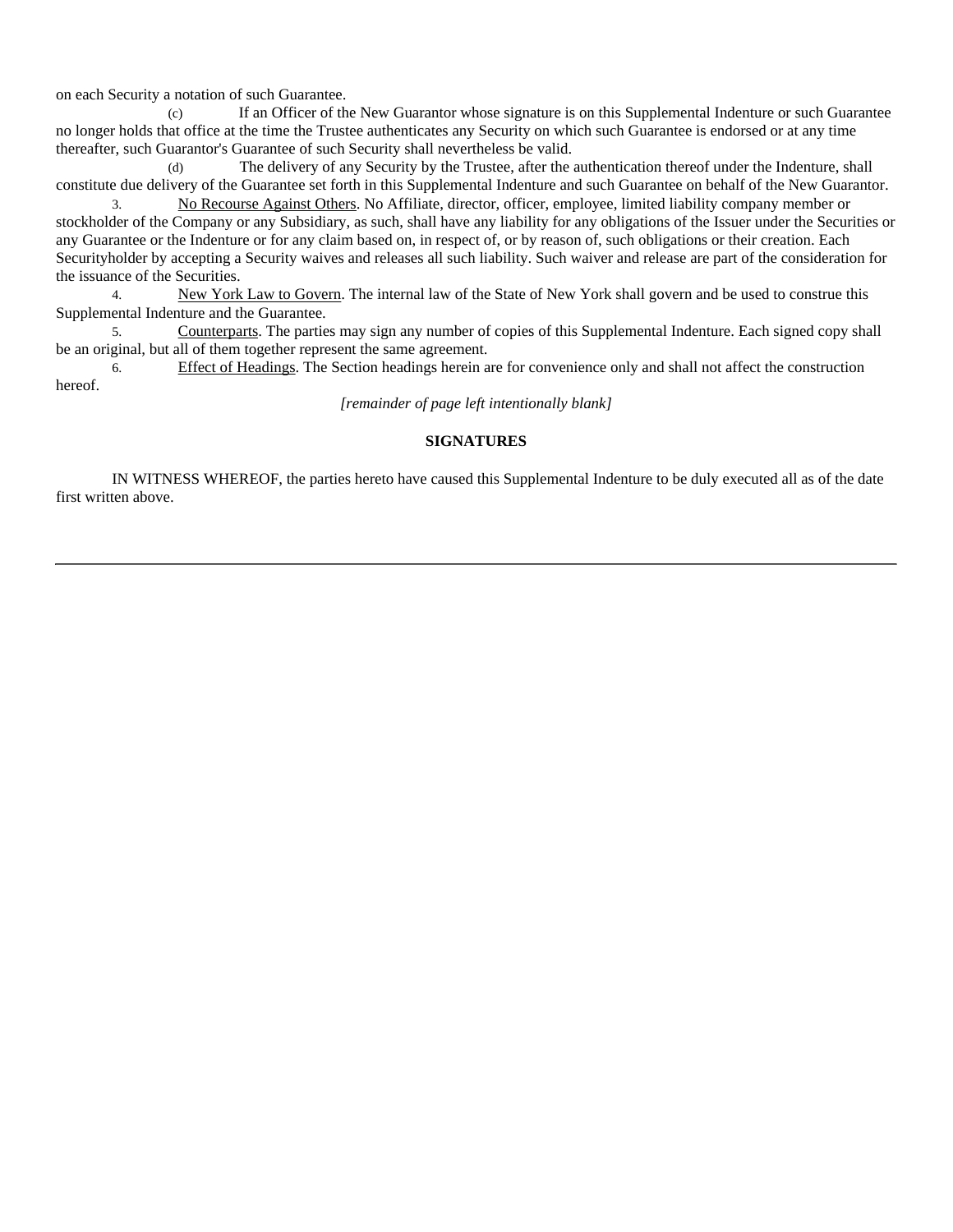on each Security a notation of such Guarantee.

(c) If an Officer of the New Guarantor whose signature is on this Supplemental Indenture or such Guarantee no longer holds that office at the time the Trustee authenticates any Security on which such Guarantee is endorsed or at any time thereafter, such Guarantor's Guarantee of such Security shall nevertheless be valid.

(d) The delivery of any Security by the Trustee, after the authentication thereof under the Indenture, shall constitute due delivery of the Guarantee set forth in this Supplemental Indenture and such Guarantee on behalf of the New Guarantor.

3. No Recourse Against Others. No Affiliate, director, officer, employee, limited liability company member or stockholder of the Company or any Subsidiary, as such, shall have any liability for any obligations of the Issuer under the Securities or any Guarantee or the Indenture or for any claim based on, in respect of, or by reason of, such obligations or their creation. Each Securityholder by accepting a Security waives and releases all such liability. Such waiver and release are part of the consideration for the issuance of the Securities.

4. New York Law to Govern. The internal law of the State of New York shall govern and be used to construe this Supplemental Indenture and the Guarantee.

5. Counterparts. The parties may sign any number of copies of this Supplemental Indenture. Each signed copy shall be an original, but all of them together represent the same agreement.

6. Effect of Headings. The Section headings herein are for convenience only and shall not affect the construction hereof.

*[remainder of page left intentionally blank]*

**SIGNATURES**

IN WITNESS WHEREOF, the parties hereto have caused this Supplemental Indenture to be duly executed all as of the date first written above.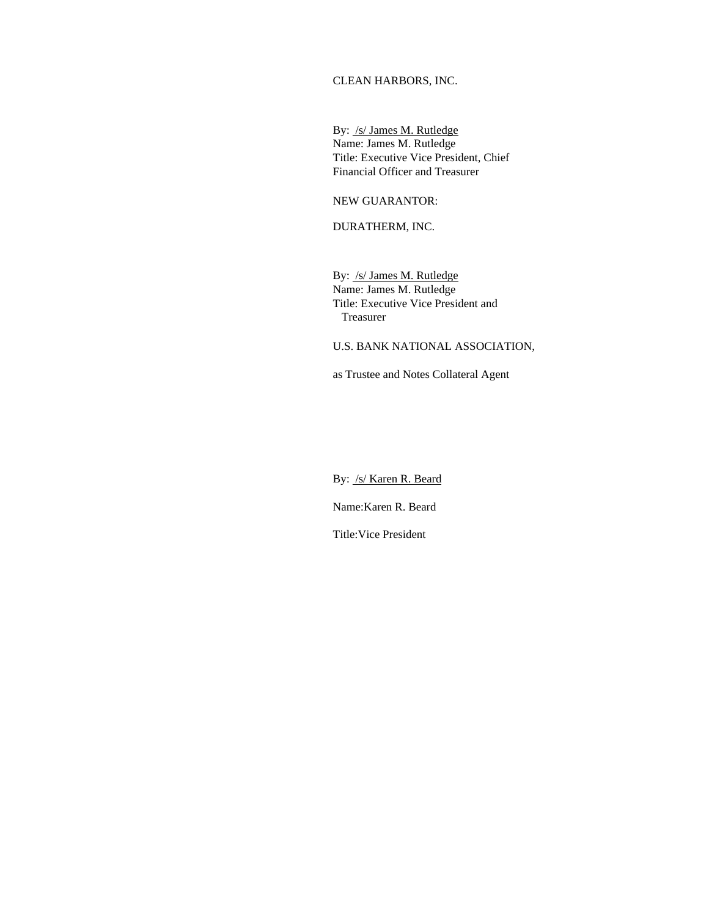CLEAN HARBORS, INC.

By: /s/ James M. Rutledge
Name: James M. Rutledge
Title: Executive Vice President, Chief Financial Officer and Treasurer

NEW GUARANTOR:

DURATHERM, INC.

By: /s/ James M. Rutledge
Name: James M. Rutledge
Title: Executive Vice President and Treasurer

U.S. BANK NATIONAL ASSOCIATION,

as Trustee and Notes Collateral Agent

By: /s/ Karen R. Beard

Name:Karen R. Beard

Title:Vice President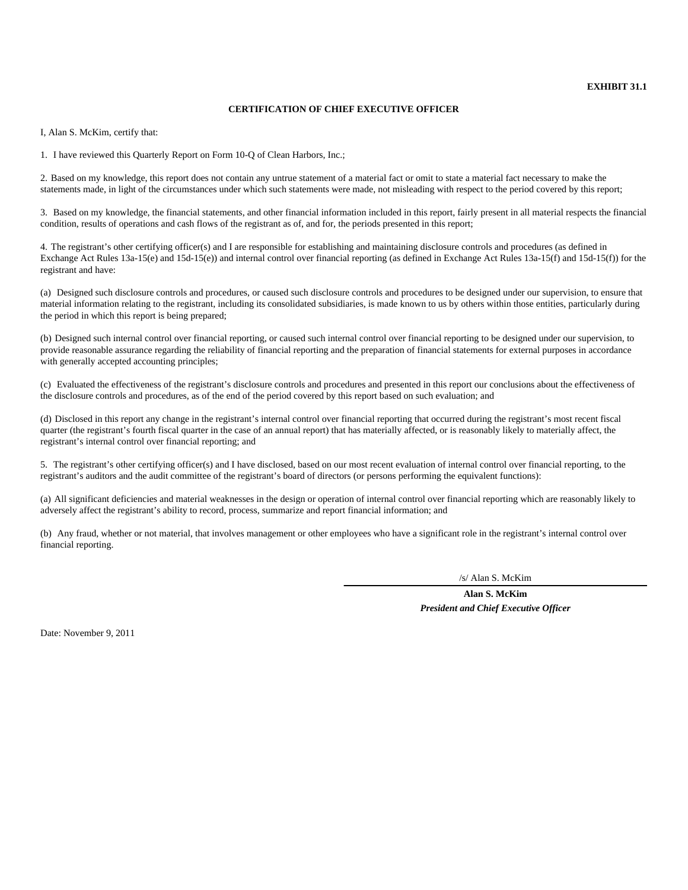**EXHIBIT 31.1**

**CERTIFICATION OF CHIEF EXECUTIVE OFFICER**

I, Alan S. McKim, certify that:

1. I have reviewed this Quarterly Report on Form 10-Q of Clean Harbors, Inc.;

2. Based on my knowledge, this report does not contain any untrue statement of a material fact or omit to state a material fact necessary to make the statements made, in light of the circumstances under which such statements were made, not misleading with respect to the period covered by this report;

3. Based on my knowledge, the financial statements, and other financial information included in this report, fairly present in all material respects the financial condition, results of operations and cash flows of the registrant as of, and for, the periods presented in this report;

4. The registrant's other certifying officer(s) and I are responsible for establishing and maintaining disclosure controls and procedures (as defined in Exchange Act Rules 13a-15(e) and 15d-15(e)) and internal control over financial reporting (as defined in Exchange Act Rules 13a-15(f) and 15d-15(f)) for the registrant and have:

(a) Designed such disclosure controls and procedures, or caused such disclosure controls and procedures to be designed under our supervision, to ensure that material information relating to the registrant, including its consolidated subsidiaries, is made known to us by others within those entities, particularly during the period in which this report is being prepared;

(b) Designed such internal control over financial reporting, or caused such internal control over financial reporting to be designed under our supervision, to provide reasonable assurance regarding the reliability of financial reporting and the preparation of financial statements for external purposes in accordance with generally accepted accounting principles;

(c) Evaluated the effectiveness of the registrant's disclosure controls and procedures and presented in this report our conclusions about the effectiveness of the disclosure controls and procedures, as of the end of the period covered by this report based on such evaluation; and

(d) Disclosed in this report any change in the registrant's internal control over financial reporting that occurred during the registrant's most recent fiscal quarter (the registrant's fourth fiscal quarter in the case of an annual report) that has materially affected, or is reasonably likely to materially affect, the registrant's internal control over financial reporting; and

5. The registrant's other certifying officer(s) and I have disclosed, based on our most recent evaluation of internal control over financial reporting, to the registrant's auditors and the audit committee of the registrant's board of directors (or persons performing the equivalent functions):

(a) All significant deficiencies and material weaknesses in the design or operation of internal control over financial reporting which are reasonably likely to adversely affect the registrant's ability to record, process, summarize and report financial information; and

(b) Any fraud, whether or not material, that involves management or other employees who have a significant role in the registrant's internal control over financial reporting.

/s/ Alan S. McKim

**Alan S. McKim**
***President and Chief Executive Officer***

Date: November 9, 2011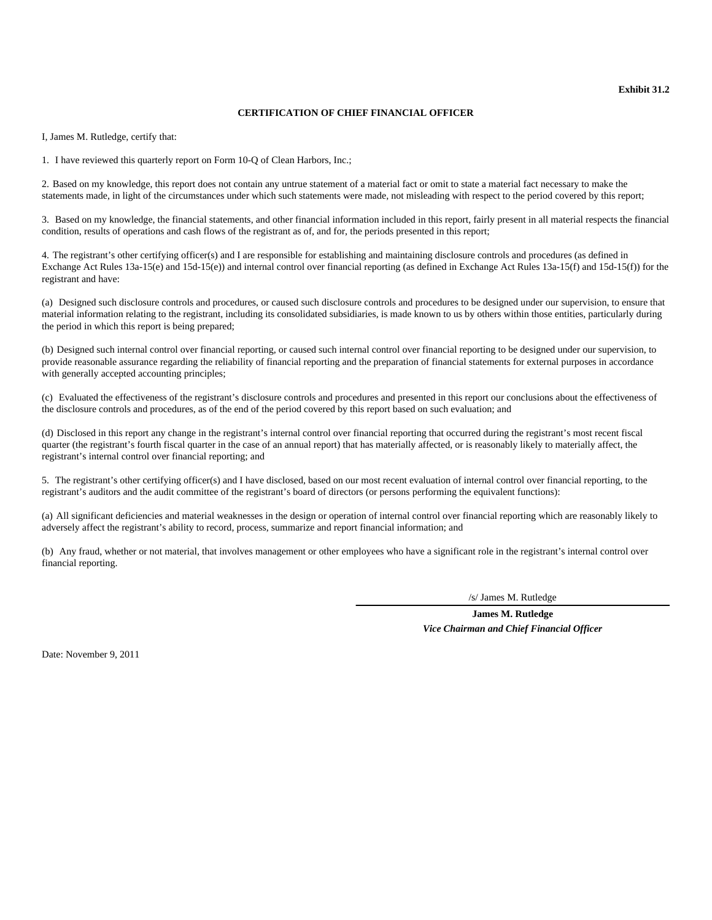**Exhibit 31.2**

**CERTIFICATION OF CHIEF FINANCIAL OFFICER**

I, James M. Rutledge, certify that:

1. I have reviewed this quarterly report on Form 10-Q of Clean Harbors, Inc.;

2. Based on my knowledge, this report does not contain any untrue statement of a material fact or omit to state a material fact necessary to make the statements made, in light of the circumstances under which such statements were made, not misleading with respect to the period covered by this report;

3. Based on my knowledge, the financial statements, and other financial information included in this report, fairly present in all material respects the financial condition, results of operations and cash flows of the registrant as of, and for, the periods presented in this report;

4. The registrant's other certifying officer(s) and I are responsible for establishing and maintaining disclosure controls and procedures (as defined in Exchange Act Rules 13a-15(e) and 15d-15(e)) and internal control over financial reporting (as defined in Exchange Act Rules 13a-15(f) and 15d-15(f)) for the registrant and have:

(a) Designed such disclosure controls and procedures, or caused such disclosure controls and procedures to be designed under our supervision, to ensure that material information relating to the registrant, including its consolidated subsidiaries, is made known to us by others within those entities, particularly during the period in which this report is being prepared;

(b) Designed such internal control over financial reporting, or caused such internal control over financial reporting to be designed under our supervision, to provide reasonable assurance regarding the reliability of financial reporting and the preparation of financial statements for external purposes in accordance with generally accepted accounting principles;

(c) Evaluated the effectiveness of the registrant's disclosure controls and procedures and presented in this report our conclusions about the effectiveness of the disclosure controls and procedures, as of the end of the period covered by this report based on such evaluation; and

(d) Disclosed in this report any change in the registrant's internal control over financial reporting that occurred during the registrant's most recent fiscal quarter (the registrant's fourth fiscal quarter in the case of an annual report) that has materially affected, or is reasonably likely to materially affect, the registrant's internal control over financial reporting; and

5. The registrant's other certifying officer(s) and I have disclosed, based on our most recent evaluation of internal control over financial reporting, to the registrant's auditors and the audit committee of the registrant's board of directors (or persons performing the equivalent functions):

(a) All significant deficiencies and material weaknesses in the design or operation of internal control over financial reporting which are reasonably likely to adversely affect the registrant's ability to record, process, summarize and report financial information; and

(b) Any fraud, whether or not material, that involves management or other employees who have a significant role in the registrant's internal control over financial reporting.

/s/ James M. Rutledge

**James M. Rutledge**
***Vice Chairman and Chief Financial Officer***

Date: November 9, 2011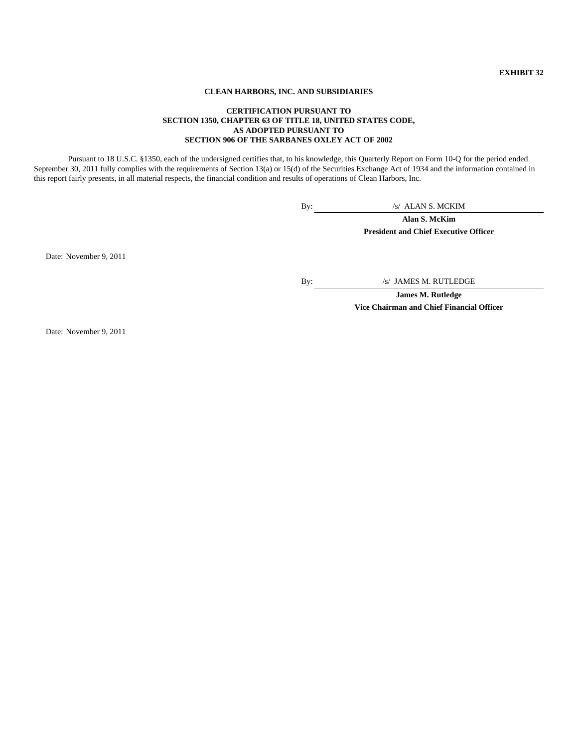**EXHIBIT 32**

**CLEAN HARBORS, INC. AND SUBSIDIARIES**

**CERTIFICATION PURSUANT TO SECTION 1350, CHAPTER 63 OF TITLE 18, UNITED STATES CODE, AS ADOPTED PURSUANT TO SECTION 906 OF THE SARBANES OXLEY ACT OF 2002**

Pursuant to 18 U.S.C. §1350, each of the undersigned certifies that, to his knowledge, this Quarterly Report on Form 10-Q for the period ended September 30, 2011 fully complies with the requirements of Section 13(a) or 15(d) of the Securities Exchange Act of 1934 and the information contained in this report fairly presents, in all material respects, the financial condition and results of operations of Clean Harbors, Inc.

By: /s/ ALAN S. MCKIM

**Alan S. McKim**

**President and Chief Executive Officer**

Date: November 9, 2011

By: /s/ JAMES M. RUTLEDGE

**James M. Rutledge**

**Vice Chairman and Chief Financial Officer**

Date: November 9, 2011